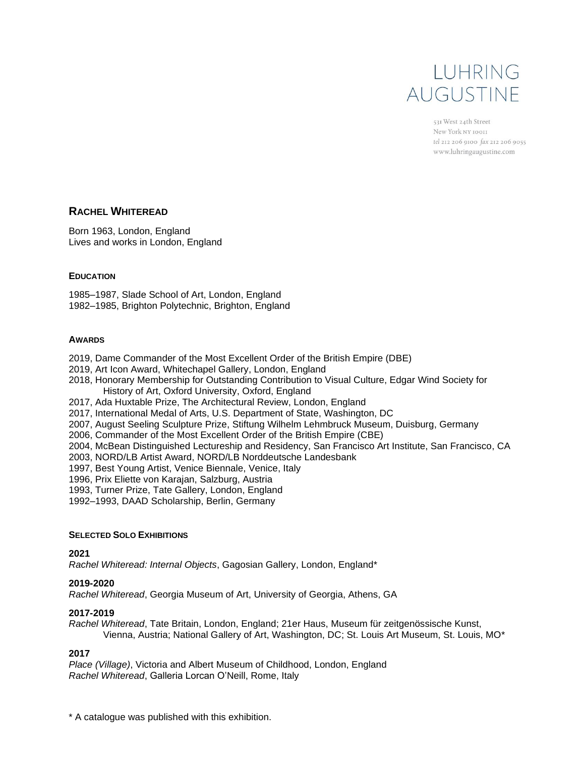LUHRING
AUGUSTINE

531 West 24th Street
New York NY 10011
tel 212 206 9100 fax 212 206 9055
www.luhringaugustine.com

# RACHEL WHITEREAD

Born 1963, London, England
Lives and works in London, England

## EDUCATION

1985–1987, Slade School of Art, London, England
1982–1985, Brighton Polytechnic, Brighton, England

## AWARDS

2019, Dame Commander of the Most Excellent Order of the British Empire (DBE)
2019, Art Icon Award, Whitechapel Gallery, London, England
2018, Honorary Membership for Outstanding Contribution to Visual Culture, Edgar Wind Society for History of Art, Oxford University, Oxford, England
2017, Ada Huxtable Prize, The Architectural Review, London, England
2017, International Medal of Arts, U.S. Department of State, Washington, DC
2007, August Seeling Sculpture Prize, Stiftung Wilhelm Lehmbruck Museum, Duisburg, Germany
2006, Commander of the Most Excellent Order of the British Empire (CBE)
2004, McBean Distinguished Lectureship and Residency, San Francisco Art Institute, San Francisco, CA
2003, NORD/LB Artist Award, NORD/LB Norddeutsche Landesbank
1997, Best Young Artist, Venice Biennale, Venice, Italy
1996, Prix Eliette von Karajan, Salzburg, Austria
1993, Turner Prize, Tate Gallery, London, England
1992–1993, DAAD Scholarship, Berlin, Germany

## SELECTED SOLO EXHIBITIONS

**2021**
*Rachel Whiteread: Internal Objects*, Gagosian Gallery, London, England*

**2019-2020**
*Rachel Whiteread*, Georgia Museum of Art, University of Georgia, Athens, GA

**2017-2019**
*Rachel Whiteread*, Tate Britain, London, England; 21er Haus, Museum für zeitgenössische Kunst, Vienna, Austria; National Gallery of Art, Washington, DC; St. Louis Art Museum, St. Louis, MO*

**2017**
*Place (Village)*, Victoria and Albert Museum of Childhood, London, England
*Rachel Whiteread*, Galleria Lorcan O'Neill, Rome, Italy

\* A catalogue was published with this exhibition.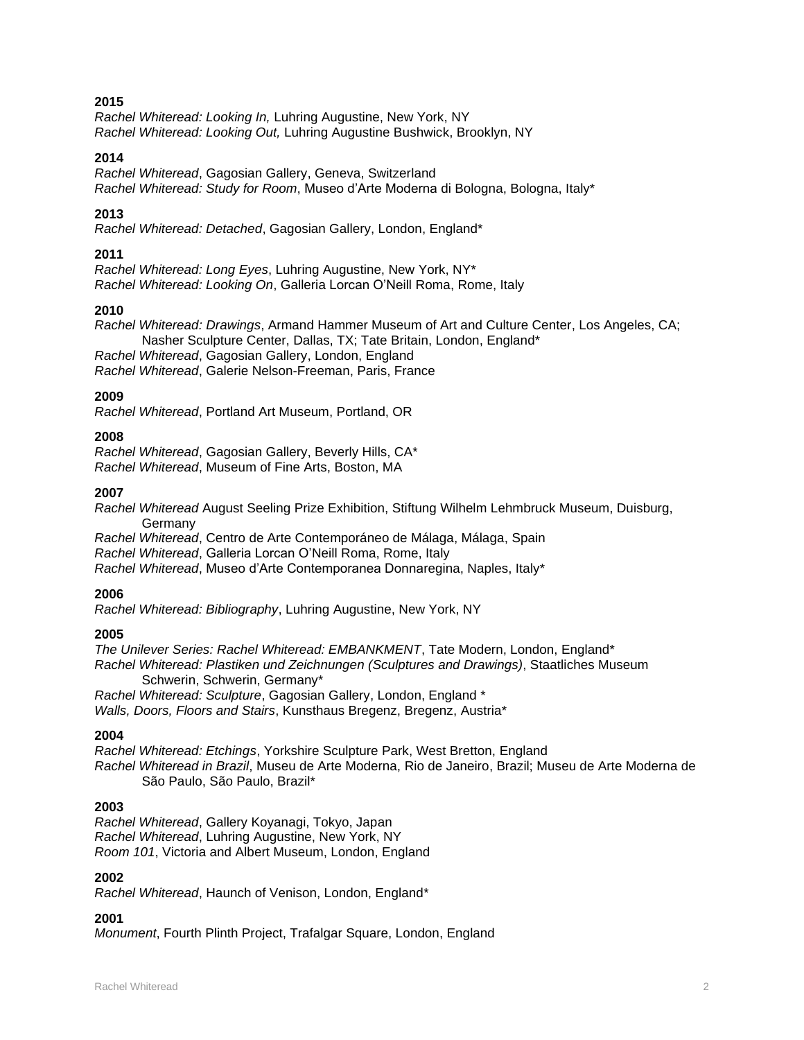**2015**

*Rachel Whiteread: Looking In,* Luhring Augustine, New York, NY
*Rachel Whiteread: Looking Out,* Luhring Augustine Bushwick, Brooklyn, NY

**2014**

*Rachel Whiteread*, Gagosian Gallery, Geneva, Switzerland
*Rachel Whiteread: Study for Room*, Museo d'Arte Moderna di Bologna, Bologna, Italy*

**2013**

*Rachel Whiteread: Detached*, Gagosian Gallery, London, England*

**2011**

*Rachel Whiteread: Long Eyes*, Luhring Augustine, New York, NY*
*Rachel Whiteread: Looking On*, Galleria Lorcan O'Neill Roma, Rome, Italy

**2010**

*Rachel Whiteread: Drawings*, Armand Hammer Museum of Art and Culture Center, Los Angeles, CA; Nasher Sculpture Center, Dallas, TX; Tate Britain, London, England*
*Rachel Whiteread*, Gagosian Gallery, London, England
*Rachel Whiteread*, Galerie Nelson-Freeman, Paris, France

**2009**

*Rachel Whiteread*, Portland Art Museum, Portland, OR

**2008**

*Rachel Whiteread*, Gagosian Gallery, Beverly Hills, CA*
*Rachel Whiteread*, Museum of Fine Arts, Boston, MA

**2007**

*Rachel Whiteread* August Seeling Prize Exhibition, Stiftung Wilhelm Lehmbruck Museum, Duisburg, Germany
*Rachel Whiteread*, Centro de Arte Contemporáneo de Málaga, Málaga, Spain
*Rachel Whiteread*, Galleria Lorcan O'Neill Roma, Rome, Italy
*Rachel Whiteread*, Museo d'Arte Contemporanea Donnaregina, Naples, Italy*

**2006**

*Rachel Whiteread: Bibliography*, Luhring Augustine, New York, NY

**2005**

*The Unilever Series: Rachel Whiteread: EMBANKMENT*, Tate Modern, London, England*
*Rachel Whiteread: Plastiken und Zeichnungen (Sculptures and Drawings)*, Staatliches Museum Schwerin, Schwerin, Germany*
*Rachel Whiteread: Sculpture*, Gagosian Gallery, London, England *
*Walls, Doors, Floors and Stairs*, Kunsthaus Bregenz, Bregenz, Austria*

**2004**

*Rachel Whiteread: Etchings*, Yorkshire Sculpture Park, West Bretton, England
*Rachel Whiteread in Brazil*, Museu de Arte Moderna, Rio de Janeiro, Brazil; Museu de Arte Moderna de São Paulo, São Paulo, Brazil*

**2003**

*Rachel Whiteread*, Gallery Koyanagi, Tokyo, Japan
*Rachel Whiteread*, Luhring Augustine, New York, NY
*Room 101*, Victoria and Albert Museum, London, England

**2002**

*Rachel Whiteread*, Haunch of Venison, London, England*

**2001**

*Monument*, Fourth Plinth Project, Trafalgar Square, London, England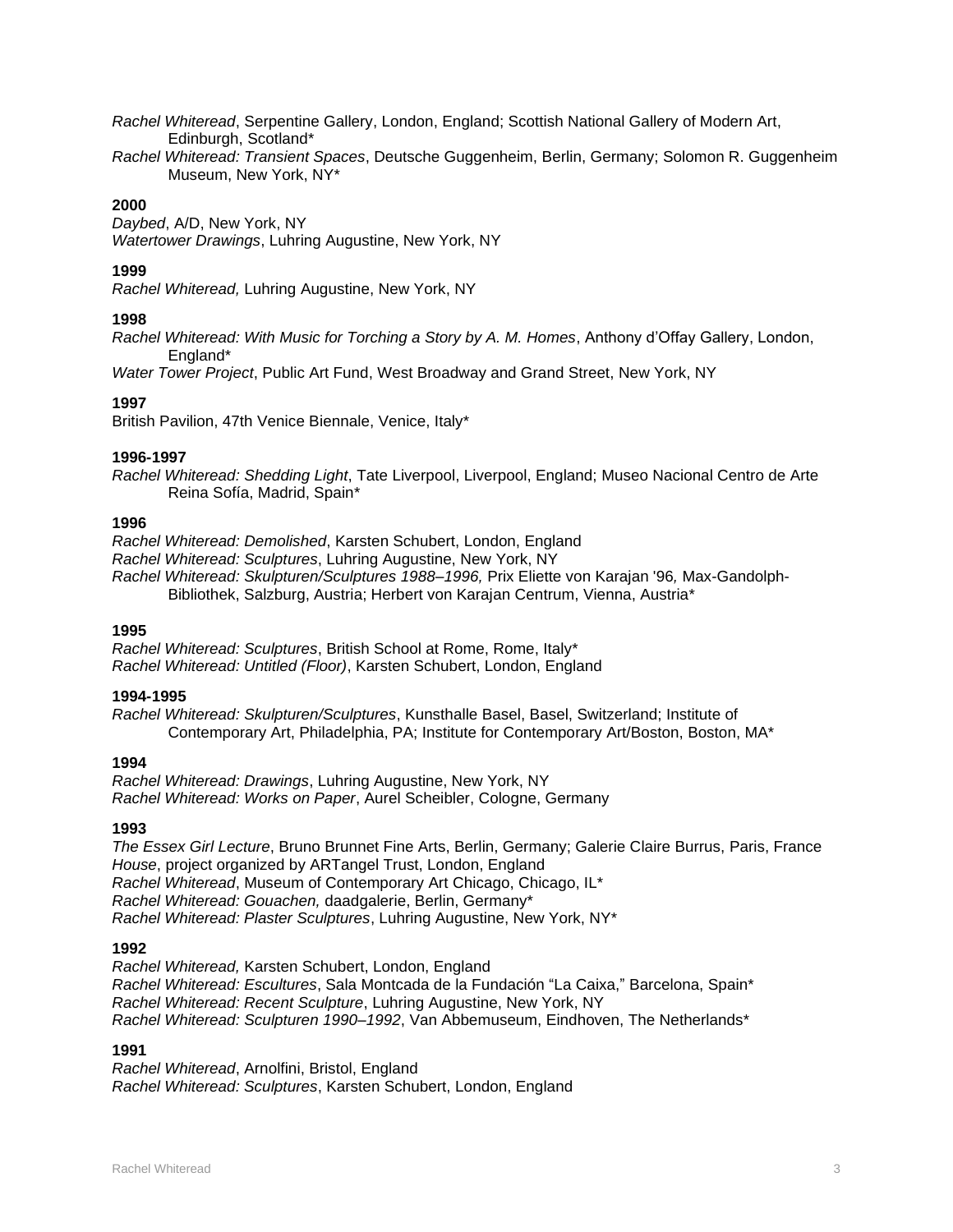*Rachel Whiteread*, Serpentine Gallery, London, England; Scottish National Gallery of Modern Art, Edinburgh, Scotland*
*Rachel Whiteread: Transient Spaces*, Deutsche Guggenheim, Berlin, Germany; Solomon R. Guggenheim Museum, New York, NY*

**2000**
*Daybed*, A/D, New York, NY
*Watertower Drawings*, Luhring Augustine, New York, NY

**1999**
*Rachel Whiteread,* Luhring Augustine, New York, NY

**1998**
*Rachel Whiteread: With Music for Torching a Story by A. M. Homes*, Anthony d'Offay Gallery, London, England*
*Water Tower Project*, Public Art Fund, West Broadway and Grand Street, New York, NY

**1997**
British Pavilion, 47th Venice Biennale, Venice, Italy*

**1996-1997**
*Rachel Whiteread: Shedding Light*, Tate Liverpool, Liverpool, England; Museo Nacional Centro de Arte Reina Sofía, Madrid, Spain*

**1996**
*Rachel Whiteread: Demolished*, Karsten Schubert, London, England
*Rachel Whiteread: Sculptures*, Luhring Augustine, New York, NY
*Rachel Whiteread: Skulpturen/Sculptures 1988–1996,* Prix Eliette von Karajan '96*,* Max-Gandolph-Bibliothek, Salzburg, Austria; Herbert von Karajan Centrum, Vienna, Austria*

**1995**
*Rachel Whiteread: Sculptures*, British School at Rome, Rome, Italy*
*Rachel Whiteread: Untitled (Floor)*, Karsten Schubert, London, England

**1994-1995**
*Rachel Whiteread: Skulpturen/Sculptures*, Kunsthalle Basel, Basel, Switzerland; Institute of Contemporary Art, Philadelphia, PA; Institute for Contemporary Art/Boston, Boston, MA*

**1994**
*Rachel Whiteread: Drawings*, Luhring Augustine, New York, NY
*Rachel Whiteread: Works on Paper*, Aurel Scheibler, Cologne, Germany

**1993**
*The Essex Girl Lecture*, Bruno Brunnet Fine Arts, Berlin, Germany; Galerie Claire Burrus, Paris, France
*House*, project organized by ARTangel Trust, London, England
*Rachel Whiteread*, Museum of Contemporary Art Chicago, Chicago, IL*
*Rachel Whiteread: Gouachen,* daadgalerie, Berlin, Germany*
*Rachel Whiteread: Plaster Sculptures*, Luhring Augustine, New York, NY*

**1992**
*Rachel Whiteread,* Karsten Schubert, London, England
*Rachel Whiteread: Escultures*, Sala Montcada de la Fundación "La Caixa," Barcelona, Spain*
*Rachel Whiteread: Recent Sculpture*, Luhring Augustine, New York, NY
*Rachel Whiteread: Sculpturen 1990–1992*, Van Abbemuseum, Eindhoven, The Netherlands*

**1991**
*Rachel Whiteread*, Arnolfini, Bristol, England
*Rachel Whiteread: Sculptures*, Karsten Schubert, London, England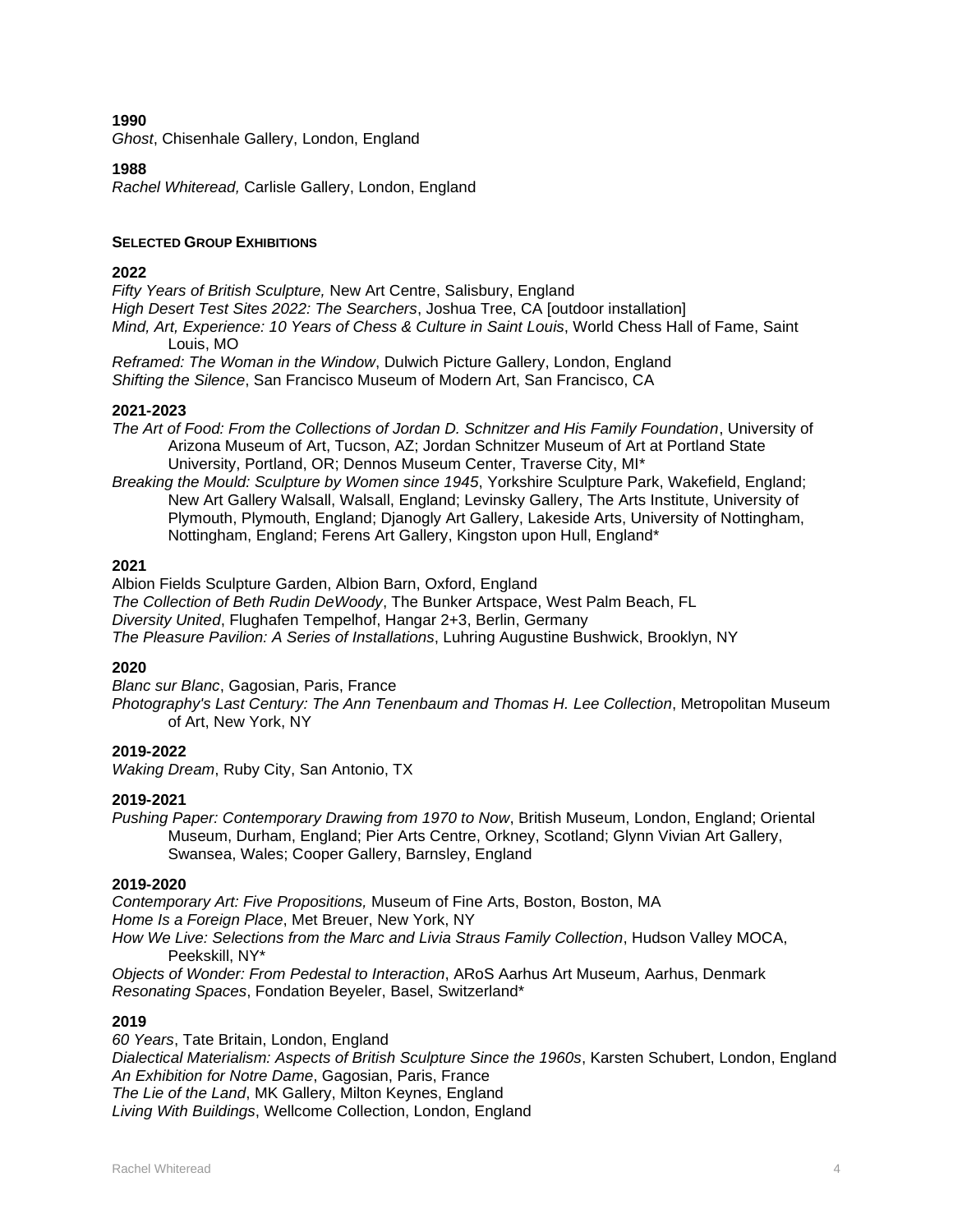**1990**
*Ghost*, Chisenhale Gallery, London, England

**1988**
*Rachel Whiteread,* Carlisle Gallery, London, England

## SELECTED GROUP EXHIBITIONS

**2022**
*Fifty Years of British Sculpture,* New Art Centre, Salisbury, England
*High Desert Test Sites 2022: The Searchers*, Joshua Tree, CA [outdoor installation]
*Mind, Art, Experience: 10 Years of Chess & Culture in Saint Louis*, World Chess Hall of Fame, Saint Louis, MO
*Reframed: The Woman in the Window*, Dulwich Picture Gallery, London, England
*Shifting the Silence*, San Francisco Museum of Modern Art, San Francisco, CA

**2021-2023**
*The Art of Food: From the Collections of Jordan D. Schnitzer and His Family Foundation*, University of Arizona Museum of Art, Tucson, AZ; Jordan Schnitzer Museum of Art at Portland State University, Portland, OR; Dennos Museum Center, Traverse City, MI*
*Breaking the Mould: Sculpture by Women since 1945*, Yorkshire Sculpture Park, Wakefield, England; New Art Gallery Walsall, Walsall, England; Levinsky Gallery, The Arts Institute, University of Plymouth, Plymouth, England; Djanogly Art Gallery, Lakeside Arts, University of Nottingham, Nottingham, England; Ferens Art Gallery, Kingston upon Hull, England*

**2021**
Albion Fields Sculpture Garden, Albion Barn, Oxford, England
*The Collection of Beth Rudin DeWoody*, The Bunker Artspace, West Palm Beach, FL
*Diversity United*, Flughafen Tempelhof, Hangar 2+3, Berlin, Germany
*The Pleasure Pavilion: A Series of Installations*, Luhring Augustine Bushwick, Brooklyn, NY

**2020**
*Blanc sur Blanc*, Gagosian, Paris, France
*Photography's Last Century: The Ann Tenenbaum and Thomas H. Lee Collection*, Metropolitan Museum of Art, New York, NY

**2019-2022**
*Waking Dream*, Ruby City, San Antonio, TX

**2019-2021**
*Pushing Paper: Contemporary Drawing from 1970 to Now*, British Museum, London, England; Oriental Museum, Durham, England; Pier Arts Centre, Orkney, Scotland; Glynn Vivian Art Gallery, Swansea, Wales; Cooper Gallery, Barnsley, England

**2019-2020**
*Contemporary Art: Five Propositions,* Museum of Fine Arts, Boston, Boston, MA
*Home Is a Foreign Place*, Met Breuer, New York, NY
*How We Live: Selections from the Marc and Livia Straus Family Collection*, Hudson Valley MOCA, Peekskill, NY*
*Objects of Wonder: From Pedestal to Interaction*, ARoS Aarhus Art Museum, Aarhus, Denmark
*Resonating Spaces*, Fondation Beyeler, Basel, Switzerland*

**2019**
*60 Years*, Tate Britain, London, England
*Dialectical Materialism: Aspects of British Sculpture Since the 1960s*, Karsten Schubert, London, England
*An Exhibition for Notre Dame*, Gagosian, Paris, France
*The Lie of the Land*, MK Gallery, Milton Keynes, England
*Living With Buildings*, Wellcome Collection, London, England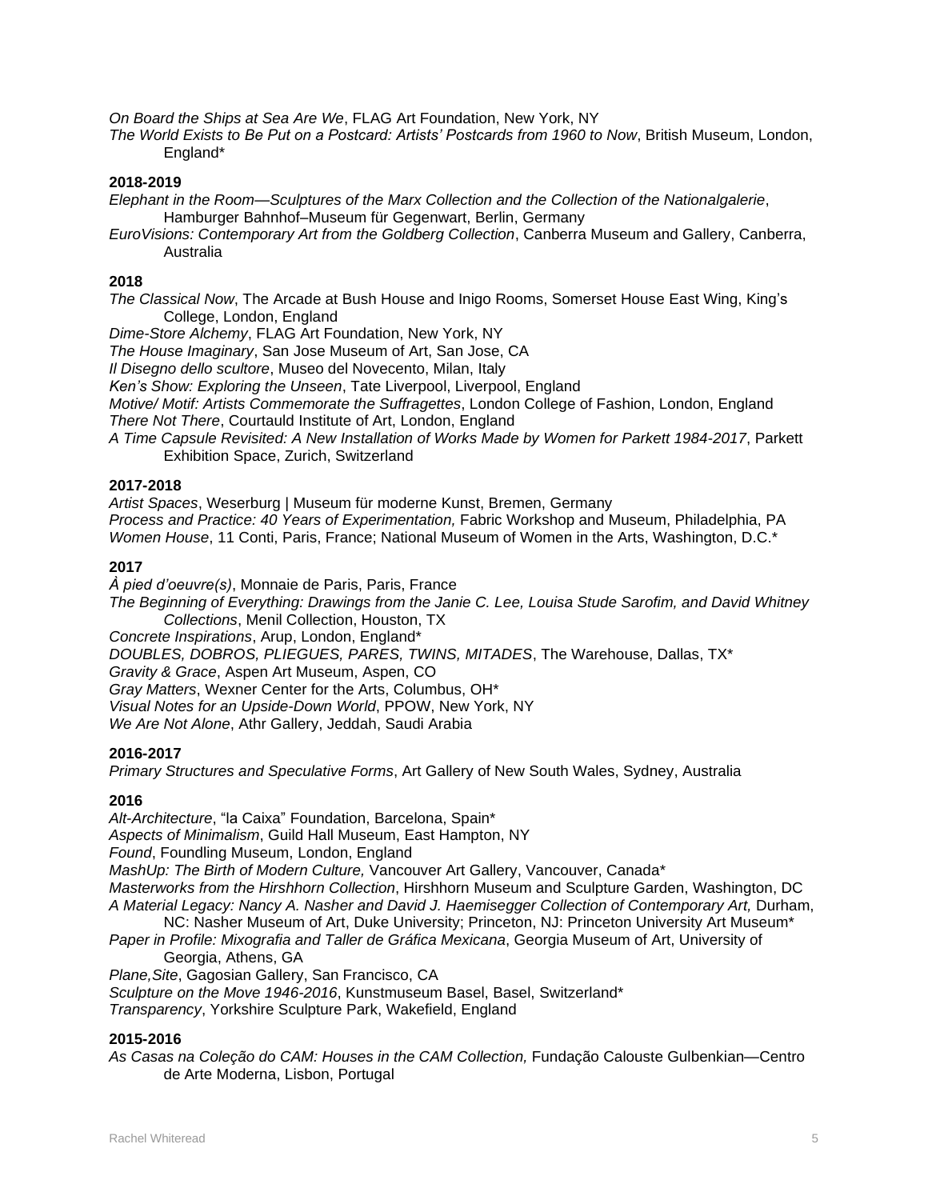*On Board the Ships at Sea Are We*, FLAG Art Foundation, New York, NY
*The World Exists to Be Put on a Postcard: Artists' Postcards from 1960 to Now*, British Museum, London, England*

**2018-2019**
*Elephant in the Room—Sculptures of the Marx Collection and the Collection of the Nationalgalerie*, Hamburger Bahnhof–Museum für Gegenwart, Berlin, Germany
*EuroVisions: Contemporary Art from the Goldberg Collection*, Canberra Museum and Gallery, Canberra, Australia

**2018**
*The Classical Now*, The Arcade at Bush House and Inigo Rooms, Somerset House East Wing, King's College, London, England
*Dime-Store Alchemy*, FLAG Art Foundation, New York, NY
*The House Imaginary*, San Jose Museum of Art, San Jose, CA
*Il Disegno dello scultore*, Museo del Novecento, Milan, Italy
*Ken's Show: Exploring the Unseen*, Tate Liverpool, Liverpool, England
*Motive/ Motif: Artists Commemorate the Suffragettes*, London College of Fashion, London, England
*There Not There*, Courtauld Institute of Art, London, England
*A Time Capsule Revisited: A New Installation of Works Made by Women for Parkett 1984-2017*, Parkett Exhibition Space, Zurich, Switzerland

**2017-2018**
*Artist Spaces*, Weserburg | Museum für moderne Kunst, Bremen, Germany
*Process and Practice: 40 Years of Experimentation,* Fabric Workshop and Museum, Philadelphia, PA
*Women House*, 11 Conti, Paris, France; National Museum of Women in the Arts, Washington, D.C.*

**2017**
*À pied d'oeuvre(s)*, Monnaie de Paris, Paris, France
*The Beginning of Everything: Drawings from the Janie C. Lee, Louisa Stude Sarofim, and David Whitney Collections*, Menil Collection, Houston, TX
*Concrete Inspirations*, Arup, London, England*
*DOUBLES, DOBROS, PLIEGUES, PARES, TWINS, MITADES*, The Warehouse, Dallas, TX*
*Gravity & Grace*, Aspen Art Museum, Aspen, CO
*Gray Matters*, Wexner Center for the Arts, Columbus, OH*
*Visual Notes for an Upside-Down World*, PPOW, New York, NY
*We Are Not Alone*, Athr Gallery, Jeddah, Saudi Arabia

**2016-2017**
*Primary Structures and Speculative Forms*, Art Gallery of New South Wales, Sydney, Australia

**2016**
*Alt-Architecture*, "la Caixa" Foundation, Barcelona, Spain*
*Aspects of Minimalism*, Guild Hall Museum, East Hampton, NY
*Found*, Foundling Museum, London, England
*MashUp: The Birth of Modern Culture,* Vancouver Art Gallery, Vancouver, Canada*
*Masterworks from the Hirshhorn Collection*, Hirshhorn Museum and Sculpture Garden, Washington, DC
*A Material Legacy: Nancy A. Nasher and David J. Haemisegger Collection of Contemporary Art,* Durham, NC: Nasher Museum of Art, Duke University; Princeton, NJ: Princeton University Art Museum*
*Paper in Profile: Mixografia and Taller de Gráfica Mexicana*, Georgia Museum of Art, University of Georgia, Athens, GA
*Plane,Site*, Gagosian Gallery, San Francisco, CA
*Sculpture on the Move 1946-2016*, Kunstmuseum Basel, Basel, Switzerland*
*Transparency*, Yorkshire Sculpture Park, Wakefield, England

**2015-2016**
*As Casas na Coleção do CAM: Houses in the CAM Collection,* Fundação Calouste Gulbenkian—Centro de Arte Moderna, Lisbon, Portugal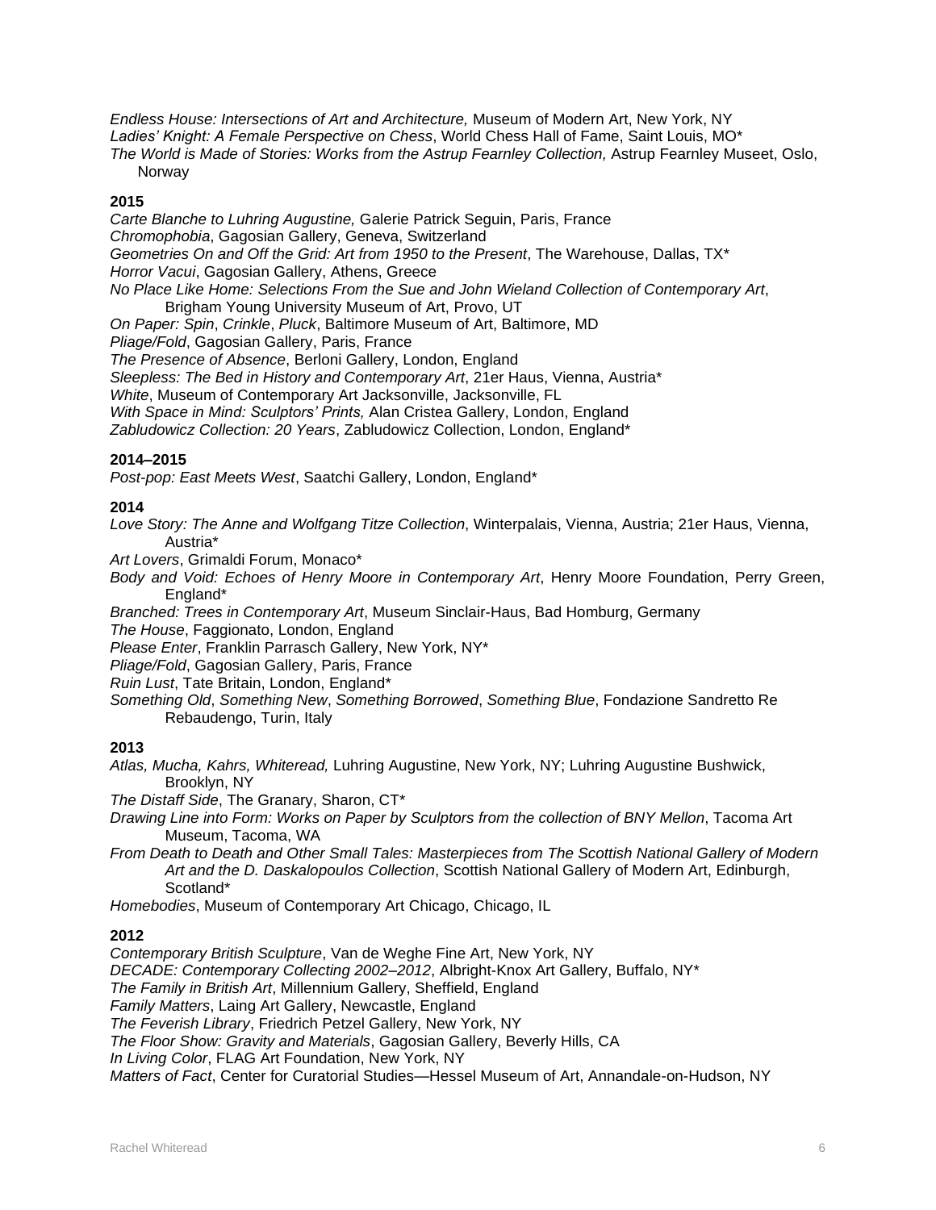*Endless House: Intersections of Art and Architecture,* Museum of Modern Art, New York, NY
*Ladies' Knight: A Female Perspective on Chess*, World Chess Hall of Fame, Saint Louis, MO*
*The World is Made of Stories: Works from the Astrup Fearnley Collection,* Astrup Fearnley Museet, Oslo, Norway

**2015**

*Carte Blanche to Luhring Augustine,* Galerie Patrick Seguin, Paris, France
*Chromophobia*, Gagosian Gallery, Geneva, Switzerland
*Geometries On and Off the Grid: Art from 1950 to the Present*, The Warehouse, Dallas, TX*
*Horror Vacui*, Gagosian Gallery, Athens, Greece
*No Place Like Home: Selections From the Sue and John Wieland Collection of Contemporary Art*, Brigham Young University Museum of Art, Provo, UT
*On Paper: Spin*, *Crinkle*, *Pluck*, Baltimore Museum of Art, Baltimore, MD
*Pliage/Fold*, Gagosian Gallery, Paris, France
*The Presence of Absence*, Berloni Gallery, London, England
*Sleepless: The Bed in History and Contemporary Art*, 21er Haus, Vienna, Austria*
*White*, Museum of Contemporary Art Jacksonville, Jacksonville, FL
*With Space in Mind: Sculptors' Prints,* Alan Cristea Gallery, London, England
*Zabludowicz Collection: 20 Years*, Zabludowicz Collection, London, England*

**2014–2015**

*Post-pop: East Meets West*, Saatchi Gallery, London, England*

**2014**

*Love Story: The Anne and Wolfgang Titze Collection*, Winterpalais, Vienna, Austria; 21er Haus, Vienna, Austria*
*Art Lovers*, Grimaldi Forum, Monaco*
*Body and Void: Echoes of Henry Moore in Contemporary Art*, Henry Moore Foundation, Perry Green, England*
*Branched: Trees in Contemporary Art*, Museum Sinclair-Haus, Bad Homburg, Germany
*The House*, Faggionato, London, England
*Please Enter*, Franklin Parrasch Gallery, New York, NY*
*Pliage/Fold*, Gagosian Gallery, Paris, France
*Ruin Lust*, Tate Britain, London, England*
*Something Old*, *Something New*, *Something Borrowed*, *Something Blue*, Fondazione Sandretto Re Rebaudengo, Turin, Italy

**2013**

*Atlas, Mucha, Kahrs, Whiteread,* Luhring Augustine, New York, NY; Luhring Augustine Bushwick, Brooklyn, NY
*The Distaff Side*, The Granary, Sharon, CT*
*Drawing Line into Form: Works on Paper by Sculptors from the collection of BNY Mellon*, Tacoma Art Museum, Tacoma, WA
*From Death to Death and Other Small Tales: Masterpieces from The Scottish National Gallery of Modern Art and the D. Daskalopoulos Collection*, Scottish National Gallery of Modern Art, Edinburgh, Scotland*
*Homebodies*, Museum of Contemporary Art Chicago, Chicago, IL

**2012**

*Contemporary British Sculpture*, Van de Weghe Fine Art, New York, NY
*DECADE: Contemporary Collecting 2002–2012*, Albright-Knox Art Gallery, Buffalo, NY*
*The Family in British Art*, Millennium Gallery, Sheffield, England
*Family Matters*, Laing Art Gallery, Newcastle, England
*The Feverish Library*, Friedrich Petzel Gallery, New York, NY
*The Floor Show: Gravity and Materials*, Gagosian Gallery, Beverly Hills, CA
*In Living Color*, FLAG Art Foundation, New York, NY
*Matters of Fact*, Center for Curatorial Studies—Hessel Museum of Art, Annandale-on-Hudson, NY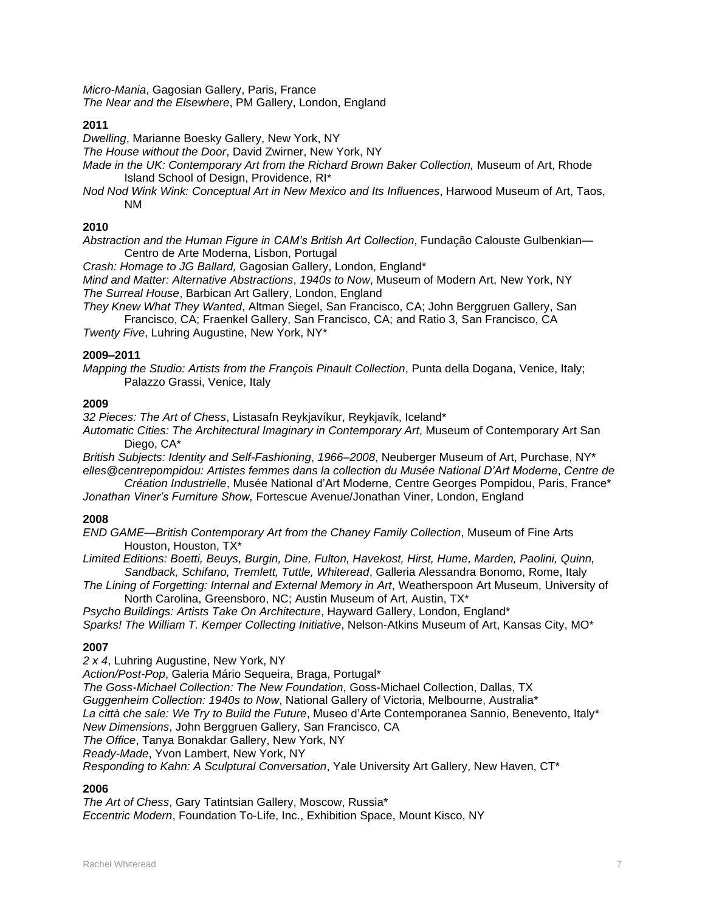*Micro-Mania*, Gagosian Gallery, Paris, France
*The Near and the Elsewhere*, PM Gallery, London, England

**2011**

*Dwelling*, Marianne Boesky Gallery, New York, NY
*The House without the Door*, David Zwirner, New York, NY
*Made in the UK: Contemporary Art from the Richard Brown Baker Collection,* Museum of Art, Rhode Island School of Design, Providence, RI*
*Nod Nod Wink Wink: Conceptual Art in New Mexico and Its Influences*, Harwood Museum of Art, Taos, NM

**2010**

*Abstraction and the Human Figure in CAM's British Art Collection*, Fundação Calouste Gulbenkian—Centro de Arte Moderna, Lisbon, Portugal
*Crash: Homage to JG Ballard,* Gagosian Gallery, London, England*
*Mind and Matter: Alternative Abstractions*, *1940s to Now*, Museum of Modern Art, New York, NY
*The Surreal House*, Barbican Art Gallery, London, England
*They Knew What They Wanted*, Altman Siegel, San Francisco, CA; John Berggruen Gallery, San Francisco, CA; Fraenkel Gallery, San Francisco, CA; and Ratio 3, San Francisco, CA
*Twenty Five*, Luhring Augustine, New York, NY*

**2009–2011**

*Mapping the Studio: Artists from the François Pinault Collection*, Punta della Dogana, Venice, Italy; Palazzo Grassi, Venice, Italy

**2009**

*32 Pieces: The Art of Chess*, Listasafn Reykjavíkur, Reykjavík, Iceland*
*Automatic Cities: The Architectural Imaginary in Contemporary Art*, Museum of Contemporary Art San Diego, CA*
*British Subjects: Identity and Self-Fashioning*, *1966–2008*, Neuberger Museum of Art, Purchase, NY*
*elles@centrepompidou: Artistes femmes dans la collection du Musée National D'Art Moderne*, *Centre de Création Industrielle*, Musée National d'Art Moderne, Centre Georges Pompidou, Paris, France*
*Jonathan Viner's Furniture Show,* Fortescue Avenue/Jonathan Viner, London, England

**2008**

*END GAME—British Contemporary Art from the Chaney Family Collection*, Museum of Fine Arts Houston, Houston, TX*
*Limited Editions: Boetti, Beuys, Burgin, Dine, Fulton, Havekost, Hirst, Hume, Marden, Paolini, Quinn, Sandback, Schifano, Tremlett, Tuttle, Whiteread*, Galleria Alessandra Bonomo, Rome, Italy
*The Lining of Forgetting: Internal and External Memory in Art*, Weatherspoon Art Museum, University of North Carolina, Greensboro, NC; Austin Museum of Art, Austin, TX*
*Psycho Buildings: Artists Take On Architecture*, Hayward Gallery, London, England*
*Sparks! The William T. Kemper Collecting Initiative*, Nelson-Atkins Museum of Art, Kansas City, MO*

**2007**

*2 x 4*, Luhring Augustine, New York, NY
*Action/Post-Pop*, Galeria Mário Sequeira, Braga, Portugal*
*The Goss-Michael Collection: The New Foundation*, Goss-Michael Collection, Dallas, TX
*Guggenheim Collection: 1940s to Now*, National Gallery of Victoria, Melbourne, Australia*
*La città che sale: We Try to Build the Future*, Museo d'Arte Contemporanea Sannio, Benevento, Italy*
*New Dimensions*, John Berggruen Gallery, San Francisco, CA
*The Office*, Tanya Bonakdar Gallery, New York, NY
*Ready-Made*, Yvon Lambert, New York, NY
*Responding to Kahn: A Sculptural Conversation*, Yale University Art Gallery, New Haven, CT*

**2006**

*The Art of Chess*, Gary Tatintsian Gallery, Moscow, Russia*
*Eccentric Modern*, Foundation To-Life, Inc., Exhibition Space, Mount Kisco, NY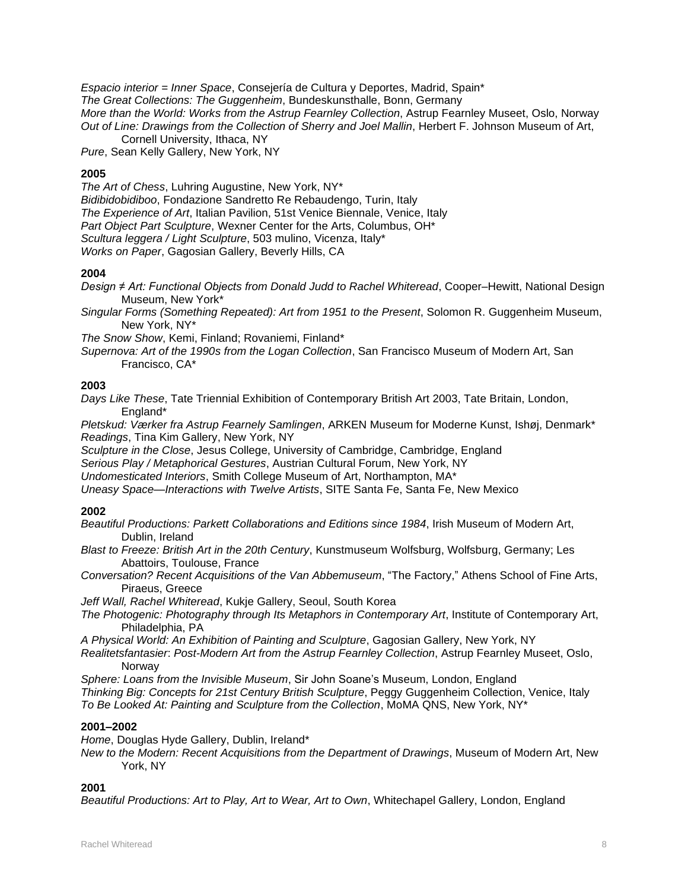*Espacio interior = Inner Space*, Consejería de Cultura y Deportes, Madrid, Spain*
*The Great Collections: The Guggenheim*, Bundeskunsthalle, Bonn, Germany
*More than the World: Works from the Astrup Fearnley Collection*, Astrup Fearnley Museet, Oslo, Norway
*Out of Line: Drawings from the Collection of Sherry and Joel Mallin*, Herbert F. Johnson Museum of Art, Cornell University, Ithaca, NY
*Pure*, Sean Kelly Gallery, New York, NY

**2005**

*The Art of Chess*, Luhring Augustine, New York, NY*
*Bidibidobidiboo*, Fondazione Sandretto Re Rebaudengo, Turin, Italy
*The Experience of Art*, Italian Pavilion, 51st Venice Biennale, Venice, Italy
*Part Object Part Sculpture*, Wexner Center for the Arts, Columbus, OH*
*Scultura leggera / Light Sculpture*, 503 mulino, Vicenza, Italy*
*Works on Paper*, Gagosian Gallery, Beverly Hills, CA

**2004**

*Design ≠ Art: Functional Objects from Donald Judd to Rachel Whiteread*, Cooper–Hewitt, National Design Museum, New York*
*Singular Forms (Something Repeated): Art from 1951 to the Present*, Solomon R. Guggenheim Museum, New York, NY*
*The Snow Show*, Kemi, Finland; Rovaniemi, Finland*
*Supernova: Art of the 1990s from the Logan Collection*, San Francisco Museum of Modern Art, San Francisco, CA*

**2003**

*Days Like These*, Tate Triennial Exhibition of Contemporary British Art 2003, Tate Britain, London, England*
*Pletskud: Værker fra Astrup Fearnely Samlingen*, ARKEN Museum for Moderne Kunst, Ishøj, Denmark*
*Readings*, Tina Kim Gallery, New York, NY
*Sculpture in the Close*, Jesus College, University of Cambridge, Cambridge, England
*Serious Play / Metaphorical Gestures*, Austrian Cultural Forum, New York, NY
*Undomesticated Interiors*, Smith College Museum of Art, Northampton, MA*
*Uneasy Space—Interactions with Twelve Artists*, SITE Santa Fe, Santa Fe, New Mexico

**2002**

*Beautiful Productions: Parkett Collaborations and Editions since 1984*, Irish Museum of Modern Art, Dublin, Ireland
*Blast to Freeze: British Art in the 20th Century*, Kunstmuseum Wolfsburg, Wolfsburg, Germany; Les Abattoirs, Toulouse, France
*Conversation? Recent Acquisitions of the Van Abbemuseum*, "The Factory," Athens School of Fine Arts, Piraeus, Greece
*Jeff Wall, Rachel Whiteread*, Kukje Gallery, Seoul, South Korea
*The Photogenic: Photography through Its Metaphors in Contemporary Art*, Institute of Contemporary Art, Philadelphia, PA
*A Physical World: An Exhibition of Painting and Sculpture*, Gagosian Gallery, New York, NY
*Realitetsfantasier*: *Post-Modern Art from the Astrup Fearnley Collection*, Astrup Fearnley Museet, Oslo, Norway
*Sphere: Loans from the Invisible Museum*, Sir John Soane's Museum, London, England
*Thinking Big: Concepts for 21st Century British Sculpture*, Peggy Guggenheim Collection, Venice, Italy
*To Be Looked At: Painting and Sculpture from the Collection*, MoMA QNS, New York, NY*

**2001–2002**

*Home*, Douglas Hyde Gallery, Dublin, Ireland*
*New to the Modern: Recent Acquisitions from the Department of Drawings*, Museum of Modern Art, New York, NY

**2001**

*Beautiful Productions: Art to Play, Art to Wear, Art to Own*, Whitechapel Gallery, London, England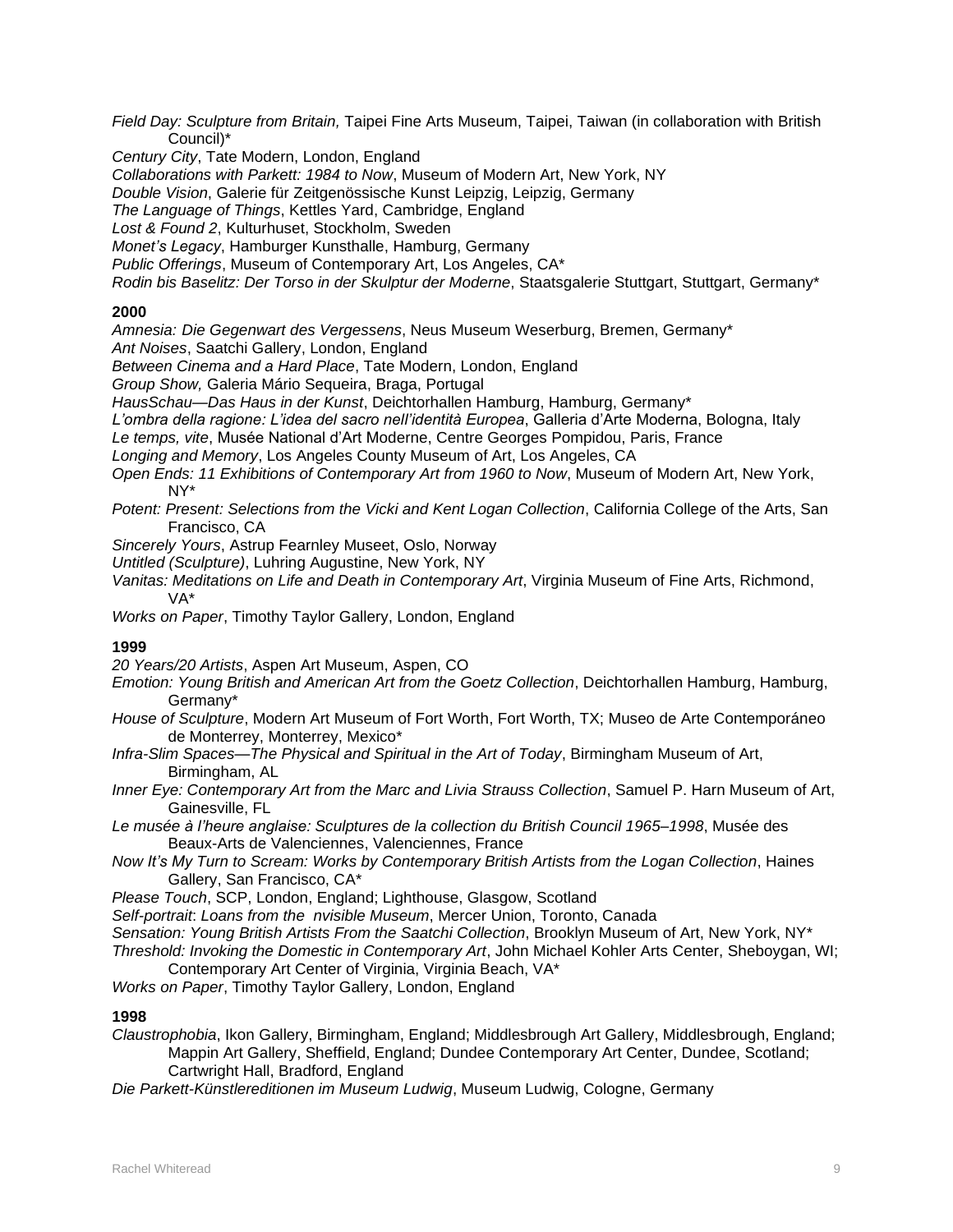*Field Day: Sculpture from Britain,* Taipei Fine Arts Museum, Taipei, Taiwan (in collaboration with British Council)*
*Century City*, Tate Modern, London, England
*Collaborations with Parkett: 1984 to Now*, Museum of Modern Art, New York, NY
*Double Vision*, Galerie für Zeitgenössische Kunst Leipzig, Leipzig, Germany
*The Language of Things*, Kettles Yard, Cambridge, England
*Lost & Found 2*, Kulturhuset, Stockholm, Sweden
*Monet's Legacy*, Hamburger Kunsthalle, Hamburg, Germany
*Public Offerings*, Museum of Contemporary Art, Los Angeles, CA*
*Rodin bis Baselitz: Der Torso in der Skulptur der Moderne*, Staatsgalerie Stuttgart, Stuttgart, Germany*

**2000**

*Amnesia: Die Gegenwart des Vergessens*, Neus Museum Weserburg, Bremen, Germany*
*Ant Noises*, Saatchi Gallery, London, England
*Between Cinema and a Hard Place*, Tate Modern, London, England
*Group Show,* Galeria Mário Sequeira, Braga, Portugal
*HausSchau—Das Haus in der Kunst*, Deichtorhallen Hamburg, Hamburg, Germany*
*L'ombra della ragione: L'idea del sacro nell'identità Europea*, Galleria d'Arte Moderna, Bologna, Italy
*Le temps, vite*, Musée National d'Art Moderne, Centre Georges Pompidou, Paris, France
*Longing and Memory*, Los Angeles County Museum of Art, Los Angeles, CA
*Open Ends: 11 Exhibitions of Contemporary Art from 1960 to Now*, Museum of Modern Art, New York, NY*
*Potent: Present: Selections from the Vicki and Kent Logan Collection*, California College of the Arts, San Francisco, CA
*Sincerely Yours*, Astrup Fearnley Museet, Oslo, Norway
*Untitled (Sculpture)*, Luhring Augustine, New York, NY
*Vanitas: Meditations on Life and Death in Contemporary Art*, Virginia Museum of Fine Arts, Richmond, VA*
*Works on Paper*, Timothy Taylor Gallery, London, England

**1999**

*20 Years/20 Artists*, Aspen Art Museum, Aspen, CO
*Emotion: Young British and American Art from the Goetz Collection*, Deichtorhallen Hamburg, Hamburg, Germany*
*House of Sculpture*, Modern Art Museum of Fort Worth, Fort Worth, TX; Museo de Arte Contemporáneo de Monterrey, Monterrey, Mexico*
*Infra-Slim Spaces—The Physical and Spiritual in the Art of Today*, Birmingham Museum of Art, Birmingham, AL
*Inner Eye: Contemporary Art from the Marc and Livia Strauss Collection*, Samuel P. Harn Museum of Art, Gainesville, FL
*Le musée à l'heure anglaise: Sculptures de la collection du British Council 1965–1998*, Musée des Beaux-Arts de Valenciennes, Valenciennes, France
*Now It's My Turn to Scream: Works by Contemporary British Artists from the Logan Collection*, Haines Gallery, San Francisco, CA*
*Please Touch*, SCP, London, England; Lighthouse, Glasgow, Scotland
*Self-portrait*: *Loans from the nvisible Museum*, Mercer Union, Toronto, Canada
*Sensation: Young British Artists From the Saatchi Collection*, Brooklyn Museum of Art, New York, NY*
*Threshold: Invoking the Domestic in Contemporary Art*, John Michael Kohler Arts Center, Sheboygan, WI; Contemporary Art Center of Virginia, Virginia Beach, VA*
*Works on Paper*, Timothy Taylor Gallery, London, England

**1998**

*Claustrophobia*, Ikon Gallery, Birmingham, England; Middlesbrough Art Gallery, Middlesbrough, England; Mappin Art Gallery, Sheffield, England; Dundee Contemporary Art Center, Dundee, Scotland; Cartwright Hall, Bradford, England
*Die Parkett-Künstlereditionen im Museum Ludwig*, Museum Ludwig, Cologne, Germany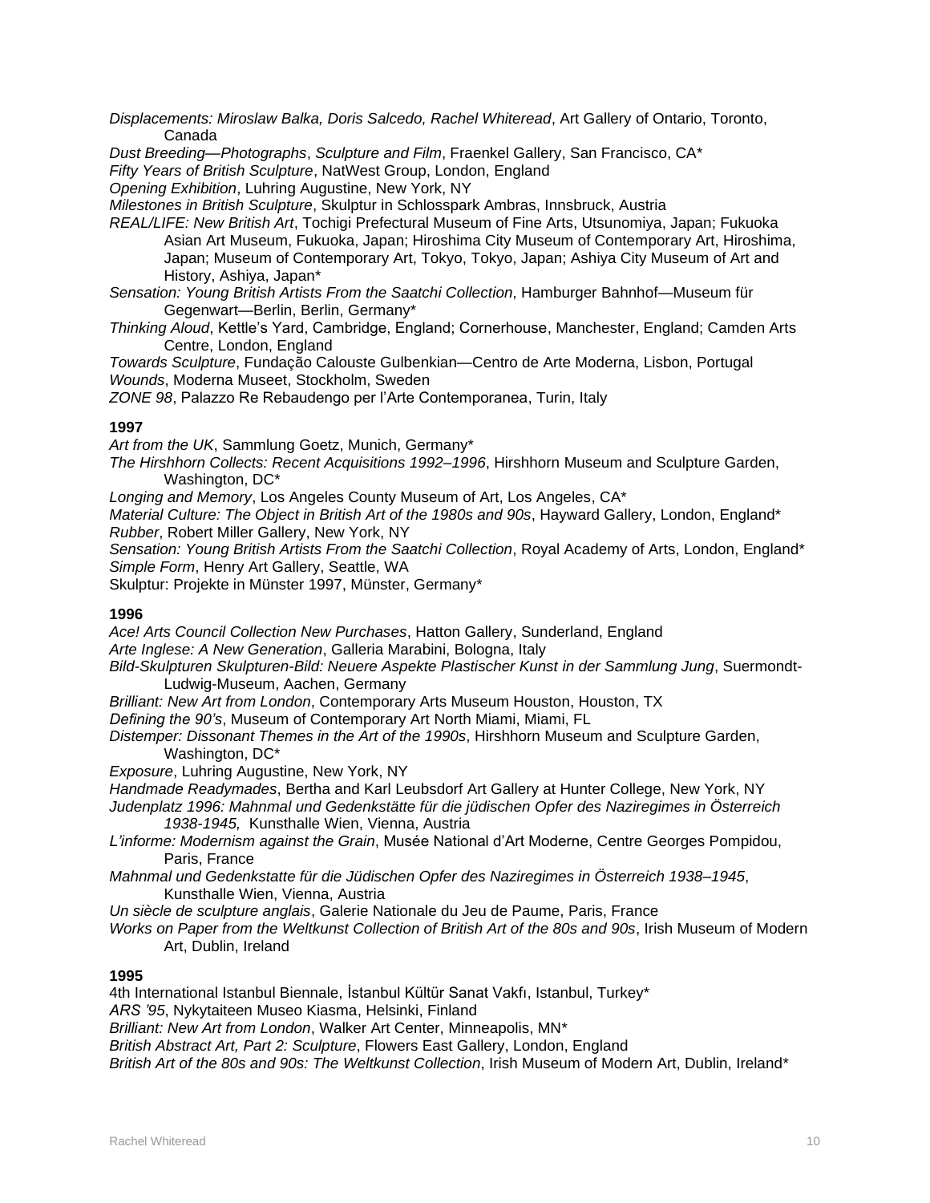*Displacements: Miroslaw Balka, Doris Salcedo, Rachel Whiteread*, Art Gallery of Ontario, Toronto, Canada
*Dust Breeding—Photographs*, *Sculpture and Film*, Fraenkel Gallery, San Francisco, CA*
*Fifty Years of British Sculpture*, NatWest Group, London, England
*Opening Exhibition*, Luhring Augustine, New York, NY
*Milestones in British Sculpture*, Skulptur in Schlosspark Ambras, Innsbruck, Austria
*REAL/LIFE: New British Art*, Tochigi Prefectural Museum of Fine Arts, Utsunomiya, Japan; Fukuoka Asian Art Museum, Fukuoka, Japan; Hiroshima City Museum of Contemporary Art, Hiroshima, Japan; Museum of Contemporary Art, Tokyo, Tokyo, Japan; Ashiya City Museum of Art and History, Ashiya, Japan*
*Sensation: Young British Artists From the Saatchi Collection*, Hamburger Bahnhof—Museum für Gegenwart—Berlin, Berlin, Germany*
*Thinking Aloud*, Kettle's Yard, Cambridge, England; Cornerhouse, Manchester, England; Camden Arts Centre, London, England
*Towards Sculpture*, Fundação Calouste Gulbenkian—Centro de Arte Moderna, Lisbon, Portugal
*Wounds*, Moderna Museet, Stockholm, Sweden
*ZONE 98*, Palazzo Re Rebaudengo per l'Arte Contemporanea, Turin, Italy

**1997**
*Art from the UK*, Sammlung Goetz, Munich, Germany*
*The Hirshhorn Collects: Recent Acquisitions 1992–1996*, Hirshhorn Museum and Sculpture Garden, Washington, DC*
*Longing and Memory*, Los Angeles County Museum of Art, Los Angeles, CA*
*Material Culture: The Object in British Art of the 1980s and 90s*, Hayward Gallery, London, England*
*Rubber*, Robert Miller Gallery, New York, NY
*Sensation: Young British Artists From the Saatchi Collection*, Royal Academy of Arts, London, England*
*Simple Form*, Henry Art Gallery, Seattle, WA
Skulptur: Projekte in Münster 1997, Münster, Germany*

**1996**
*Ace! Arts Council Collection New Purchases*, Hatton Gallery, Sunderland, England
*Arte Inglese: A New Generation*, Galleria Marabini, Bologna, Italy
*Bild-Skulpturen Skulpturen-Bild: Neuere Aspekte Plastischer Kunst in der Sammlung Jung*, Suermondt-Ludwig-Museum, Aachen, Germany
*Brilliant: New Art from London*, Contemporary Arts Museum Houston, Houston, TX
*Defining the 90's*, Museum of Contemporary Art North Miami, Miami, FL
*Distemper: Dissonant Themes in the Art of the 1990s*, Hirshhorn Museum and Sculpture Garden, Washington, DC*
*Exposure*, Luhring Augustine, New York, NY
*Handmade Readymades*, Bertha and Karl Leubsdorf Art Gallery at Hunter College, New York, NY
*Judenplatz 1996: Mahnmal und Gedenkstätte für die jüdischen Opfer des Naziregimes in Österreich 1938-1945,* Kunsthalle Wien, Vienna, Austria
*L'informe: Modernism against the Grain*, Musée National d'Art Moderne, Centre Georges Pompidou, Paris, France
*Mahnmal und Gedenkstatte für die Jüdischen Opfer des Naziregimes in Österreich 1938–1945*, Kunsthalle Wien, Vienna, Austria
*Un siècle de sculpture anglais*, Galerie Nationale du Jeu de Paume, Paris, France
*Works on Paper from the Weltkunst Collection of British Art of the 80s and 90s*, Irish Museum of Modern Art, Dublin, Ireland

**1995**
4th International Istanbul Biennale, İstanbul Kültür Sanat Vakfı, Istanbul, Turkey*
*ARS '95*, Nykytaiteen Museo Kiasma, Helsinki, Finland
*Brilliant: New Art from London*, Walker Art Center, Minneapolis, MN*
*British Abstract Art, Part 2: Sculpture*, Flowers East Gallery, London, England
*British Art of the 80s and 90s: The Weltkunst Collection*, Irish Museum of Modern Art, Dublin, Ireland*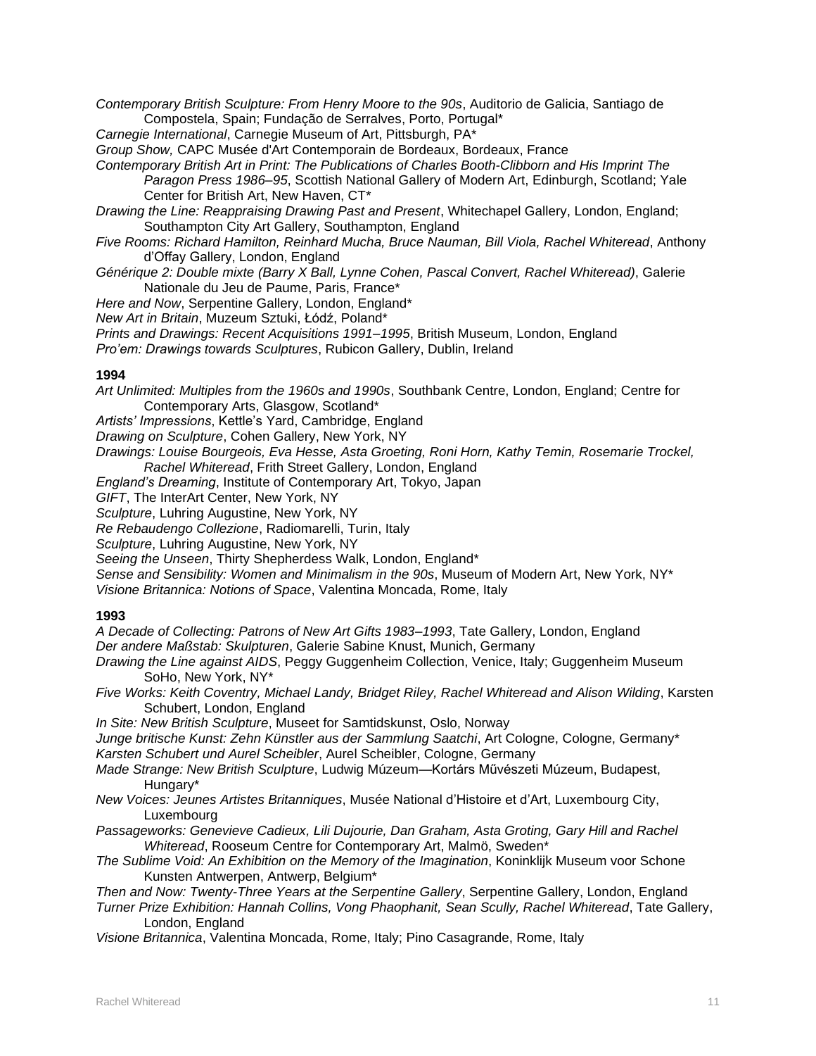*Contemporary British Sculpture: From Henry Moore to the 90s*, Auditorio de Galicia, Santiago de Compostela, Spain; Fundação de Serralves, Porto, Portugal*
*Carnegie International*, Carnegie Museum of Art, Pittsburgh, PA*
*Group Show,* CAPC Musée d'Art Contemporain de Bordeaux, Bordeaux, France
*Contemporary British Art in Print: The Publications of Charles Booth-Clibborn and His Imprint The Paragon Press 1986–95*, Scottish National Gallery of Modern Art, Edinburgh, Scotland; Yale Center for British Art, New Haven, CT*
*Drawing the Line: Reappraising Drawing Past and Present*, Whitechapel Gallery, London, England; Southampton City Art Gallery, Southampton, England
*Five Rooms: Richard Hamilton, Reinhard Mucha, Bruce Nauman, Bill Viola, Rachel Whiteread*, Anthony d'Offay Gallery, London, England
*Générique 2: Double mixte (Barry X Ball, Lynne Cohen, Pascal Convert, Rachel Whiteread)*, Galerie Nationale du Jeu de Paume, Paris, France*
*Here and Now*, Serpentine Gallery, London, England*
*New Art in Britain*, Muzeum Sztuki, Łódź, Poland*
*Prints and Drawings: Recent Acquisitions 1991–1995*, British Museum, London, England
*Pro'em: Drawings towards Sculptures*, Rubicon Gallery, Dublin, Ireland

**1994**

*Art Unlimited: Multiples from the 1960s and 1990s*, Southbank Centre, London, England; Centre for Contemporary Arts, Glasgow, Scotland*
*Artists' Impressions*, Kettle's Yard, Cambridge, England
*Drawing on Sculpture*, Cohen Gallery, New York, NY
*Drawings: Louise Bourgeois, Eva Hesse, Asta Groeting, Roni Horn, Kathy Temin, Rosemarie Trockel, Rachel Whiteread*, Frith Street Gallery, London, England
*England's Dreaming*, Institute of Contemporary Art, Tokyo, Japan
*GIFT*, The InterArt Center, New York, NY
*Sculpture*, Luhring Augustine, New York, NY
*Re Rebaudengo Collezione*, Radiomarelli, Turin, Italy
*Sculpture*, Luhring Augustine, New York, NY
*Seeing the Unseen*, Thirty Shepherdess Walk, London, England*
*Sense and Sensibility: Women and Minimalism in the 90s*, Museum of Modern Art, New York, NY*
*Visione Britannica: Notions of Space*, Valentina Moncada, Rome, Italy

**1993**

*A Decade of Collecting: Patrons of New Art Gifts 1983–1993*, Tate Gallery, London, England
*Der andere Maßstab: Skulpturen*, Galerie Sabine Knust, Munich, Germany
*Drawing the Line against AIDS*, Peggy Guggenheim Collection, Venice, Italy; Guggenheim Museum SoHo, New York, NY*
*Five Works: Keith Coventry, Michael Landy, Bridget Riley, Rachel Whiteread and Alison Wilding*, Karsten Schubert, London, England
*In Site: New British Sculpture*, Museet for Samtidskunst, Oslo, Norway
*Junge britische Kunst: Zehn Künstler aus der Sammlung Saatchi*, Art Cologne, Cologne, Germany*
*Karsten Schubert und Aurel Scheibler*, Aurel Scheibler, Cologne, Germany
*Made Strange: New British Sculpture*, Ludwig Múzeum—Kortárs Művészeti Múzeum, Budapest, Hungary*
*New Voices: Jeunes Artistes Britanniques*, Musée National d'Histoire et d'Art, Luxembourg City, Luxembourg
*Passageworks: Genevieve Cadieux, Lili Dujourie, Dan Graham, Asta Groting, Gary Hill and Rachel Whiteread*, Rooseum Centre for Contemporary Art, Malmö, Sweden*
*The Sublime Void: An Exhibition on the Memory of the Imagination*, Koninklijk Museum voor Schone Kunsten Antwerpen, Antwerp, Belgium*
*Then and Now: Twenty-Three Years at the Serpentine Gallery*, Serpentine Gallery, London, England
*Turner Prize Exhibition: Hannah Collins, Vong Phaophanit, Sean Scully, Rachel Whiteread*, Tate Gallery, London, England
*Visione Britannica*, Valentina Moncada, Rome, Italy; Pino Casagrande, Rome, Italy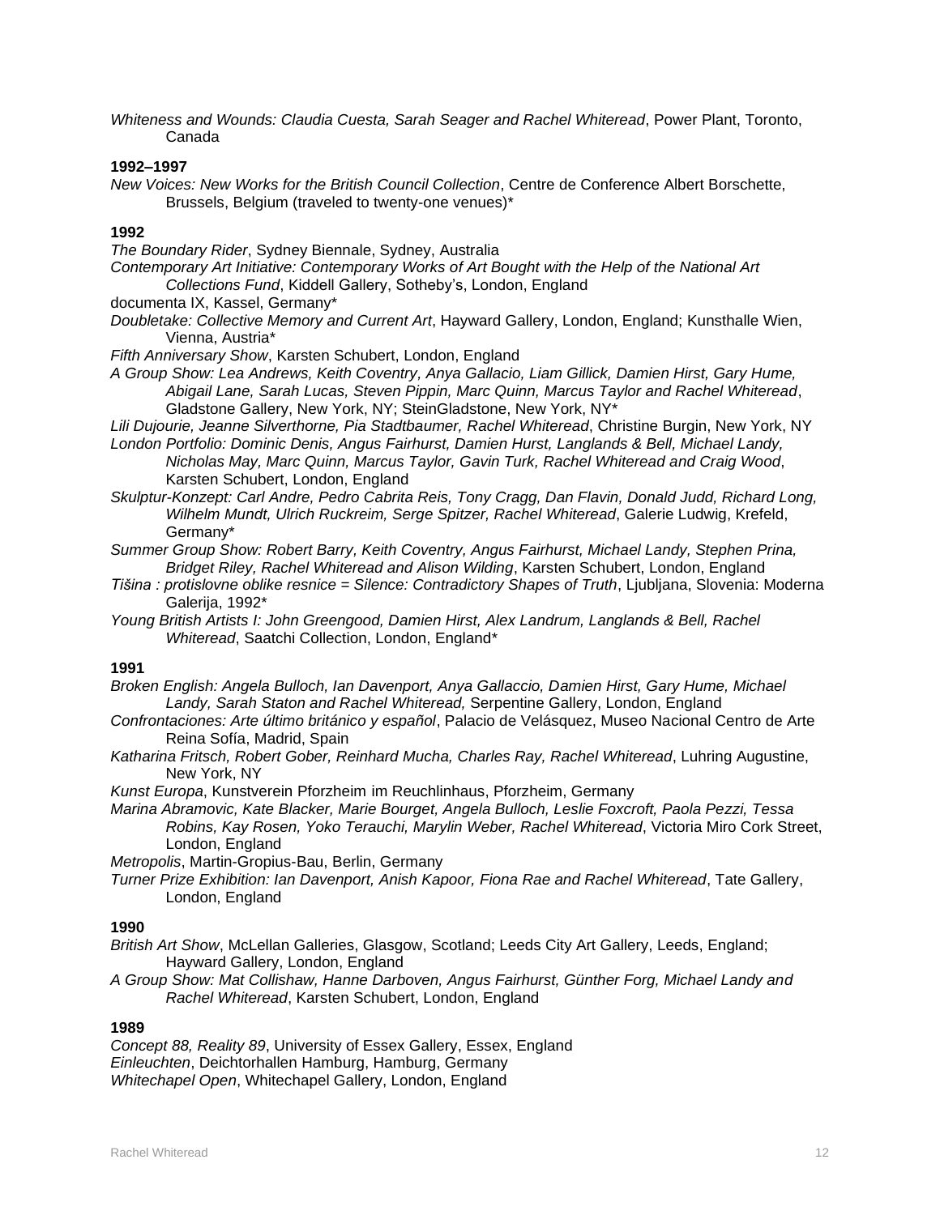*Whiteness and Wounds: Claudia Cuesta, Sarah Seager and Rachel Whiteread*, Power Plant, Toronto, Canada

**1992–1997**

*New Voices: New Works for the British Council Collection*, Centre de Conference Albert Borschette, Brussels, Belgium (traveled to twenty-one venues)*

**1992**

*The Boundary Rider*, Sydney Biennale, Sydney, Australia

*Contemporary Art Initiative: Contemporary Works of Art Bought with the Help of the National Art Collections Fund*, Kiddell Gallery, Sotheby's, London, England

documenta IX, Kassel, Germany*

*Doubletake: Collective Memory and Current Art*, Hayward Gallery, London, England; Kunsthalle Wien, Vienna, Austria*

*Fifth Anniversary Show*, Karsten Schubert, London, England

*A Group Show: Lea Andrews, Keith Coventry, Anya Gallacio, Liam Gillick, Damien Hirst, Gary Hume, Abigail Lane, Sarah Lucas, Steven Pippin, Marc Quinn, Marcus Taylor and Rachel Whiteread*, Gladstone Gallery, New York, NY; SteinGladstone, New York, NY*

*Lili Dujourie, Jeanne Silverthorne, Pia Stadtbaumer, Rachel Whiteread*, Christine Burgin, New York, NY

*London Portfolio: Dominic Denis, Angus Fairhurst, Damien Hurst, Langlands & Bell, Michael Landy, Nicholas May, Marc Quinn, Marcus Taylor, Gavin Turk, Rachel Whiteread and Craig Wood*, Karsten Schubert, London, England

*Skulptur-Konzept: Carl Andre, Pedro Cabrita Reis, Tony Cragg, Dan Flavin, Donald Judd, Richard Long, Wilhelm Mundt, Ulrich Ruckreim, Serge Spitzer, Rachel Whiteread*, Galerie Ludwig, Krefeld, Germany*

*Summer Group Show: Robert Barry, Keith Coventry, Angus Fairhurst, Michael Landy, Stephen Prina, Bridget Riley, Rachel Whiteread and Alison Wilding*, Karsten Schubert, London, England

*Tišina : protislovne oblike resnice = Silence: Contradictory Shapes of Truth*, Ljubljana, Slovenia: Moderna Galerija, 1992*

*Young British Artists I: John Greengood, Damien Hirst, Alex Landrum, Langlands & Bell, Rachel Whiteread*, Saatchi Collection, London, England*

**1991**

*Broken English: Angela Bulloch, Ian Davenport, Anya Gallaccio, Damien Hirst, Gary Hume, Michael Landy, Sarah Staton and Rachel Whiteread,* Serpentine Gallery, London, England

*Confrontaciones: Arte último británico y español*, Palacio de Velásquez, Museo Nacional Centro de Arte Reina Sofía, Madrid, Spain

*Katharina Fritsch, Robert Gober, Reinhard Mucha, Charles Ray, Rachel Whiteread*, Luhring Augustine, New York, NY

*Kunst Europa*, Kunstverein Pforzheim im Reuchlinhaus, Pforzheim, Germany

*Marina Abramovic, Kate Blacker, Marie Bourget, Angela Bulloch, Leslie Foxcroft, Paola Pezzi, Tessa Robins, Kay Rosen, Yoko Terauchi, Marylin Weber, Rachel Whiteread*, Victoria Miro Cork Street, London, England

*Metropolis*, Martin-Gropius-Bau, Berlin, Germany

*Turner Prize Exhibition: Ian Davenport, Anish Kapoor, Fiona Rae and Rachel Whiteread*, Tate Gallery, London, England

**1990**

*British Art Show*, McLellan Galleries, Glasgow, Scotland; Leeds City Art Gallery, Leeds, England; Hayward Gallery, London, England

*A Group Show: Mat Collishaw, Hanne Darboven, Angus Fairhurst, Günther Forg, Michael Landy and Rachel Whiteread*, Karsten Schubert, London, England

**1989**

*Concept 88, Reality 89*, University of Essex Gallery, Essex, England

*Einleuchten*, Deichtorhallen Hamburg, Hamburg, Germany

*Whitechapel Open*, Whitechapel Gallery, London, England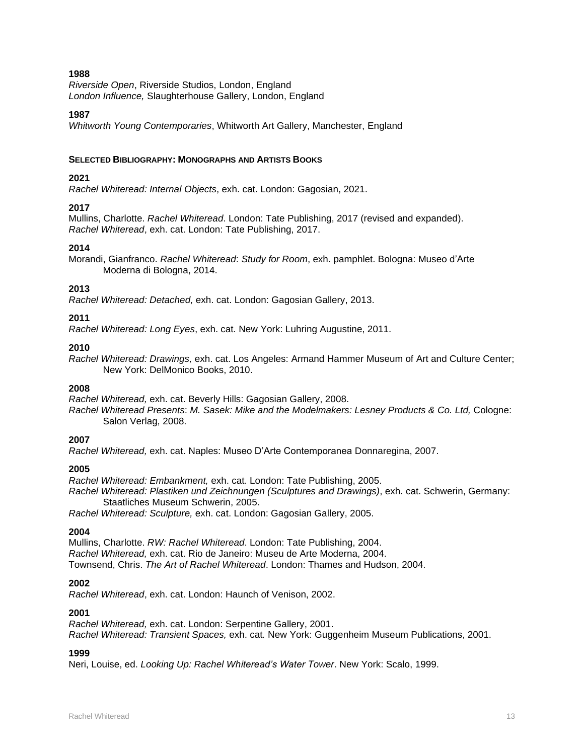**1988**

*Riverside Open*, Riverside Studios, London, England
*London Influence,* Slaughterhouse Gallery, London, England

**1987**

*Whitworth Young Contemporaries*, Whitworth Art Gallery, Manchester, England

**SELECTED BIBLIOGRAPHY: MONOGRAPHS AND ARTISTS BOOKS**

**2021**

*Rachel Whiteread: Internal Objects*, exh. cat. London: Gagosian, 2021.

**2017**

Mullins, Charlotte. *Rachel Whiteread*. London: Tate Publishing, 2017 (revised and expanded).
*Rachel Whiteread*, exh. cat. London: Tate Publishing, 2017.

**2014**

Morandi, Gianfranco. *Rachel Whiteread*: *Study for Room*, exh. pamphlet. Bologna: Museo d'Arte Moderna di Bologna, 2014.

**2013**

*Rachel Whiteread: Detached,* exh. cat. London: Gagosian Gallery, 2013.

**2011**

*Rachel Whiteread: Long Eyes*, exh. cat. New York: Luhring Augustine, 2011.

**2010**

*Rachel Whiteread: Drawings,* exh. cat. Los Angeles: Armand Hammer Museum of Art and Culture Center; New York: DelMonico Books, 2010.

**2008**

*Rachel Whiteread,* exh. cat. Beverly Hills: Gagosian Gallery, 2008.
*Rachel Whiteread Presents*: *M. Sasek: Mike and the Modelmakers: Lesney Products & Co. Ltd,* Cologne: Salon Verlag, 2008.

**2007**

*Rachel Whiteread,* exh. cat. Naples: Museo D'Arte Contemporanea Donnaregina, 2007.

**2005**

*Rachel Whiteread: Embankment,* exh. cat. London: Tate Publishing, 2005.
*Rachel Whiteread: Plastiken und Zeichnungen (Sculptures and Drawings)*, exh. cat. Schwerin, Germany: Staatliches Museum Schwerin, 2005.
*Rachel Whiteread: Sculpture,* exh. cat. London: Gagosian Gallery, 2005.

**2004**

Mullins, Charlotte. *RW: Rachel Whiteread*. London: Tate Publishing, 2004.
*Rachel Whiteread,* exh. cat. Rio de Janeiro: Museu de Arte Moderna, 2004.
Townsend, Chris. *The Art of Rachel Whiteread*. London: Thames and Hudson, 2004.

**2002**

*Rachel Whiteread*, exh. cat. London: Haunch of Venison, 2002.

**2001**

*Rachel Whiteread,* exh. cat. London: Serpentine Gallery, 2001.
*Rachel Whiteread: Transient Spaces,* exh. cat*.* New York: Guggenheim Museum Publications, 2001.

**1999**

Neri, Louise, ed. *Looking Up: Rachel Whiteread's Water Tower*. New York: Scalo, 1999.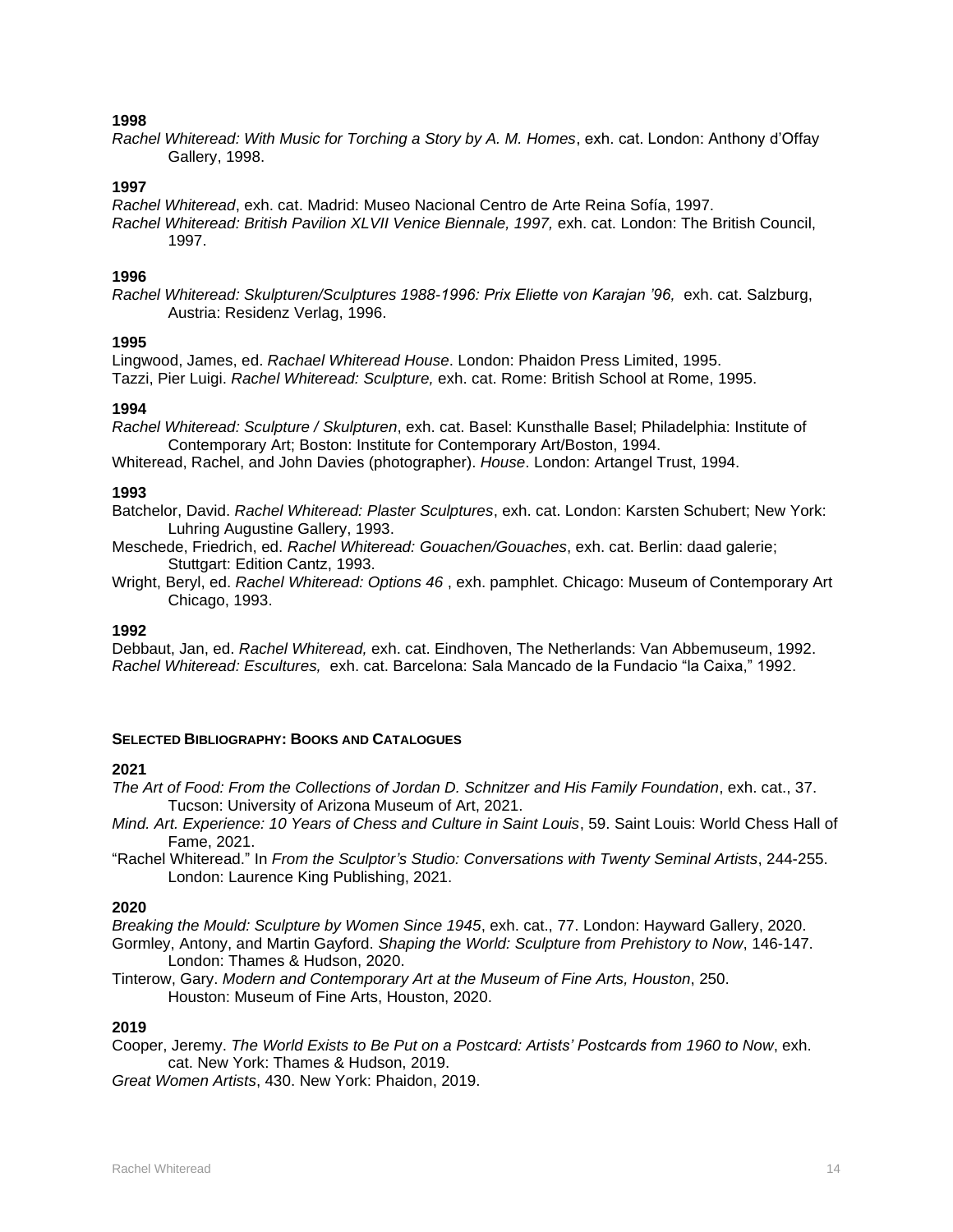**1998**

*Rachel Whiteread: With Music for Torching a Story by A. M. Homes*, exh. cat. London: Anthony d'Offay Gallery, 1998.

**1997**

*Rachel Whiteread*, exh. cat. Madrid: Museo Nacional Centro de Arte Reina Sofía, 1997.

*Rachel Whiteread: British Pavilion XLVII Venice Biennale, 1997,* exh. cat. London: The British Council, 1997.

**1996**

*Rachel Whiteread: Skulpturen/Sculptures 1988-1996: Prix Eliette von Karajan '96,* exh. cat. Salzburg, Austria: Residenz Verlag, 1996.

**1995**

Lingwood, James, ed. *Rachael Whiteread House*. London: Phaidon Press Limited, 1995.

Tazzi, Pier Luigi. *Rachel Whiteread: Sculpture,* exh. cat. Rome: British School at Rome, 1995.

**1994**

*Rachel Whiteread: Sculpture / Skulpturen*, exh. cat. Basel: Kunsthalle Basel; Philadelphia: Institute of Contemporary Art; Boston: Institute for Contemporary Art/Boston, 1994.

Whiteread, Rachel, and John Davies (photographer). *House*. London: Artangel Trust, 1994.

**1993**

Batchelor, David. *Rachel Whiteread: Plaster Sculptures*, exh. cat. London: Karsten Schubert; New York: Luhring Augustine Gallery, 1993.

Meschede, Friedrich, ed. *Rachel Whiteread: Gouachen/Gouaches*, exh. cat. Berlin: daad galerie; Stuttgart: Edition Cantz, 1993.

Wright, Beryl, ed. *Rachel Whiteread: Options 46* , exh. pamphlet. Chicago: Museum of Contemporary Art Chicago, 1993.

**1992**

Debbaut, Jan, ed. *Rachel Whiteread,* exh. cat. Eindhoven, The Netherlands: Van Abbemuseum, 1992.

*Rachel Whiteread: Escultures,* exh. cat. Barcelona: Sala Mancado de la Fundacio "la Caixa," 1992.

## Selected Bibliography: Books and Catalogues

**2021**

*The Art of Food: From the Collections of Jordan D. Schnitzer and His Family Foundation*, exh. cat., 37. Tucson: University of Arizona Museum of Art, 2021.

*Mind. Art. Experience: 10 Years of Chess and Culture in Saint Louis*, 59. Saint Louis: World Chess Hall of Fame, 2021.

"Rachel Whiteread." In *From the Sculptor's Studio: Conversations with Twenty Seminal Artists*, 244-255. London: Laurence King Publishing, 2021.

**2020**

*Breaking the Mould: Sculpture by Women Since 1945*, exh. cat., 77. London: Hayward Gallery, 2020.

Gormley, Antony, and Martin Gayford. *Shaping the World: Sculpture from Prehistory to Now*, 146-147. London: Thames & Hudson, 2020.

Tinterow, Gary. *Modern and Contemporary Art at the Museum of Fine Arts, Houston*, 250. Houston: Museum of Fine Arts, Houston, 2020.

**2019**

Cooper, Jeremy. *The World Exists to Be Put on a Postcard: Artists' Postcards from 1960 to Now*, exh. cat. New York: Thames & Hudson, 2019.

*Great Women Artists*, 430. New York: Phaidon, 2019.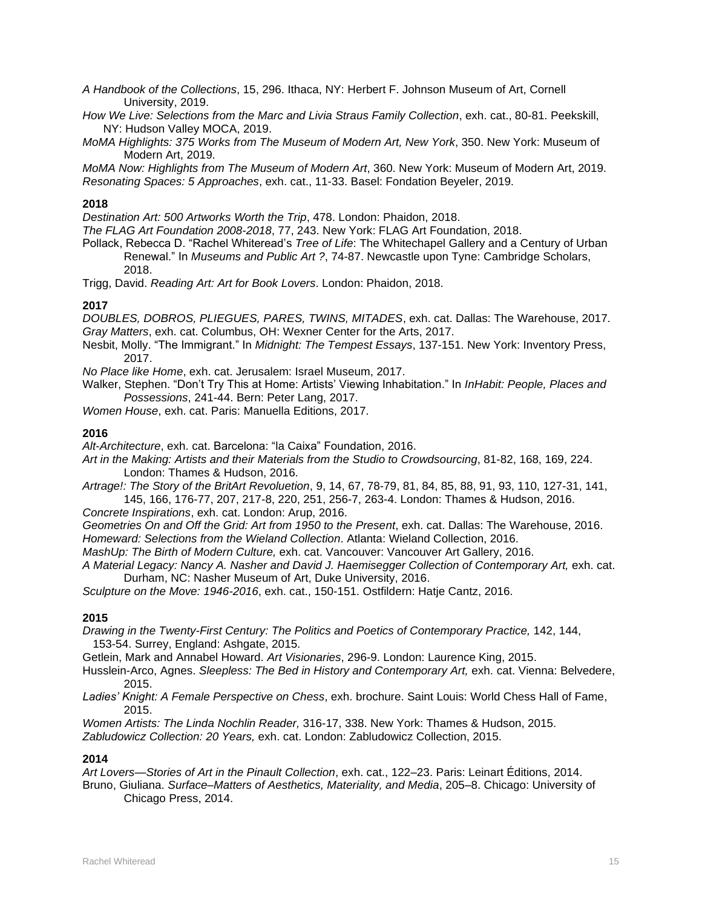*A Handbook of the Collections*, 15, 296. Ithaca, NY: Herbert F. Johnson Museum of Art, Cornell University, 2019.

*How We Live: Selections from the Marc and Livia Straus Family Collection*, exh. cat., 80-81. Peekskill, NY: Hudson Valley MOCA, 2019.

*MoMA Highlights: 375 Works from The Museum of Modern Art, New York*, 350. New York: Museum of Modern Art, 2019.

*MoMA Now: Highlights from The Museum of Modern Art*, 360. New York: Museum of Modern Art, 2019.

*Resonating Spaces: 5 Approaches*, exh. cat., 11-33. Basel: Fondation Beyeler, 2019.

**2018**

*Destination Art: 500 Artworks Worth the Trip*, 478. London: Phaidon, 2018.

*The FLAG Art Foundation 2008-2018*, 77, 243. New York: FLAG Art Foundation, 2018.

Pollack, Rebecca D. "Rachel Whiteread's *Tree of Life*: The Whitechapel Gallery and a Century of Urban Renewal." In *Museums and Public Art ?*, 74-87. Newcastle upon Tyne: Cambridge Scholars, 2018.

Trigg, David. *Reading Art: Art for Book Lovers*. London: Phaidon, 2018.

**2017**

*DOUBLES, DOBROS, PLIEGUES, PARES, TWINS, MITADES*, exh. cat. Dallas: The Warehouse, 2017.

*Gray Matters*, exh. cat. Columbus, OH: Wexner Center for the Arts, 2017.

Nesbit, Molly. "The Immigrant." In *Midnight: The Tempest Essays*, 137-151. New York: Inventory Press, 2017.

*No Place like Home*, exh. cat. Jerusalem: Israel Museum, 2017.

Walker, Stephen. "Don't Try This at Home: Artists' Viewing Inhabitation." In *InHabit: People, Places and Possessions*, 241-44. Bern: Peter Lang, 2017.

*Women House*, exh. cat. Paris: Manuella Editions, 2017.

**2016**

*Alt-Architecture*, exh. cat. Barcelona: "la Caixa" Foundation, 2016.

*Art in the Making: Artists and their Materials from the Studio to Crowdsourcing*, 81-82, 168, 169, 224. London: Thames & Hudson, 2016.

*Artrage!: The Story of the BritArt Revoluetion*, 9, 14, 67, 78-79, 81, 84, 85, 88, 91, 93, 110, 127-31, 141, 145, 166, 176-77, 207, 217-8, 220, 251, 256-7, 263-4. London: Thames & Hudson, 2016.

*Concrete Inspirations*, exh. cat. London: Arup, 2016.

*Geometries On and Off the Grid: Art from 1950 to the Present*, exh. cat. Dallas: The Warehouse, 2016.

*Homeward: Selections from the Wieland Collection*. Atlanta: Wieland Collection, 2016.

*MashUp: The Birth of Modern Culture,* exh. cat. Vancouver: Vancouver Art Gallery, 2016.

*A Material Legacy: Nancy A. Nasher and David J. Haemisegger Collection of Contemporary Art,* exh. cat. Durham, NC: Nasher Museum of Art, Duke University, 2016.

*Sculpture on the Move: 1946-2016*, exh. cat., 150-151. Ostfildern: Hatje Cantz, 2016.

**2015**

*Drawing in the Twenty-First Century: The Politics and Poetics of Contemporary Practice,* 142, 144, 153-54. Surrey, England: Ashgate, 2015.

Getlein, Mark and Annabel Howard. *Art Visionaries*, 296-9. London: Laurence King, 2015.

Husslein-Arco, Agnes. *Sleepless: The Bed in History and Contemporary Art,* exh. cat. Vienna: Belvedere, 2015.

*Ladies' Knight: A Female Perspective on Chess*, exh. brochure. Saint Louis: World Chess Hall of Fame, 2015.

*Women Artists: The Linda Nochlin Reader,* 316-17, 338. New York: Thames & Hudson, 2015.

*Zabludowicz Collection: 20 Years,* exh. cat. London: Zabludowicz Collection, 2015.

**2014**

*Art Lovers—Stories of Art in the Pinault Collection*, exh. cat., 122–23. Paris: Leinart Éditions, 2014.

Bruno, Giuliana. *Surface–Matters of Aesthetics, Materiality, and Media*, 205–8. Chicago: University of Chicago Press, 2014.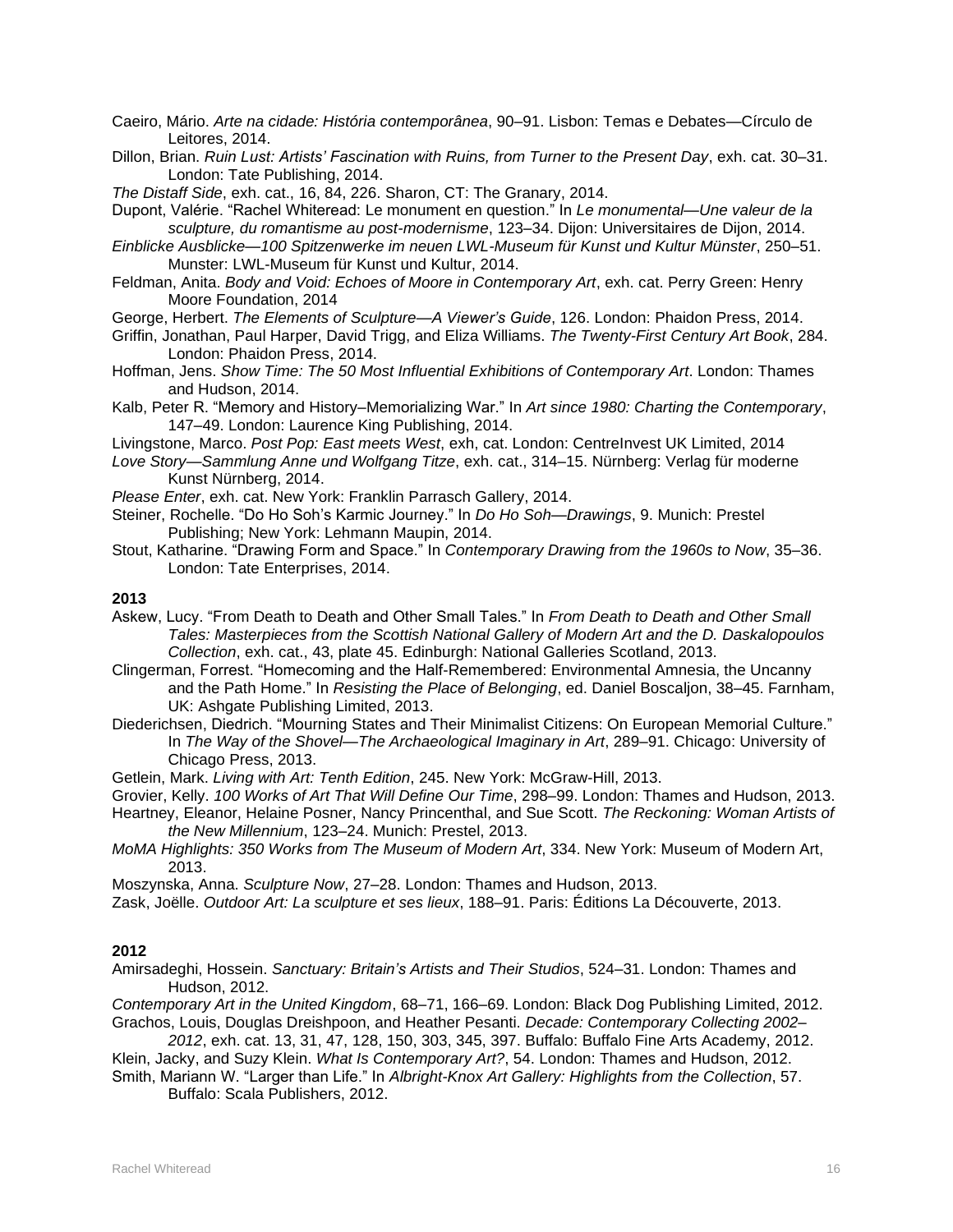Caeiro, Mário. *Arte na cidade: História contemporânea*, 90–91. Lisbon: Temas e Debates—Círculo de Leitores, 2014.

Dillon, Brian. *Ruin Lust: Artists' Fascination with Ruins, from Turner to the Present Day*, exh. cat. 30–31. London: Tate Publishing, 2014.

*The Distaff Side*, exh. cat., 16, 84, 226. Sharon, CT: The Granary, 2014.

Dupont, Valérie. "Rachel Whiteread: Le monument en question." In *Le monumental—Une valeur de la sculpture, du romantisme au post-modernisme*, 123–34. Dijon: Universitaires de Dijon, 2014.

*Einblicke Ausblicke—100 Spitzenwerke im neuen LWL-Museum für Kunst und Kultur Münster*, 250–51. Munster: LWL-Museum für Kunst und Kultur, 2014.

Feldman, Anita. *Body and Void: Echoes of Moore in Contemporary Art*, exh. cat. Perry Green: Henry Moore Foundation, 2014

George, Herbert. *The Elements of Sculpture—A Viewer's Guide*, 126. London: Phaidon Press, 2014.

Griffin, Jonathan, Paul Harper, David Trigg, and Eliza Williams. *The Twenty-First Century Art Book*, 284. London: Phaidon Press, 2014.

Hoffman, Jens. *Show Time: The 50 Most Influential Exhibitions of Contemporary Art*. London: Thames and Hudson, 2014.

Kalb, Peter R. "Memory and History–Memorializing War." In *Art since 1980: Charting the Contemporary*, 147–49. London: Laurence King Publishing, 2014.

Livingstone, Marco. *Post Pop: East meets West*, exh, cat. London: CentreInvest UK Limited, 2014

*Love Story—Sammlung Anne und Wolfgang Titze*, exh. cat., 314–15. Nürnberg: Verlag für moderne Kunst Nürnberg, 2014.

*Please Enter*, exh. cat. New York: Franklin Parrasch Gallery, 2014.

Steiner, Rochelle. "Do Ho Soh's Karmic Journey." In *Do Ho Soh—Drawings*, 9. Munich: Prestel Publishing; New York: Lehmann Maupin, 2014.

Stout, Katharine. "Drawing Form and Space." In *Contemporary Drawing from the 1960s to Now*, 35–36. London: Tate Enterprises, 2014.

**2013**

Askew, Lucy. "From Death to Death and Other Small Tales." In *From Death to Death and Other Small Tales: Masterpieces from the Scottish National Gallery of Modern Art and the D. Daskalopoulos Collection*, exh. cat., 43, plate 45. Edinburgh: National Galleries Scotland, 2013.

Clingerman, Forrest. "Homecoming and the Half-Remembered: Environmental Amnesia, the Uncanny and the Path Home." In *Resisting the Place of Belonging*, ed. Daniel Boscaljon, 38–45. Farnham, UK: Ashgate Publishing Limited, 2013.

Diederichsen, Diedrich. "Mourning States and Their Minimalist Citizens: On European Memorial Culture." In *The Way of the Shovel—The Archaeological Imaginary in Art*, 289–91. Chicago: University of Chicago Press, 2013.

Getlein, Mark. *Living with Art: Tenth Edition*, 245. New York: McGraw-Hill, 2013.

Grovier, Kelly. *100 Works of Art That Will Define Our Time*, 298–99. London: Thames and Hudson, 2013.

Heartney, Eleanor, Helaine Posner, Nancy Princenthal, and Sue Scott. *The Reckoning: Woman Artists of the New Millennium*, 123–24. Munich: Prestel, 2013.

*MoMA Highlights: 350 Works from The Museum of Modern Art*, 334. New York: Museum of Modern Art, 2013.

Moszynska, Anna. *Sculpture Now*, 27–28. London: Thames and Hudson, 2013.

Zask, Joëlle. *Outdoor Art: La sculpture et ses lieux*, 188–91. Paris: Éditions La Découverte, 2013.

**2012**

Amirsadeghi, Hossein. *Sanctuary: Britain's Artists and Their Studios*, 524–31. London: Thames and Hudson, 2012.

*Contemporary Art in the United Kingdom*, 68–71, 166–69. London: Black Dog Publishing Limited, 2012.

Grachos, Louis, Douglas Dreishpoon, and Heather Pesanti. *Decade: Contemporary Collecting 2002–2012*, exh. cat. 13, 31, 47, 128, 150, 303, 345, 397. Buffalo: Buffalo Fine Arts Academy, 2012.

Klein, Jacky, and Suzy Klein. *What Is Contemporary Art?*, 54. London: Thames and Hudson, 2012.

Smith, Mariann W. "Larger than Life." In *Albright-Knox Art Gallery: Highlights from the Collection*, 57. Buffalo: Scala Publishers, 2012.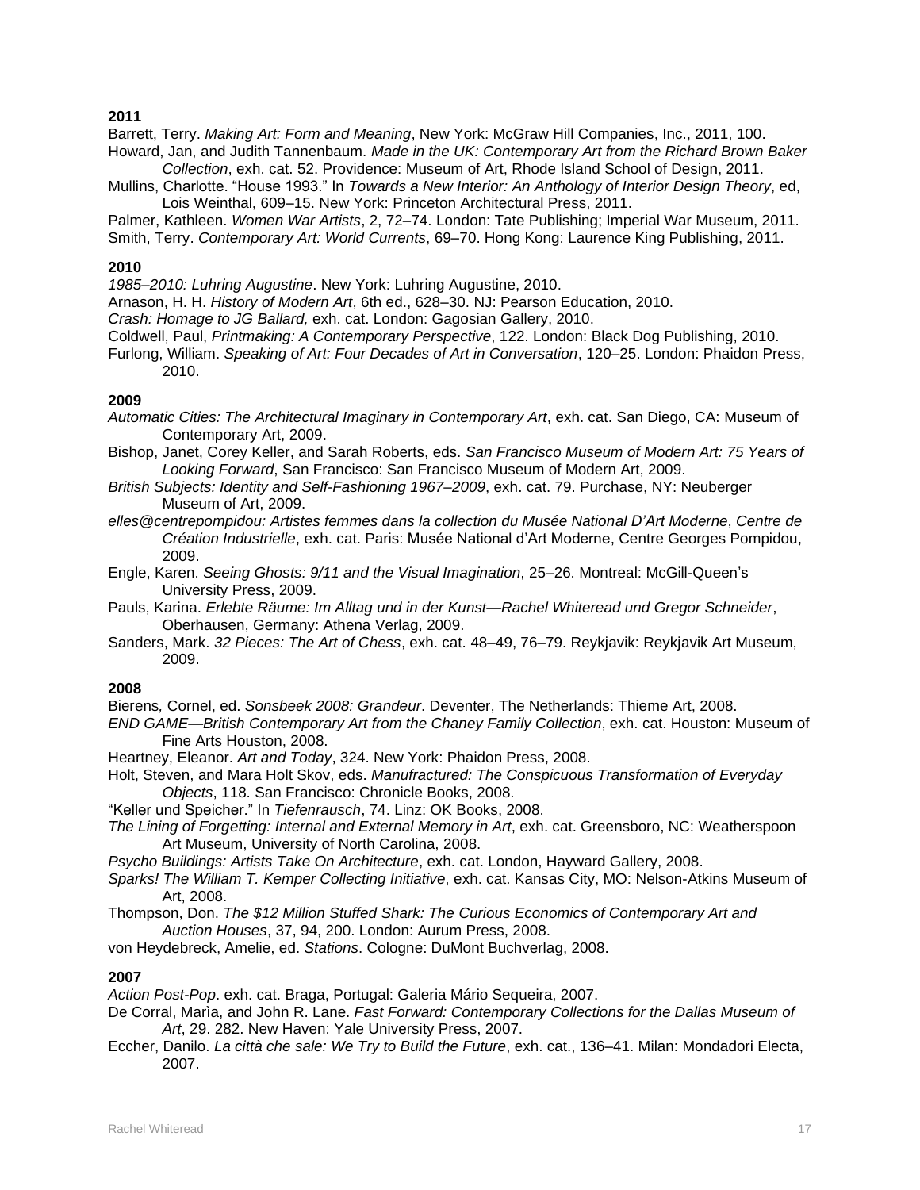**2011**

Barrett, Terry. *Making Art: Form and Meaning*, New York: McGraw Hill Companies, Inc., 2011, 100.

Howard, Jan, and Judith Tannenbaum. *Made in the UK: Contemporary Art from the Richard Brown Baker Collection*, exh. cat. 52. Providence: Museum of Art, Rhode Island School of Design, 2011.

Mullins, Charlotte. "House 1993." In *Towards a New Interior: An Anthology of Interior Design Theory*, ed, Lois Weinthal, 609–15. New York: Princeton Architectural Press, 2011.

Palmer, Kathleen. *Women War Artists*, 2, 72–74. London: Tate Publishing; Imperial War Museum, 2011.

Smith, Terry. *Contemporary Art: World Currents*, 69–70. Hong Kong: Laurence King Publishing, 2011.

**2010**

*1985–2010: Luhring Augustine*. New York: Luhring Augustine, 2010.

Arnason, H. H. *History of Modern Art*, 6th ed., 628–30. NJ: Pearson Education, 2010.

*Crash: Homage to JG Ballard,* exh. cat. London: Gagosian Gallery, 2010.

Coldwell, Paul, *Printmaking: A Contemporary Perspective*, 122. London: Black Dog Publishing, 2010.

Furlong, William. *Speaking of Art: Four Decades of Art in Conversation*, 120–25. London: Phaidon Press, 2010.

**2009**

*Automatic Cities: The Architectural Imaginary in Contemporary Art*, exh. cat. San Diego, CA: Museum of Contemporary Art, 2009.

Bishop, Janet, Corey Keller, and Sarah Roberts, eds. *San Francisco Museum of Modern Art: 75 Years of Looking Forward*, San Francisco: San Francisco Museum of Modern Art, 2009.

*British Subjects: Identity and Self-Fashioning 1967–2009*, exh. cat. 79. Purchase, NY: Neuberger Museum of Art, 2009.

*elles@centrepompidou: Artistes femmes dans la collection du Musée National D'Art Moderne*, *Centre de Création Industrielle*, exh. cat. Paris: Musée National d'Art Moderne, Centre Georges Pompidou, 2009.

Engle, Karen. *Seeing Ghosts: 9/11 and the Visual Imagination*, 25–26. Montreal: McGill-Queen's University Press, 2009.

Pauls, Karina. *Erlebte Räume: Im Alltag und in der Kunst—Rachel Whiteread und Gregor Schneider*, Oberhausen, Germany: Athena Verlag, 2009.

Sanders, Mark. *32 Pieces: The Art of Chess*, exh. cat. 48–49, 76–79. Reykjavik: Reykjavik Art Museum, 2009.

**2008**

Bierens*,* Cornel, ed. *Sonsbeek 2008: Grandeur*. Deventer, The Netherlands: Thieme Art, 2008.

*END GAME—British Contemporary Art from the Chaney Family Collection*, exh. cat. Houston: Museum of Fine Arts Houston, 2008.

Heartney, Eleanor. *Art and Today*, 324. New York: Phaidon Press, 2008.

Holt, Steven, and Mara Holt Skov, eds. *Manufractured: The Conspicuous Transformation of Everyday Objects*, 118. San Francisco: Chronicle Books, 2008.

"Keller und Speicher." In *Tiefenrausch*, 74. Linz: OK Books, 2008.

*The Lining of Forgetting: Internal and External Memory in Art*, exh. cat. Greensboro, NC: Weatherspoon Art Museum, University of North Carolina, 2008.

*Psycho Buildings: Artists Take On Architecture*, exh. cat. London, Hayward Gallery, 2008.

*Sparks! The William T. Kemper Collecting Initiative*, exh. cat. Kansas City, MO: Nelson-Atkins Museum of Art, 2008.

Thompson, Don. *The $12 Million Stuffed Shark: The Curious Economics of Contemporary Art and Auction Houses*, 37, 94, 200. London: Aurum Press, 2008.

von Heydebreck, Amelie, ed. *Stations*. Cologne: DuMont Buchverlag, 2008.

**2007**

*Action Post-Pop*. exh. cat. Braga, Portugal: Galeria Mário Sequeira, 2007.

De Corral, Marìa, and John R. Lane. *Fast Forward: Contemporary Collections for the Dallas Museum of Art*, 29. 282. New Haven: Yale University Press, 2007.

Eccher, Danilo. *La città che sale: We Try to Build the Future*, exh. cat., 136–41. Milan: Mondadori Electa, 2007.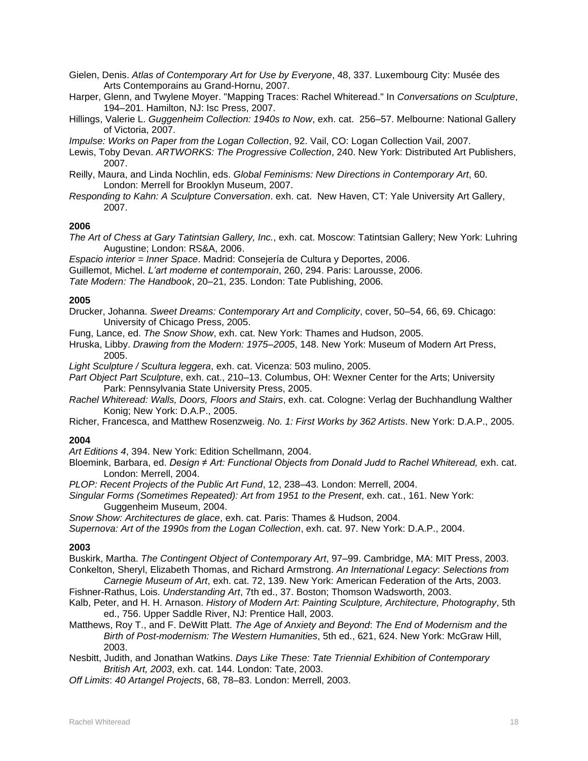Gielen, Denis. *Atlas of Contemporary Art for Use by Everyone*, 48, 337. Luxembourg City: Musée des Arts Contemporains au Grand-Hornu, 2007.

Harper, Glenn, and Twylene Moyer. "Mapping Traces: Rachel Whiteread." In *Conversations on Sculpture*, 194–201. Hamilton, NJ: Isc Press, 2007.

Hillings, Valerie L. *Guggenheim Collection: 1940s to Now*, exh. cat. 256–57. Melbourne: National Gallery of Victoria, 2007.

*Impulse: Works on Paper from the Logan Collection*, 92. Vail, CO: Logan Collection Vail, 2007.

Lewis, Toby Devan. *ARTWORKS: The Progressive Collection*, 240. New York: Distributed Art Publishers, 2007.

Reilly, Maura, and Linda Nochlin, eds. *Global Feminisms: New Directions in Contemporary Art*, 60. London: Merrell for Brooklyn Museum, 2007.

*Responding to Kahn: A Sculpture Conversation*. exh. cat. New Haven, CT: Yale University Art Gallery, 2007.

**2006**

*The Art of Chess at Gary Tatintsian Gallery, Inc.*, exh. cat. Moscow: Tatintsian Gallery; New York: Luhring Augustine; London: RS&A, 2006.

*Espacio interior = Inner Space*. Madrid: Consejería de Cultura y Deportes, 2006.

Guillemot, Michel. *L'art moderne et contemporain*, 260, 294. Paris: Larousse, 2006.

*Tate Modern: The Handbook*, 20–21, 235. London: Tate Publishing, 2006.

**2005**

Drucker, Johanna. *Sweet Dreams: Contemporary Art and Complicity*, cover, 50–54, 66, 69. Chicago: University of Chicago Press, 2005.

Fung, Lance, ed. *The Snow Show*, exh. cat. New York: Thames and Hudson, 2005.

Hruska, Libby. *Drawing from the Modern: 1975–2005*, 148. New York: Museum of Modern Art Press, 2005.

*Light Sculpture / Scultura leggera*, exh. cat. Vicenza: 503 mulino, 2005.

*Part Object Part Sculpture*, exh. cat., 210–13. Columbus, OH: Wexner Center for the Arts; University Park: Pennsylvania State University Press, 2005.

*Rachel Whiteread: Walls, Doors, Floors and Stairs*, exh. cat. Cologne: Verlag der Buchhandlung Walther Konig; New York: D.A.P., 2005.

Richer, Francesca, and Matthew Rosenzweig. *No. 1: First Works by 362 Artists*. New York: D.A.P., 2005.

**2004**

*Art Editions 4*, 394. New York: Edition Schellmann, 2004.

Bloemink, Barbara, ed. *Design ≠ Art: Functional Objects from Donald Judd to Rachel Whiteread,* exh. cat. London: Merrell, 2004.

*PLOP: Recent Projects of the Public Art Fund*, 12, 238–43. London: Merrell, 2004.

*Singular Forms (Sometimes Repeated): Art from 1951 to the Present*, exh. cat., 161. New York: Guggenheim Museum, 2004.

*Snow Show: Architectures de glace*, exh. cat. Paris: Thames & Hudson, 2004.

*Supernova: Art of the 1990s from the Logan Collection*, exh. cat. 97. New York: D.A.P., 2004.

**2003**

Buskirk, Martha. *The Contingent Object of Contemporary Art*, 97–99. Cambridge, MA: MIT Press, 2003.

Conkelton, Sheryl, Elizabeth Thomas, and Richard Armstrong. *An International Legacy*: *Selections from Carnegie Museum of Art*, exh. cat. 72, 139. New York: American Federation of the Arts, 2003.

Fishner-Rathus, Lois. *Understanding Art*, 7th ed., 37. Boston; Thomson Wadsworth, 2003.

Kalb, Peter, and H. H. Arnason. *History of Modern Art*: *Painting Sculpture, Architecture, Photography*, 5th ed., 756. Upper Saddle River, NJ: Prentice Hall, 2003.

Matthews, Roy T., and F. DeWitt Platt. *The Age of Anxiety and Beyond*: *The End of Modernism and the Birth of Post-modernism: The Western Humanities*, 5th ed., 621, 624. New York: McGraw Hill, 2003.

Nesbitt, Judith, and Jonathan Watkins. *Days Like These: Tate Triennial Exhibition of Contemporary British Art, 2003*, exh. cat. 144. London: Tate, 2003.

*Off Limits*: *40 Artangel Projects*, 68, 78–83. London: Merrell, 2003.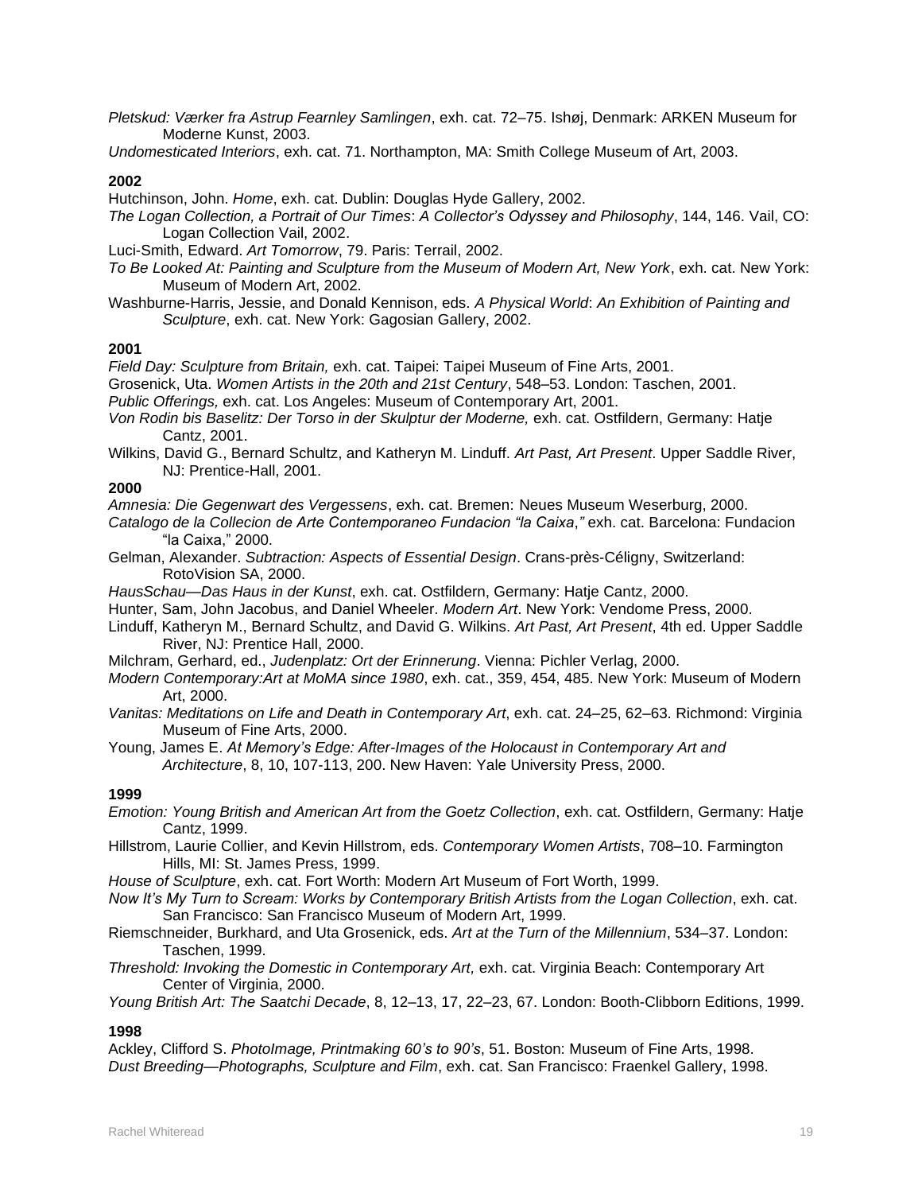*Pletskud: Værker fra Astrup Fearnley Samlingen*, exh. cat. 72–75. Ishøj, Denmark: ARKEN Museum for Moderne Kunst, 2003.

*Undomesticated Interiors*, exh. cat. 71. Northampton, MA: Smith College Museum of Art, 2003.

**2002**

Hutchinson, John. *Home*, exh. cat. Dublin: Douglas Hyde Gallery, 2002.

*The Logan Collection, a Portrait of Our Times*: *A Collector's Odyssey and Philosophy*, 144, 146. Vail, CO: Logan Collection Vail, 2002.

Luci-Smith, Edward. *Art Tomorrow*, 79. Paris: Terrail, 2002.

*To Be Looked At: Painting and Sculpture from the Museum of Modern Art, New York*, exh. cat. New York: Museum of Modern Art, 2002.

Washburne-Harris, Jessie, and Donald Kennison, eds. *A Physical World*: *An Exhibition of Painting and Sculpture*, exh. cat. New York: Gagosian Gallery, 2002.

**2001**

*Field Day: Sculpture from Britain,* exh. cat. Taipei: Taipei Museum of Fine Arts, 2001.

Grosenick, Uta. *Women Artists in the 20th and 21st Century*, 548–53. London: Taschen, 2001.

*Public Offerings,* exh. cat. Los Angeles: Museum of Contemporary Art, 2001.

*Von Rodin bis Baselitz: Der Torso in der Skulptur der Moderne,* exh. cat. Ostfildern, Germany: Hatje Cantz, 2001.

Wilkins, David G., Bernard Schultz, and Katheryn M. Linduff. *Art Past, Art Present*. Upper Saddle River, NJ: Prentice-Hall, 2001.

**2000**

*Amnesia: Die Gegenwart des Vergessens*, exh. cat. Bremen: Neues Museum Weserburg, 2000.

*Catalogo de la Collecion de Arte Contemporaneo Fundacion "la Caixa*,*"* exh. cat. Barcelona: Fundacion "la Caixa," 2000.

Gelman, Alexander. *Subtraction: Aspects of Essential Design*. Crans-près-Céligny, Switzerland: RotoVision SA, 2000.

*HausSchau—Das Haus in der Kunst*, exh. cat. Ostfildern, Germany: Hatje Cantz, 2000.

Hunter, Sam, John Jacobus, and Daniel Wheeler. *Modern Art*. New York: Vendome Press, 2000.

Linduff, Katheryn M., Bernard Schultz, and David G. Wilkins. *Art Past, Art Present*, 4th ed. Upper Saddle River, NJ: Prentice Hall, 2000.

Milchram, Gerhard, ed., *Judenplatz: Ort der Erinnerung*. Vienna: Pichler Verlag, 2000.

*Modern Contemporary:Art at MoMA since 1980*, exh. cat., 359, 454, 485. New York: Museum of Modern Art, 2000.

*Vanitas: Meditations on Life and Death in Contemporary Art*, exh. cat. 24–25, 62–63. Richmond: Virginia Museum of Fine Arts, 2000.

Young, James E. *At Memory's Edge: After-Images of the Holocaust in Contemporary Art and Architecture*, 8, 10, 107-113, 200. New Haven: Yale University Press, 2000.

**1999**

*Emotion: Young British and American Art from the Goetz Collection*, exh. cat. Ostfildern, Germany: Hatje Cantz, 1999.

Hillstrom, Laurie Collier, and Kevin Hillstrom, eds. *Contemporary Women Artists*, 708–10. Farmington Hills, MI: St. James Press, 1999.

*House of Sculpture*, exh. cat. Fort Worth: Modern Art Museum of Fort Worth, 1999.

*Now It's My Turn to Scream: Works by Contemporary British Artists from the Logan Collection*, exh. cat. San Francisco: San Francisco Museum of Modern Art, 1999.

Riemschneider, Burkhard, and Uta Grosenick, eds. *Art at the Turn of the Millennium*, 534–37. London: Taschen, 1999.

*Threshold: Invoking the Domestic in Contemporary Art,* exh. cat. Virginia Beach: Contemporary Art Center of Virginia, 2000.

*Young British Art: The Saatchi Decade*, 8, 12–13, 17, 22–23, 67. London: Booth-Clibborn Editions, 1999.

**1998**

Ackley, Clifford S. *PhotoImage, Printmaking 60's to 90's*, 51. Boston: Museum of Fine Arts, 1998.

*Dust Breeding—Photographs, Sculpture and Film*, exh. cat. San Francisco: Fraenkel Gallery, 1998.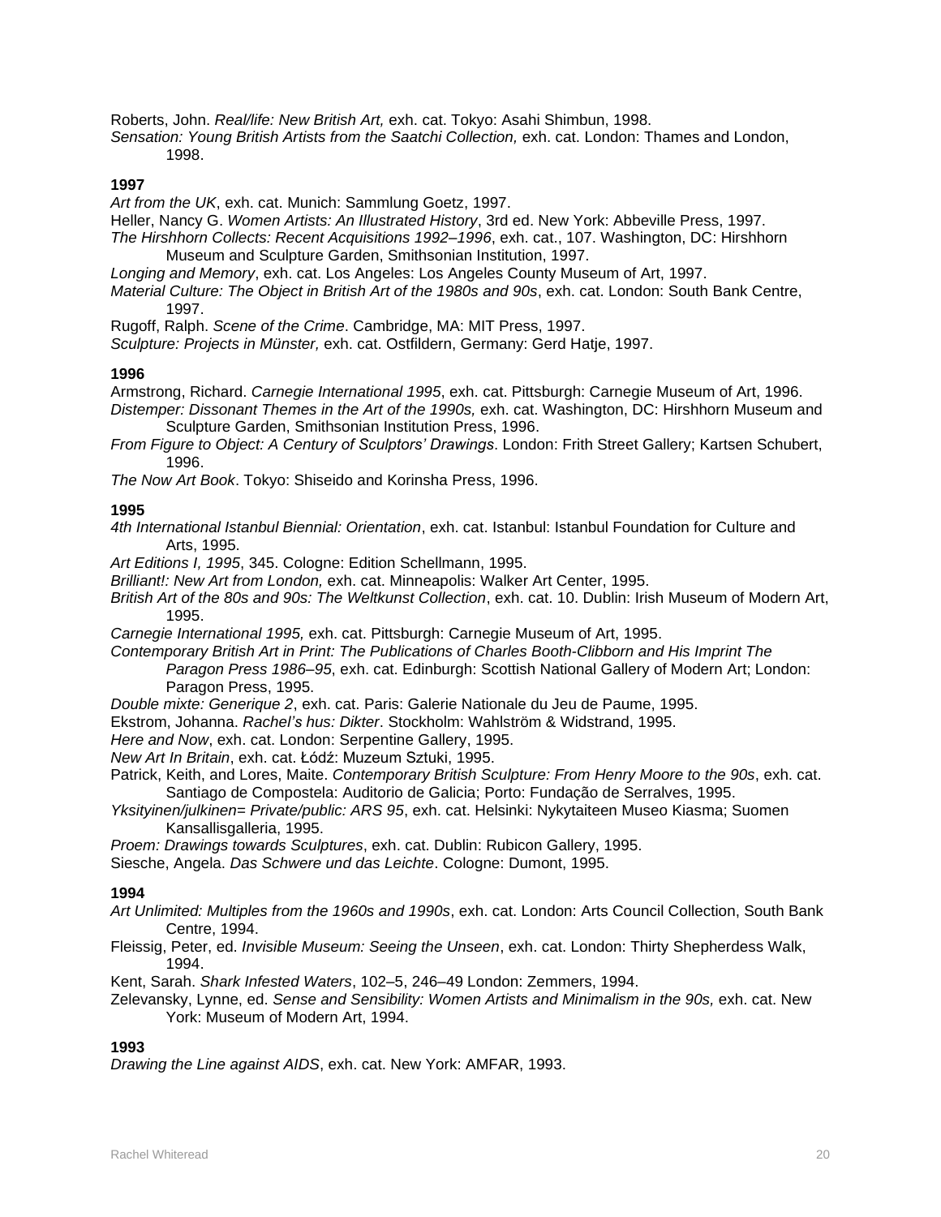Roberts, John. *Real/life: New British Art,* exh. cat. Tokyo: Asahi Shimbun, 1998.

*Sensation: Young British Artists from the Saatchi Collection,* exh. cat. London: Thames and London, 1998.

**1997**

*Art from the UK*, exh. cat. Munich: Sammlung Goetz, 1997.

Heller, Nancy G. *Women Artists: An Illustrated History*, 3rd ed. New York: Abbeville Press, 1997.

*The Hirshhorn Collects: Recent Acquisitions 1992–1996*, exh. cat., 107. Washington, DC: Hirshhorn Museum and Sculpture Garden, Smithsonian Institution, 1997.

*Longing and Memory*, exh. cat. Los Angeles: Los Angeles County Museum of Art, 1997.

*Material Culture: The Object in British Art of the 1980s and 90s*, exh. cat. London: South Bank Centre, 1997.

Rugoff, Ralph. *Scene of the Crime*. Cambridge, MA: MIT Press, 1997.

*Sculpture: Projects in Münster,* exh. cat. Ostfildern, Germany: Gerd Hatje, 1997.

**1996**

Armstrong, Richard. *Carnegie International 1995*, exh. cat. Pittsburgh: Carnegie Museum of Art, 1996.

*Distemper: Dissonant Themes in the Art of the 1990s,* exh. cat. Washington, DC: Hirshhorn Museum and Sculpture Garden, Smithsonian Institution Press, 1996.

*From Figure to Object: A Century of Sculptors' Drawings*. London: Frith Street Gallery; Kartsen Schubert, 1996.

*The Now Art Book*. Tokyo: Shiseido and Korinsha Press, 1996.

**1995**

*4th International Istanbul Biennial: Orientation*, exh. cat. Istanbul: Istanbul Foundation for Culture and Arts, 1995.

*Art Editions I, 1995*, 345. Cologne: Edition Schellmann, 1995.

*Brilliant!: New Art from London,* exh. cat. Minneapolis: Walker Art Center, 1995.

*British Art of the 80s and 90s: The Weltkunst Collection*, exh. cat. 10. Dublin: Irish Museum of Modern Art, 1995.

*Carnegie International 1995,* exh. cat. Pittsburgh: Carnegie Museum of Art, 1995.

*Contemporary British Art in Print: The Publications of Charles Booth-Clibborn and His Imprint The Paragon Press 1986–95*, exh. cat. Edinburgh: Scottish National Gallery of Modern Art; London: Paragon Press, 1995.

*Double mixte: Generique 2*, exh. cat. Paris: Galerie Nationale du Jeu de Paume, 1995.

Ekstrom, Johanna. *Rachel's hus: Dikter*. Stockholm: Wahlström & Widstrand, 1995.

*Here and Now*, exh. cat. London: Serpentine Gallery, 1995.

*New Art In Britain*, exh. cat. Łódź: Muzeum Sztuki, 1995.

Patrick, Keith, and Lores, Maite. *Contemporary British Sculpture: From Henry Moore to the 90s*, exh. cat. Santiago de Compostela: Auditorio de Galicia; Porto: Fundação de Serralves, 1995.

*Yksityinen/julkinen= Private/public: ARS 95*, exh. cat. Helsinki: Nykytaiteen Museo Kiasma; Suomen Kansallisgalleria, 1995.

*Proem: Drawings towards Sculptures*, exh. cat. Dublin: Rubicon Gallery, 1995.

Siesche, Angela. *Das Schwere und das Leichte*. Cologne: Dumont, 1995.

**1994**

*Art Unlimited: Multiples from the 1960s and 1990s*, exh. cat. London: Arts Council Collection, South Bank Centre, 1994.

Fleissig, Peter, ed. *Invisible Museum: Seeing the Unseen*, exh. cat. London: Thirty Shepherdess Walk, 1994.

Kent, Sarah. *Shark Infested Waters*, 102–5, 246–49 London: Zemmers, 1994.

Zelevansky, Lynne, ed. *Sense and Sensibility: Women Artists and Minimalism in the 90s,* exh. cat. New York: Museum of Modern Art, 1994.

**1993**

*Drawing the Line against AIDS*, exh. cat. New York: AMFAR, 1993.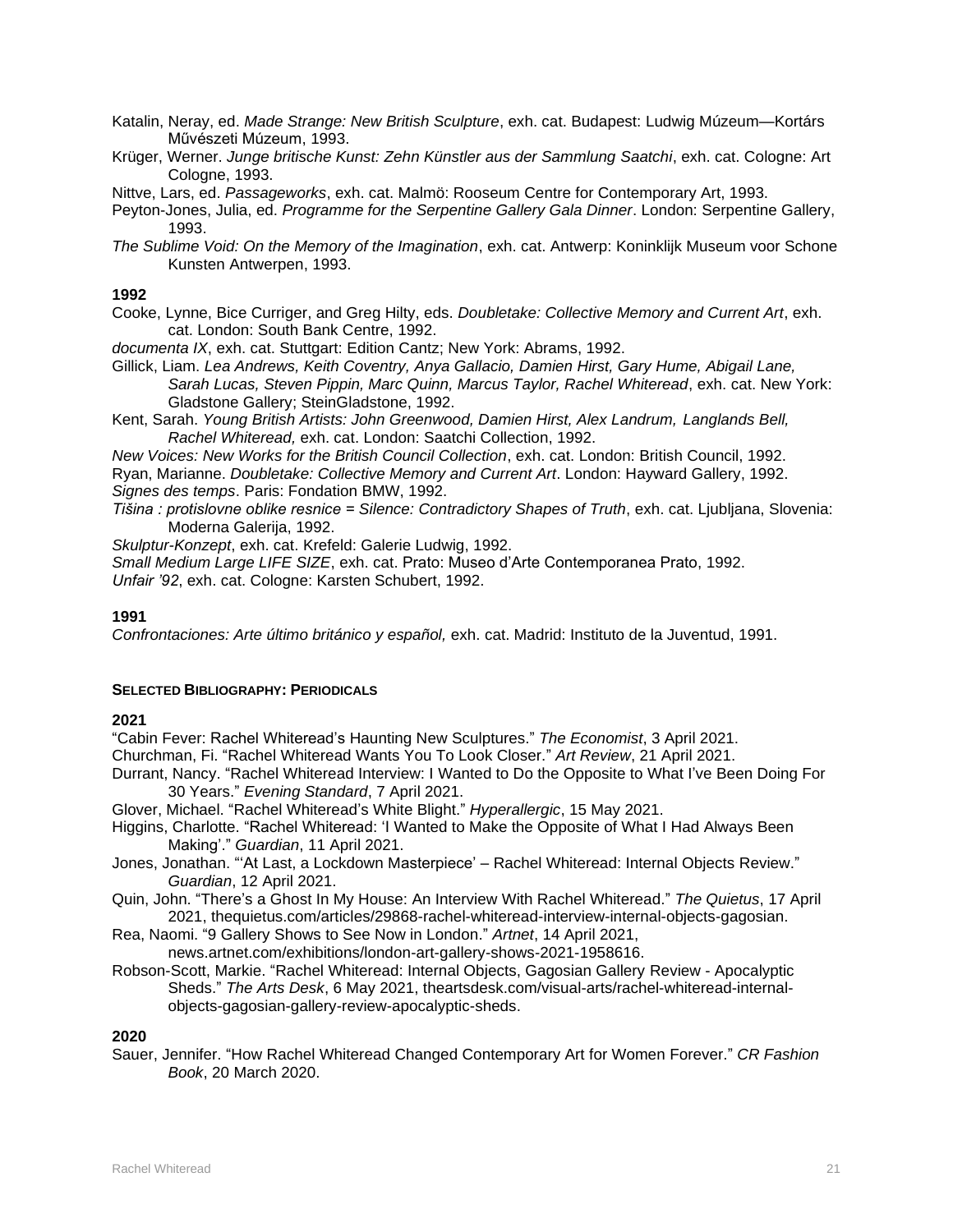Katalin, Neray, ed. *Made Strange: New British Sculpture*, exh. cat. Budapest: Ludwig Múzeum—Kortárs Művészeti Múzeum, 1993.

Krüger, Werner. *Junge britische Kunst: Zehn Künstler aus der Sammlung Saatchi*, exh. cat. Cologne: Art Cologne, 1993.

Nittve, Lars, ed. *Passageworks*, exh. cat. Malmö: Rooseum Centre for Contemporary Art, 1993.

Peyton-Jones, Julia, ed. *Programme for the Serpentine Gallery Gala Dinner*. London: Serpentine Gallery, 1993.

*The Sublime Void: On the Memory of the Imagination*, exh. cat. Antwerp: Koninklijk Museum voor Schone Kunsten Antwerpen, 1993.

**1992**

Cooke, Lynne, Bice Curriger, and Greg Hilty, eds. *Doubletake: Collective Memory and Current Art*, exh. cat. London: South Bank Centre, 1992.

*documenta IX*, exh. cat. Stuttgart: Edition Cantz; New York: Abrams, 1992.

Gillick, Liam. *Lea Andrews, Keith Coventry, Anya Gallacio, Damien Hirst, Gary Hume, Abigail Lane, Sarah Lucas, Steven Pippin, Marc Quinn, Marcus Taylor, Rachel Whiteread*, exh. cat. New York: Gladstone Gallery; SteinGladstone, 1992.

Kent, Sarah. *Young British Artists: John Greenwood, Damien Hirst, Alex Landrum, Langlands Bell, Rachel Whiteread,* exh. cat. London: Saatchi Collection, 1992.

*New Voices: New Works for the British Council Collection*, exh. cat. London: British Council, 1992.

Ryan, Marianne. *Doubletake: Collective Memory and Current Art*. London: Hayward Gallery, 1992.

*Signes des temps*. Paris: Fondation BMW, 1992.

*Tišina : protislovne oblike resnice = Silence: Contradictory Shapes of Truth*, exh. cat. Ljubljana, Slovenia: Moderna Galerija, 1992.

*Skulptur-Konzept*, exh. cat. Krefeld: Galerie Ludwig, 1992.

*Small Medium Large LIFE SIZE*, exh. cat. Prato: Museo d'Arte Contemporanea Prato, 1992.

*Unfair '92*, exh. cat. Cologne: Karsten Schubert, 1992.

**1991**

*Confrontaciones: Arte último británico y español,* exh. cat. Madrid: Instituto de la Juventud, 1991.

**SELECTED BIBLIOGRAPHY: PERIODICALS**

**2021**

"Cabin Fever: Rachel Whiteread's Haunting New Sculptures." *The Economist*, 3 April 2021.

Churchman, Fi. "Rachel Whiteread Wants You To Look Closer." *Art Review*, 21 April 2021.

Durrant, Nancy. "Rachel Whiteread Interview: I Wanted to Do the Opposite to What I've Been Doing For 30 Years." *Evening Standard*, 7 April 2021.

Glover, Michael. "Rachel Whiteread's White Blight." *Hyperallergic*, 15 May 2021.

Higgins, Charlotte. "Rachel Whiteread: 'I Wanted to Make the Opposite of What I Had Always Been Making'." *Guardian*, 11 April 2021.

Jones, Jonathan. "'At Last, a Lockdown Masterpiece' – Rachel Whiteread: Internal Objects Review." *Guardian*, 12 April 2021.

Quin, John. "There's a Ghost In My House: An Interview With Rachel Whiteread." *The Quietus*, 17 April 2021, thequietus.com/articles/29868-rachel-whiteread-interview-internal-objects-gagosian.

Rea, Naomi. "9 Gallery Shows to See Now in London." *Artnet*, 14 April 2021, news.artnet.com/exhibitions/london-art-gallery-shows-2021-1958616.

Robson-Scott, Markie. "Rachel Whiteread: Internal Objects, Gagosian Gallery Review - Apocalyptic Sheds." *The Arts Desk*, 6 May 2021, theartsdesk.com/visual-arts/rachel-whiteread-internal-objects-gagosian-gallery-review-apocalyptic-sheds.

**2020**

Sauer, Jennifer. "How Rachel Whiteread Changed Contemporary Art for Women Forever." *CR Fashion Book*, 20 March 2020.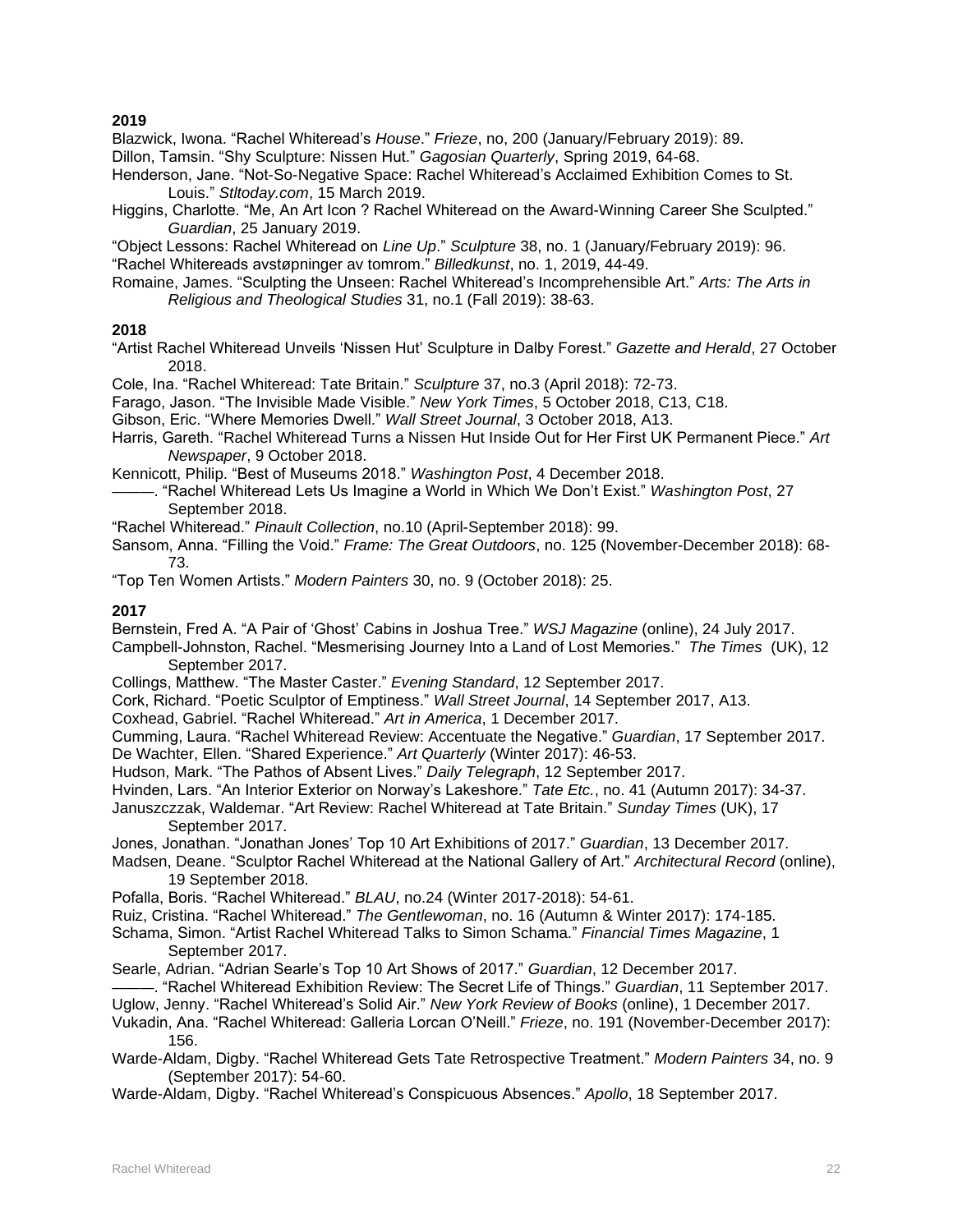**2019**

Blazwick, Iwona. "Rachel Whiteread's *House*." *Frieze*, no, 200 (January/February 2019): 89.

Dillon, Tamsin. "Shy Sculpture: Nissen Hut." *Gagosian Quarterly*, Spring 2019, 64-68.

Henderson, Jane. "Not-So-Negative Space: Rachel Whiteread's Acclaimed Exhibition Comes to St. Louis." *Stltoday.com*, 15 March 2019.

Higgins, Charlotte. "Me, An Art Icon ? Rachel Whiteread on the Award-Winning Career She Sculpted." *Guardian*, 25 January 2019.

"Object Lessons: Rachel Whiteread on *Line Up*." *Sculpture* 38, no. 1 (January/February 2019): 96.

"Rachel Whitereads avstøpninger av tomrom." *Billedkunst*, no. 1, 2019, 44-49.

Romaine, James. "Sculpting the Unseen: Rachel Whiteread's Incomprehensible Art." *Arts: The Arts in Religious and Theological Studies* 31, no.1 (Fall 2019): 38-63.

**2018**

"Artist Rachel Whiteread Unveils 'Nissen Hut' Sculpture in Dalby Forest." *Gazette and Herald*, 27 October 2018.

Cole, Ina. "Rachel Whiteread: Tate Britain." *Sculpture* 37, no.3 (April 2018): 72-73.

Farago, Jason. "The Invisible Made Visible." *New York Times*, 5 October 2018, C13, C18.

Gibson, Eric. "Where Memories Dwell." *Wall Street Journal*, 3 October 2018, A13.

Harris, Gareth. "Rachel Whiteread Turns a Nissen Hut Inside Out for Her First UK Permanent Piece." *Art Newspaper*, 9 October 2018.

Kennicott, Philip. "Best of Museums 2018." *Washington Post*, 4 December 2018.

———. "Rachel Whiteread Lets Us Imagine a World in Which We Don't Exist." *Washington Post*, 27 September 2018.

"Rachel Whiteread." *Pinault Collection*, no.10 (April-September 2018): 99.

Sansom, Anna. "Filling the Void." *Frame: The Great Outdoors*, no. 125 (November-December 2018): 68-73.

"Top Ten Women Artists." *Modern Painters* 30, no. 9 (October 2018): 25.

**2017**

Bernstein, Fred A. "A Pair of 'Ghost' Cabins in Joshua Tree." *WSJ Magazine* (online), 24 July 2017.

Campbell-Johnston, Rachel. "Mesmerising Journey Into a Land of Lost Memories." *The Times* (UK), 12 September 2017.

Collings, Matthew. "The Master Caster." *Evening Standard*, 12 September 2017.

Cork, Richard. "Poetic Sculptor of Emptiness." *Wall Street Journal*, 14 September 2017, A13.

Coxhead, Gabriel. "Rachel Whiteread." *Art in America*, 1 December 2017.

Cumming, Laura. "Rachel Whiteread Review: Accentuate the Negative." *Guardian*, 17 September 2017.

De Wachter, Ellen. "Shared Experience." *Art Quarterly* (Winter 2017): 46-53.

Hudson, Mark. "The Pathos of Absent Lives." *Daily Telegraph*, 12 September 2017.

Hvinden, Lars. "An Interior Exterior on Norway's Lakeshore." *Tate Etc.*, no. 41 (Autumn 2017): 34-37.

Januszczzak, Waldemar. "Art Review: Rachel Whiteread at Tate Britain." *Sunday Times* (UK), 17 September 2017.

Jones, Jonathan. "Jonathan Jones' Top 10 Art Exhibitions of 2017." *Guardian*, 13 December 2017.

Madsen, Deane. "Sculptor Rachel Whiteread at the National Gallery of Art." *Architectural Record* (online), 19 September 2018.

Pofalla, Boris. "Rachel Whiteread." *BLAU*, no.24 (Winter 2017-2018): 54-61.

Ruiz, Cristina. "Rachel Whiteread." *The Gentlewoman*, no. 16 (Autumn & Winter 2017): 174-185.

Schama, Simon. "Artist Rachel Whiteread Talks to Simon Schama." *Financial Times Magazine*, 1 September 2017.

Searle, Adrian. "Adrian Searle's Top 10 Art Shows of 2017." *Guardian*, 12 December 2017.

———. "Rachel Whiteread Exhibition Review: The Secret Life of Things." *Guardian*, 11 September 2017.

Uglow, Jenny. "Rachel Whiteread's Solid Air." *New York Review of Books* (online), 1 December 2017.

Vukadin, Ana. "Rachel Whiteread: Galleria Lorcan O'Neill." *Frieze*, no. 191 (November-December 2017): 156.

Warde-Aldam, Digby. "Rachel Whiteread Gets Tate Retrospective Treatment." *Modern Painters* 34, no. 9 (September 2017): 54-60.

Warde-Aldam, Digby. "Rachel Whiteread's Conspicuous Absences." *Apollo*, 18 September 2017.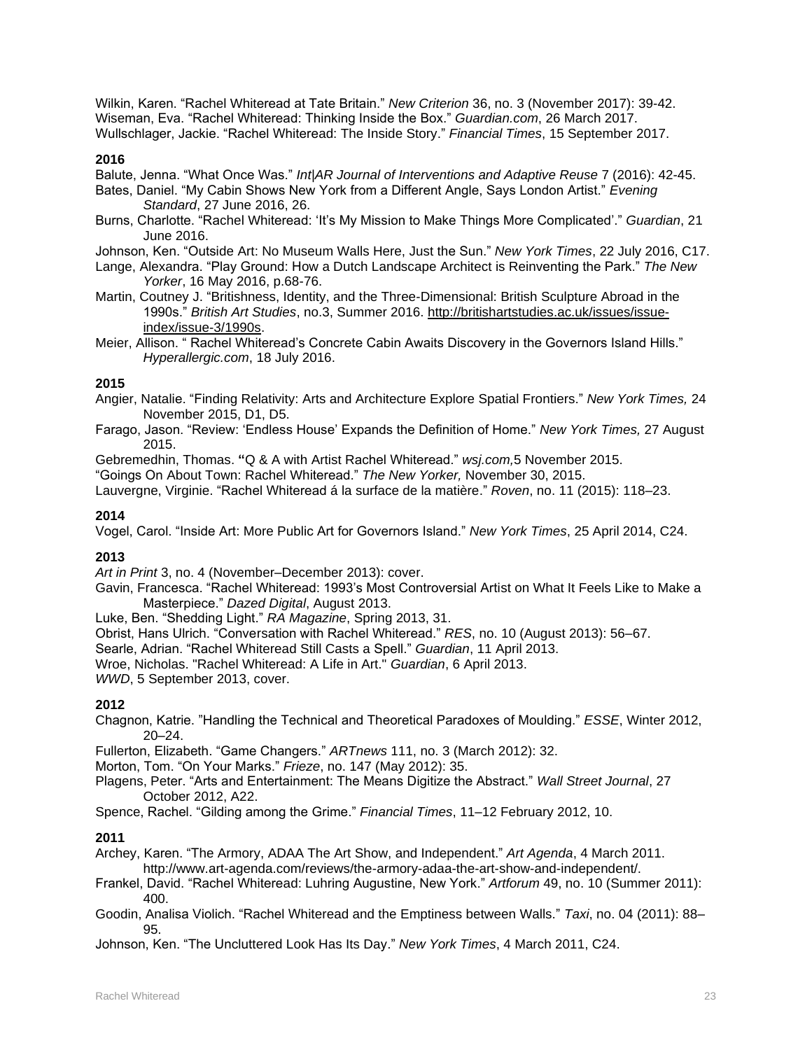Wilkin, Karen. "Rachel Whiteread at Tate Britain." *New Criterion* 36, no. 3 (November 2017): 39-42.
Wiseman, Eva. "Rachel Whiteread: Thinking Inside the Box." *Guardian.com*, 26 March 2017.
Wullschlager, Jackie. "Rachel Whiteread: The Inside Story." *Financial Times*, 15 September 2017.

**2016**

Balute, Jenna. "What Once Was." *Int|AR Journal of Interventions and Adaptive Reuse* 7 (2016): 42-45.
Bates, Daniel. "My Cabin Shows New York from a Different Angle, Says London Artist." *Evening Standard*, 27 June 2016, 26.
Burns, Charlotte. "Rachel Whiteread: 'It's My Mission to Make Things More Complicated'." *Guardian*, 21 June 2016.
Johnson, Ken. "Outside Art: No Museum Walls Here, Just the Sun." *New York Times*, 22 July 2016, C17.
Lange, Alexandra. "Play Ground: How a Dutch Landscape Architect is Reinventing the Park." *The New Yorker*, 16 May 2016, p.68-76.
Martin, Coutney J. "Britishness, Identity, and the Three-Dimensional: British Sculpture Abroad in the 1990s." *British Art Studies*, no.3, Summer 2016. http://britishartstudies.ac.uk/issues/issue-index/issue-3/1990s.
Meier, Allison. " Rachel Whiteread's Concrete Cabin Awaits Discovery in the Governors Island Hills." *Hyperallergic.com*, 18 July 2016.

**2015**

Angier, Natalie. "Finding Relativity: Arts and Architecture Explore Spatial Frontiers." *New York Times,* 24 November 2015, D1, D5.
Farago, Jason. "Review: 'Endless House' Expands the Definition of Home." *New York Times,* 27 August 2015.
Gebremedhin, Thomas. "Q & A with Artist Rachel Whiteread." *wsj.com,*5 November 2015.
"Goings On About Town: Rachel Whiteread." *The New Yorker,* November 30, 2015.
Lauvergne, Virginie. "Rachel Whiteread á la surface de la matière." *Roven*, no. 11 (2015): 118–23.

**2014**

Vogel, Carol. "Inside Art: More Public Art for Governors Island." *New York Times*, 25 April 2014, C24.

**2013**

*Art in Print* 3, no. 4 (November–December 2013): cover.
Gavin, Francesca. "Rachel Whiteread: 1993's Most Controversial Artist on What It Feels Like to Make a Masterpiece." *Dazed Digital*, August 2013.
Luke, Ben. "Shedding Light." *RA Magazine*, Spring 2013, 31.
Obrist, Hans Ulrich. "Conversation with Rachel Whiteread." *RES*, no. 10 (August 2013): 56–67.
Searle, Adrian. "Rachel Whiteread Still Casts a Spell." *Guardian*, 11 April 2013.
Wroe, Nicholas. "Rachel Whiteread: A Life in Art." *Guardian*, 6 April 2013.
*WWD*, 5 September 2013, cover.

**2012**

Chagnon, Katrie. "Handling the Technical and Theoretical Paradoxes of Moulding." *ESSE*, Winter 2012, 20–24.
Fullerton, Elizabeth. "Game Changers." *ARTnews* 111, no. 3 (March 2012): 32.
Morton, Tom. "On Your Marks." *Frieze*, no. 147 (May 2012): 35.
Plagens, Peter. "Arts and Entertainment: The Means Digitize the Abstract." *Wall Street Journal*, 27 October 2012, A22.
Spence, Rachel. "Gilding among the Grime." *Financial Times*, 11–12 February 2012, 10.

**2011**

Archey, Karen. "The Armory, ADAA The Art Show, and Independent." *Art Agenda*, 4 March 2011. http://www.art-agenda.com/reviews/the-armory-adaa-the-art-show-and-independent/.
Frankel, David. "Rachel Whiteread: Luhring Augustine, New York." *Artforum* 49, no. 10 (Summer 2011): 400.
Goodin, Analisa Violich. "Rachel Whiteread and the Emptiness between Walls." *Taxi*, no. 04 (2011): 88–95.
Johnson, Ken. "The Uncluttered Look Has Its Day." *New York Times*, 4 March 2011, C24.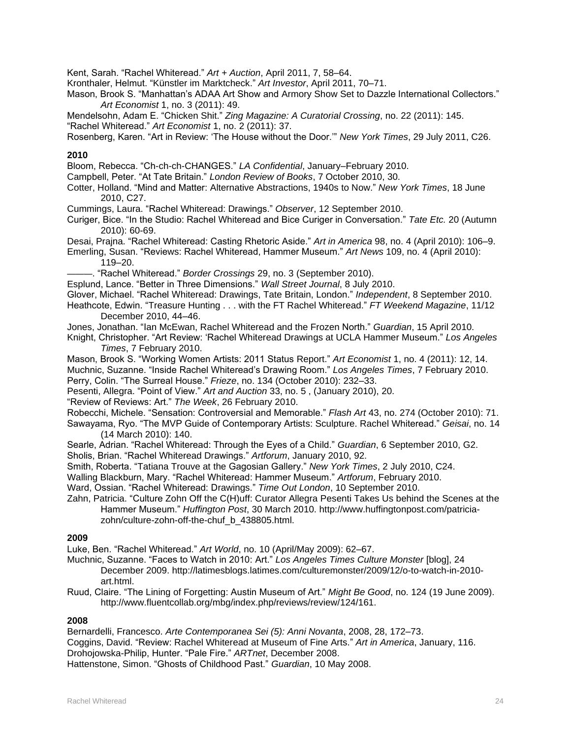Kent, Sarah. “Rachel Whiteread.” *Art + Auction*, April 2011, 7, 58–64.

Kronthaler, Helmut. “Künstler im Marktcheck.” *Art Investor*, April 2011, 70–71.

Mason, Brook S. “Manhattan’s ADAA Art Show and Armory Show Set to Dazzle International Collectors.” *Art Economist* 1, no. 3 (2011): 49.

Mendelsohn, Adam E. “Chicken Shit.” *Zing Magazine: A Curatorial Crossing*, no. 22 (2011): 145.

“Rachel Whiteread.” *Art Economist* 1, no. 2 (2011): 37.

Rosenberg, Karen. “Art in Review: ‘The House without the Door.’” *New York Times*, 29 July 2011, C26.

**2010**

Bloom, Rebecca. “Ch-ch-ch-CHANGES.” *LA Confidential*, January–February 2010.

Campbell, Peter. “At Tate Britain.” *London Review of Books*, 7 October 2010, 30.

Cotter, Holland. “Mind and Matter: Alternative Abstractions, 1940s to Now.” *New York Times*, 18 June 2010, C27.

Cummings, Laura. “Rachel Whiteread: Drawings.” *Observer*, 12 September 2010.

Curiger, Bice. “In the Studio: Rachel Whiteread and Bice Curiger in Conversation.” *Tate Etc.* 20 (Autumn 2010): 60-69.

Desai, Prajna. “Rachel Whiteread: Casting Rhetoric Aside.” *Art in America* 98, no. 4 (April 2010): 106–9.

Emerling, Susan. “Reviews: Rachel Whiteread, Hammer Museum.” *Art News* 109, no. 4 (April 2010): 119–20.

———. “Rachel Whiteread.” *Border Crossings* 29, no. 3 (September 2010).

Esplund, Lance. “Better in Three Dimensions.” *Wall Street Journal*, 8 July 2010.

Glover, Michael. “Rachel Whiteread: Drawings, Tate Britain, London.” *Independent*, 8 September 2010.

Heathcote, Edwin. “Treasure Hunting . . . with the FT Rachel Whiteread.” *FT Weekend Magazine*, 11/12 December 2010, 44–46.

Jones, Jonathan. “Ian McEwan, Rachel Whiteread and the Frozen North.” *Guardian*, 15 April 2010.

Knight, Christopher. “Art Review: ‘Rachel Whiteread Drawings at UCLA Hammer Museum.” *Los Angeles Times*, 7 February 2010.

Mason, Brook S. “Working Women Artists: 2011 Status Report.” *Art Economist* 1, no. 4 (2011): 12, 14.

Muchnic, Suzanne. “Inside Rachel Whiteread’s Drawing Room.” *Los Angeles Times*, 7 February 2010.

Perry, Colin. “The Surreal House.” *Frieze*, no. 134 (October 2010): 232–33.

Pesenti, Allegra. “Point of View.” *Art and Auction* 33, no. 5 , (January 2010), 20.

“Review of Reviews: Art.” *The Week*, 26 February 2010.

Robecchi, Michele. “Sensation: Controversial and Memorable.” *Flash Art* 43, no. 274 (October 2010): 71.

Sawayama, Ryo. “The MVP Guide of Contemporary Artists: Sculpture. Rachel Whiteread.” *Geisai*, no. 14 (14 March 2010): 140.

Searle, Adrian. “Rachel Whiteread: Through the Eyes of a Child.” *Guardian*, 6 September 2010, G2.

Sholis, Brian. “Rachel Whiteread Drawings.” *Artforum*, January 2010, 92.

Smith, Roberta. “Tatiana Trouve at the Gagosian Gallery.” *New York Times*, 2 July 2010, C24.

Walling Blackburn, Mary. “Rachel Whiteread: Hammer Museum.” *Artforum*, February 2010.

Ward, Ossian. “Rachel Whiteread: Drawings.” *Time Out London*, 10 September 2010.

Zahn, Patricia. “Culture Zohn Off the C(H)uff: Curator Allegra Pesenti Takes Us behind the Scenes at the Hammer Museum.” *Huffington Post*, 30 March 2010. http://www.huffingtonpost.com/patricia-zohn/culture-zohn-off-the-chuf_b_438805.html.

**2009**

Luke, Ben. “Rachel Whiteread.” *Art World*, no. 10 (April/May 2009): 62–67.

Muchnic, Suzanne. “Faces to Watch in 2010: Art.” *Los Angeles Times Culture Monster* [blog], 24 December 2009. http://latimesblogs.latimes.com/culturemonster/2009/12/o-to-watch-in-2010-art.html.

Ruud, Claire. “The Lining of Forgetting: Austin Museum of Art.” *Might Be Good*, no. 124 (19 June 2009). http://www.fluentcollab.org/mbg/index.php/reviews/review/124/161.

**2008**

Bernardelli, Francesco. *Arte Contemporanea Sei (5): Anni Novanta*, 2008, 28, 172–73.

Coggins, David. “Review: Rachel Whiteread at Museum of Fine Arts.” *Art in America*, January, 116.

Drohojowska-Philip, Hunter. “Pale Fire.” *ARTnet*, December 2008.

Hattenstone, Simon. “Ghosts of Childhood Past.” *Guardian*, 10 May 2008.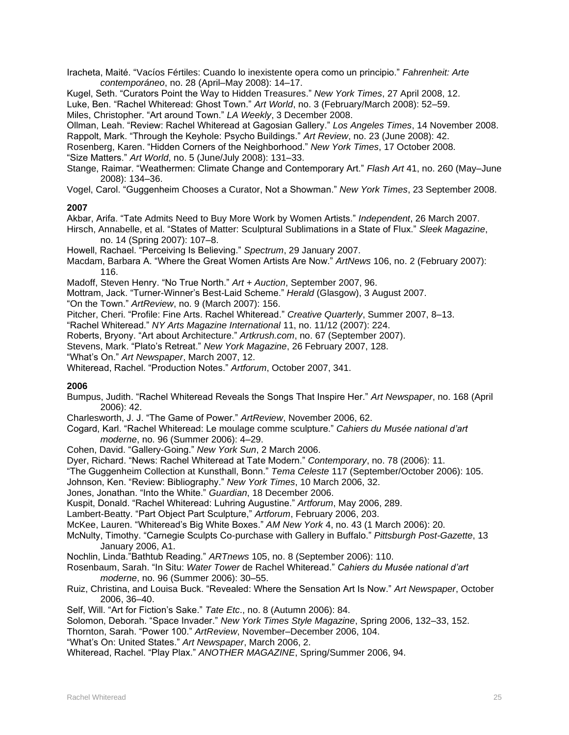Iracheta, Maité. “Vacíos Fértiles: Cuando lo inexistente opera como un principio.” *Fahrenheit: Arte contemporáneo*, no. 28 (April–May 2008): 14–17.

Kugel, Seth. “Curators Point the Way to Hidden Treasures.” *New York Times*, 27 April 2008, 12.

Luke, Ben. “Rachel Whiteread: Ghost Town.” *Art World*, no. 3 (February/March 2008): 52–59.

Miles, Christopher. “Art around Town.” *LA Weekly*, 3 December 2008.

Ollman, Leah. “Review: Rachel Whiteread at Gagosian Gallery.” *Los Angeles Times*, 14 November 2008.

Rappolt, Mark. “Through the Keyhole: Psycho Buildings.” *Art Review*, no. 23 (June 2008): 42.

Rosenberg, Karen. “Hidden Corners of the Neighborhood.” *New York Times*, 17 October 2008.

“Size Matters.” *Art World*, no. 5 (June/July 2008): 131–33.

Stange, Raimar. “Weathermen: Climate Change and Contemporary Art.” *Flash Art* 41, no. 260 (May–June 2008): 134–36.

Vogel, Carol. “Guggenheim Chooses a Curator, Not a Showman.” *New York Times*, 23 September 2008.

**2007**

Akbar, Arifa. “Tate Admits Need to Buy More Work by Women Artists.” *Independent*, 26 March 2007.

Hirsch, Annabelle, et al. “States of Matter: Sculptural Sublimations in a State of Flux.” *Sleek Magazine*, no. 14 (Spring 2007): 107–8.

Howell, Rachael. “Perceiving Is Believing.” *Spectrum*, 29 January 2007.

Macdam, Barbara A. “Where the Great Women Artists Are Now.” *ArtNews* 106, no. 2 (February 2007): 116.

Madoff, Steven Henry. “No True North.” *Art + Auction*, September 2007, 96.

Mottram, Jack. “Turner-Winner’s Best-Laid Scheme.” *Herald* (Glasgow), 3 August 2007.

“On the Town.” *ArtReview*, no. 9 (March 2007): 156.

Pitcher, Cheri. “Profile: Fine Arts. Rachel Whiteread.” *Creative Quarterly*, Summer 2007, 8–13.

“Rachel Whiteread.” *NY Arts Magazine International* 11, no. 11/12 (2007): 224.

Roberts, Bryony. “Art about Architecture.” *Artkrush.com*, no. 67 (September 2007).

Stevens, Mark. “Plato’s Retreat.” *New York Magazine*, 26 February 2007, 128.

“What’s On.” *Art Newspaper*, March 2007, 12.

Whiteread, Rachel. “Production Notes.” *Artforum*, October 2007, 341.

**2006**

Bumpus, Judith. “Rachel Whiteread Reveals the Songs That Inspire Her.” *Art Newspaper*, no. 168 (April 2006): 42.

Charlesworth, J. J. “The Game of Power.” *ArtReview*, November 2006, 62.

Cogard, Karl. “Rachel Whiteread: Le moulage comme sculpture.” *Cahiers du Musée national d’art moderne*, no. 96 (Summer 2006): 4–29.

Cohen, David. “Gallery-Going.” *New York Sun*, 2 March 2006.

Dyer, Richard. “News: Rachel Whiteread at Tate Modern.” *Contemporary*, no. 78 (2006): 11.

“The Guggenheim Collection at Kunsthall, Bonn.” *Tema Celeste* 117 (September/October 2006): 105.

Johnson, Ken. “Review: Bibliography.” *New York Times*, 10 March 2006, 32.

Jones, Jonathan. “Into the White.” *Guardian*, 18 December 2006.

Kuspit, Donald. “Rachel Whiteread: Luhring Augustine.” *Artforum*, May 2006, 289.

Lambert-Beatty. “Part Object Part Sculpture,” *Artforum*, February 2006, 203.

McKee, Lauren. “Whiteread’s Big White Boxes.” *AM New York* 4, no. 43 (1 March 2006): 20.

McNulty, Timothy. “Carnegie Sculpts Co-purchase with Gallery in Buffalo.” *Pittsburgh Post-Gazette*, 13 January 2006, A1.

Nochlin, Linda.”Bathtub Reading.” *ARTnews* 105, no. 8 (September 2006): 110.

Rosenbaum, Sarah. “In Situ: *Water Tower* de Rachel Whiteread.” *Cahiers du Musée national d’art moderne*, no. 96 (Summer 2006): 30–55.

Ruiz, Christina, and Louisa Buck. “Revealed: Where the Sensation Art Is Now.” *Art Newspaper*, October 2006, 36–40.

Self, Will. “Art for Fiction’s Sake.” *Tate Etc*., no. 8 (Autumn 2006): 84.

Solomon, Deborah. “Space Invader.” *New York Times Style Magazine*, Spring 2006, 132–33, 152.

Thornton, Sarah. “Power 100.” *ArtReview*, November–December 2006, 104.

“What’s On: United States.” *Art Newspaper*, March 2006, 2.

Whiteread, Rachel. “Play Plax.” *ANOTHER MAGAZINE*, Spring/Summer 2006, 94.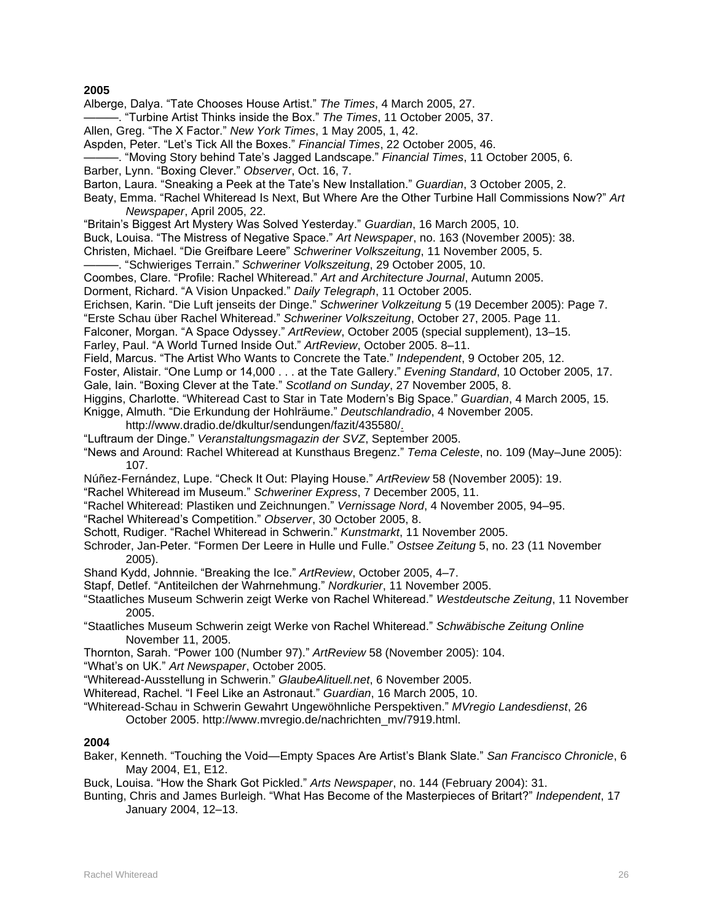**2005**

Alberge, Dalya. "Tate Chooses House Artist." *The Times*, 4 March 2005, 27.

———. "Turbine Artist Thinks inside the Box." *The Times*, 11 October 2005, 37.

Allen, Greg. "The X Factor." *New York Times*, 1 May 2005, 1, 42.

Aspden, Peter. "Let's Tick All the Boxes." *Financial Times*, 22 October 2005, 46.

———. "Moving Story behind Tate's Jagged Landscape." *Financial Times*, 11 October 2005, 6.

Barber, Lynn. "Boxing Clever." *Observer*, Oct. 16, 7.

Barton, Laura. "Sneaking a Peek at the Tate's New Installation." *Guardian*, 3 October 2005, 2.

Beaty, Emma. "Rachel Whiteread Is Next, But Where Are the Other Turbine Hall Commissions Now?" *Art Newspaper*, April 2005, 22.

"Britain's Biggest Art Mystery Was Solved Yesterday." *Guardian*, 16 March 2005, 10.

Buck, Louisa. "The Mistress of Negative Space." *Art Newspaper*, no. 163 (November 2005): 38.

Christen, Michael. "Die Greifbare Leere" *Schweriner Volkszeitung*, 11 November 2005, 5.

———. "Schwieriges Terrain." *Schweriner Volkszeitung*, 29 October 2005, 10.

Coombes, Clare. "Profile: Rachel Whiteread." *Art and Architecture Journal*, Autumn 2005.

Dorment, Richard. "A Vision Unpacked." *Daily Telegraph*, 11 October 2005.

Erichsen, Karin. "Die Luft jenseits der Dinge." *Schweriner Volkzeitung* 5 (19 December 2005): Page 7.

"Erste Schau über Rachel Whiteread." *Schweriner Volkszeitung*, October 27, 2005. Page 11.

Falconer, Morgan. "A Space Odyssey." *ArtReview*, October 2005 (special supplement), 13–15.

Farley, Paul. "A World Turned Inside Out." *ArtReview*, October 2005. 8–11.

Field, Marcus. "The Artist Who Wants to Concrete the Tate." *Independent*, 9 October 205, 12.

Foster, Alistair. "One Lump or 14,000 . . . at the Tate Gallery." *Evening Standard*, 10 October 2005, 17.

Gale, Iain. "Boxing Clever at the Tate." *Scotland on Sunday*, 27 November 2005, 8.

Higgins, Charlotte. "Whiteread Cast to Star in Tate Modern's Big Space." *Guardian*, 4 March 2005, 15.

Knigge, Almuth. "Die Erkundung der Hohlräume." *Deutschlandradio*, 4 November 2005. http://www.dradio.de/dkultur/sendungen/fazit/435580/.

"Luftraum der Dinge." *Veranstaltungsmagazin der SVZ*, September 2005.

"News and Around: Rachel Whiteread at Kunsthaus Bregenz." *Tema Celeste*, no. 109 (May–June 2005): 107.

Núñez-Fernández, Lupe. "Check It Out: Playing House." *ArtReview* 58 (November 2005): 19.

"Rachel Whiteread im Museum." *Schweriner Express*, 7 December 2005, 11.

"Rachel Whiteread: Plastiken und Zeichnungen." *Vernissage Nord*, 4 November 2005, 94–95.

"Rachel Whiteread's Competition." *Observer*, 30 October 2005, 8.

Schott, Rudiger. "Rachel Whiteread in Schwerin." *Kunstmarkt*, 11 November 2005.

Schroder, Jan-Peter. "Formen Der Leere in Hulle und Fulle." *Ostsee Zeitung* 5, no. 23 (11 November 2005).

Shand Kydd, Johnnie. "Breaking the Ice." *ArtReview*, October 2005, 4–7.

Stapf, Detlef. "Antiteilchen der Wahrnehmung." *Nordkurier*, 11 November 2005.

"Staatliches Museum Schwerin zeigt Werke von Rachel Whiteread." *Westdeutsche Zeitung*, 11 November 2005.

"Staatliches Museum Schwerin zeigt Werke von Rachel Whiteread." *Schwäbische Zeitung Online* November 11, 2005.

Thornton, Sarah. "Power 100 (Number 97)." *ArtReview* 58 (November 2005): 104.

"What's on UK." *Art Newspaper*, October 2005.

"Whiteread-Ausstellung in Schwerin." *GlaubeAlituell.net*, 6 November 2005.

Whiteread, Rachel. "I Feel Like an Astronaut." *Guardian*, 16 March 2005, 10.

"Whiteread-Schau in Schwerin Gewahrt Ungewöhnliche Perspektiven." *MVregio Landesdienst*, 26 October 2005. http://www.mvregio.de/nachrichten_mv/7919.html.

**2004**

Baker, Kenneth. "Touching the Void—Empty Spaces Are Artist's Blank Slate." *San Francisco Chronicle*, 6 May 2004, E1, E12.

Buck, Louisa. "How the Shark Got Pickled." *Arts Newspaper*, no. 144 (February 2004): 31.

Bunting, Chris and James Burleigh. "What Has Become of the Masterpieces of Britart?" *Independent*, 17 January 2004, 12–13.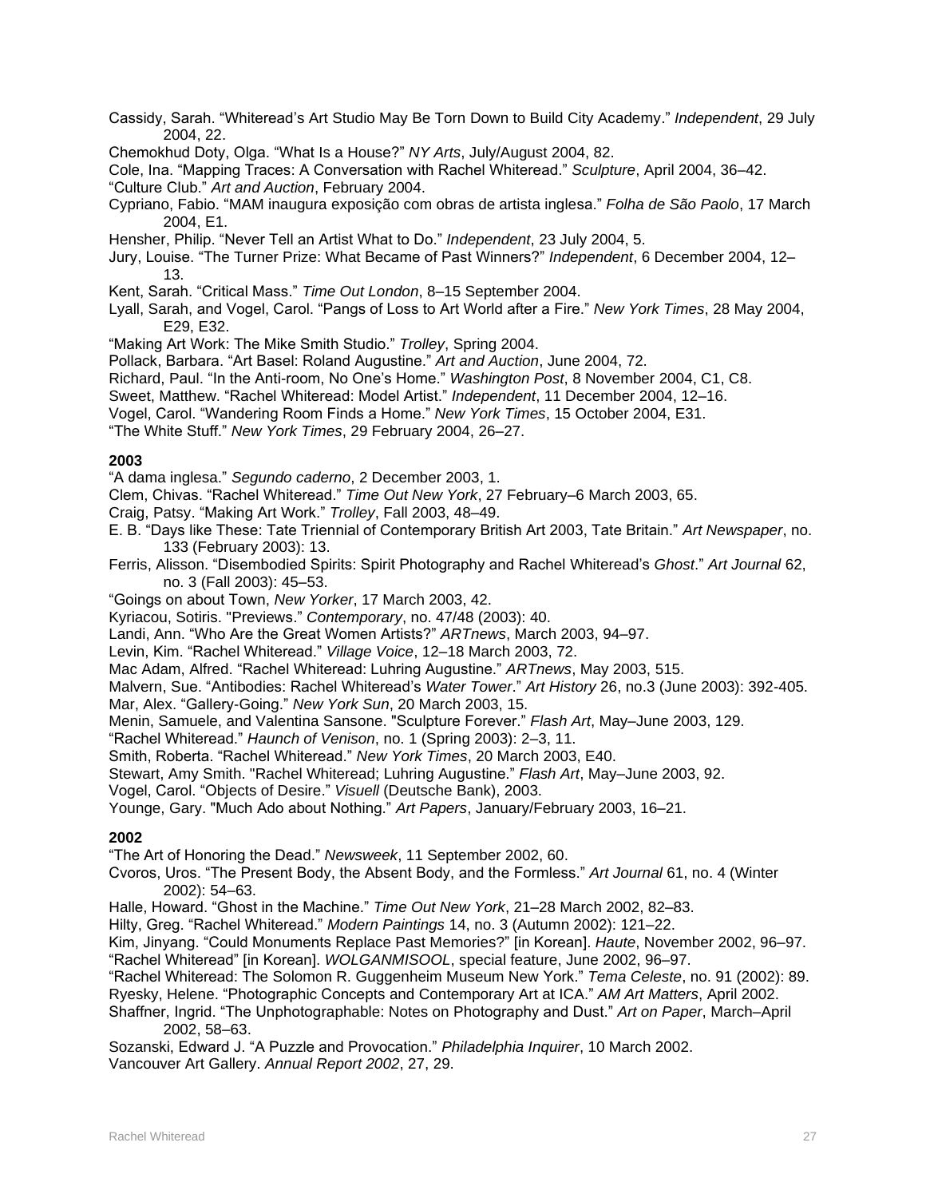Cassidy, Sarah. “Whiteread’s Art Studio May Be Torn Down to Build City Academy.” *Independent*, 29 July 2004, 22.

Chemokhud Doty, Olga. “What Is a House?” *NY Arts*, July/August 2004, 82.

Cole, Ina. “Mapping Traces: A Conversation with Rachel Whiteread.” *Sculpture*, April 2004, 36–42.

“Culture Club.” *Art and Auction*, February 2004.

Cypriano, Fabio. “MAM inaugura exposição com obras de artista inglesa.” *Folha de São Paolo*, 17 March 2004, E1.

Hensher, Philip. “Never Tell an Artist What to Do.” *Independent*, 23 July 2004, 5.

Jury, Louise. “The Turner Prize: What Became of Past Winners?” *Independent*, 6 December 2004, 12–13.

Kent, Sarah. “Critical Mass.” *Time Out London*, 8–15 September 2004.

Lyall, Sarah, and Vogel, Carol. “Pangs of Loss to Art World after a Fire.” *New York Times*, 28 May 2004, E29, E32.

“Making Art Work: The Mike Smith Studio.” *Trolley*, Spring 2004.

Pollack, Barbara. “Art Basel: Roland Augustine.” *Art and Auction*, June 2004, 72.

Richard, Paul. “In the Anti-room, No One’s Home.” *Washington Post*, 8 November 2004, C1, C8.

Sweet, Matthew. “Rachel Whiteread: Model Artist.” *Independent*, 11 December 2004, 12–16.

Vogel, Carol. “Wandering Room Finds a Home.” *New York Times*, 15 October 2004, E31.

“The White Stuff.” *New York Times*, 29 February 2004, 26–27.

**2003**

“A dama inglesa.” *Segundo caderno*, 2 December 2003, 1.

Clem, Chivas. “Rachel Whiteread.” *Time Out New York*, 27 February–6 March 2003, 65.

Craig, Patsy. “Making Art Work.” *Trolley*, Fall 2003, 48–49.

E. B. “Days like These: Tate Triennial of Contemporary British Art 2003, Tate Britain.” *Art Newspaper*, no. 133 (February 2003): 13.

Ferris, Alisson. “Disembodied Spirits: Spirit Photography and Rachel Whiteread’s *Ghost*.” *Art Journal* 62, no. 3 (Fall 2003): 45–53.

“Goings on about Town, *New Yorker*, 17 March 2003, 42.

Kyriacou, Sotiris. "Previews.” *Contemporary*, no. 47/48 (2003): 40.

Landi, Ann. “Who Are the Great Women Artists?” *ARTnews*, March 2003, 94–97.

Levin, Kim. “Rachel Whiteread.” *Village Voice*, 12–18 March 2003, 72.

Mac Adam, Alfred. “Rachel Whiteread: Luhring Augustine.” *ARTnews*, May 2003, 515.

Malvern, Sue. “Antibodies: Rachel Whiteread’s *Water Tower*.” *Art History* 26, no.3 (June 2003): 392-405.

Mar, Alex. “Gallery-Going.” *New York Sun*, 20 March 2003, 15.

Menin, Samuele, and Valentina Sansone. "Sculpture Forever." *Flash Art*, May–June 2003, 129.

“Rachel Whiteread.” *Haunch of Venison*, no. 1 (Spring 2003): 2–3, 11.

Smith, Roberta. “Rachel Whiteread.” *New York Times*, 20 March 2003, E40.

Stewart, Amy Smith. "Rachel Whiteread; Luhring Augustine.” *Flash Art*, May–June 2003, 92.

Vogel, Carol. “Objects of Desire.” *Visuell* (Deutsche Bank), 2003.

Younge, Gary. "Much Ado about Nothing.” *Art Papers*, January/February 2003, 16–21.

**2002**

“The Art of Honoring the Dead.” *Newsweek*, 11 September 2002, 60.

Cvoros, Uros. “The Present Body, the Absent Body, and the Formless.” *Art Journal* 61, no. 4 (Winter 2002): 54–63.

Halle, Howard. “Ghost in the Machine.” *Time Out New York*, 21–28 March 2002, 82–83.

Hilty, Greg. “Rachel Whiteread.” *Modern Paintings* 14, no. 3 (Autumn 2002): 121–22.

Kim, Jinyang. “Could Monuments Replace Past Memories?” [in Korean]. *Haute*, November 2002, 96–97.

“Rachel Whiteread” [in Korean]. *WOLGANMISOOL*, special feature, June 2002, 96–97.

“Rachel Whiteread: The Solomon R. Guggenheim Museum New York.” *Tema Celeste*, no. 91 (2002): 89.

Ryesky, Helene. “Photographic Concepts and Contemporary Art at ICA.” *AM Art Matters*, April 2002.

Shaffner, Ingrid. “The Unphotographable: Notes on Photography and Dust.” *Art on Paper*, March–April 2002, 58–63.

Sozanski, Edward J. “A Puzzle and Provocation.” *Philadelphia Inquirer*, 10 March 2002.

Vancouver Art Gallery. *Annual Report 2002*, 27, 29.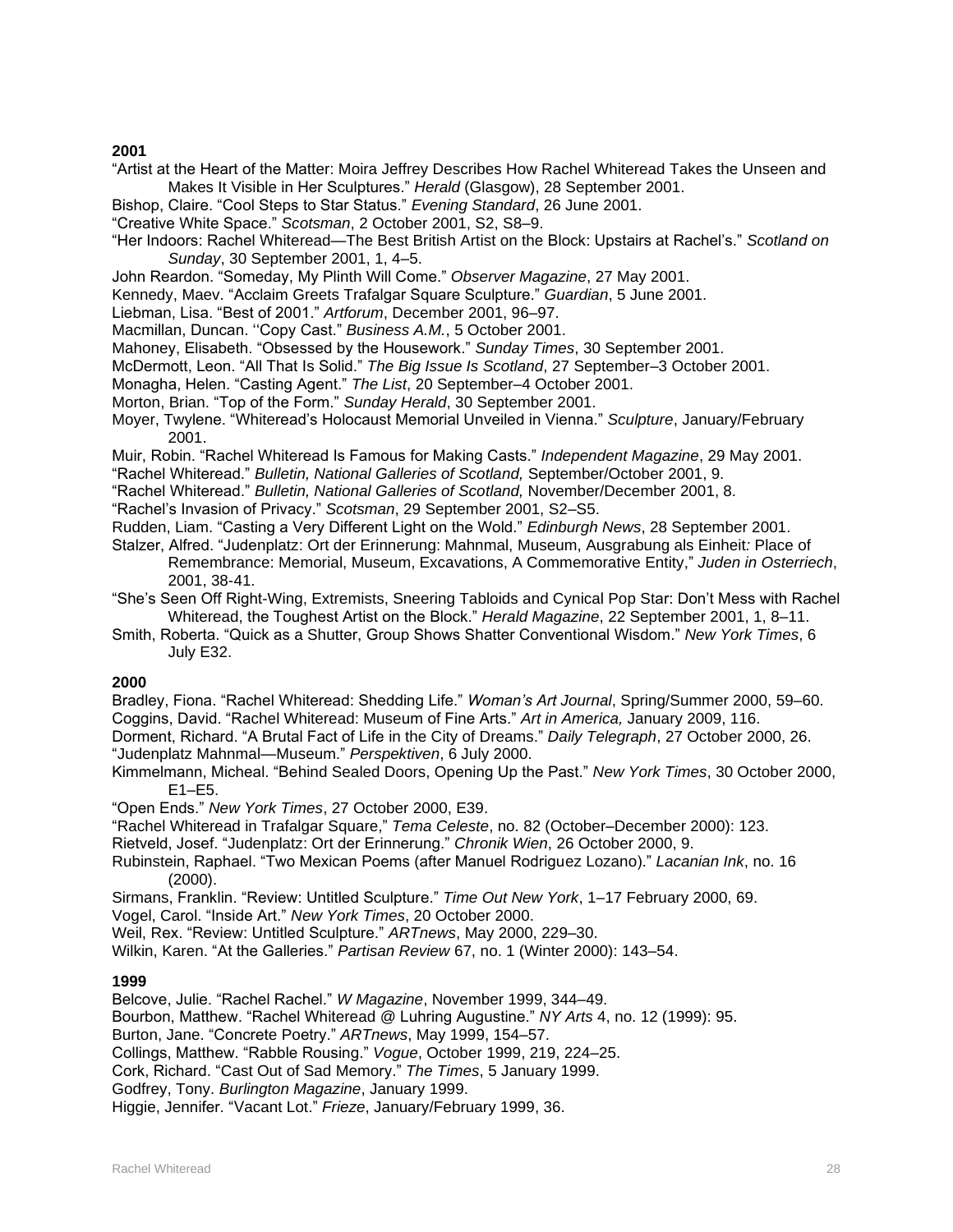**2001**

"Artist at the Heart of the Matter: Moira Jeffrey Describes How Rachel Whiteread Takes the Unseen and Makes It Visible in Her Sculptures." *Herald* (Glasgow), 28 September 2001.

Bishop, Claire. "Cool Steps to Star Status." *Evening Standard*, 26 June 2001.

"Creative White Space." *Scotsman*, 2 October 2001, S2, S8–9.

"Her Indoors: Rachel Whiteread—The Best British Artist on the Block: Upstairs at Rachel's." *Scotland on Sunday*, 30 September 2001, 1, 4–5.

John Reardon. "Someday, My Plinth Will Come." *Observer Magazine*, 27 May 2001.

Kennedy, Maev. "Acclaim Greets Trafalgar Square Sculpture." *Guardian*, 5 June 2001.

Liebman, Lisa. "Best of 2001." *Artforum*, December 2001, 96–97.

Macmillan, Duncan. ''Copy Cast." *Business A.M.*, 5 October 2001.

Mahoney, Elisabeth. "Obsessed by the Housework." *Sunday Times*, 30 September 2001.

McDermott, Leon. "All That Is Solid." *The Big Issue Is Scotland*, 27 September–3 October 2001.

Monagha, Helen. "Casting Agent." *The List*, 20 September–4 October 2001.

Morton, Brian. "Top of the Form." *Sunday Herald*, 30 September 2001.

Moyer, Twylene. "Whiteread's Holocaust Memorial Unveiled in Vienna." *Sculpture*, January/February 2001.

Muir, Robin. "Rachel Whiteread Is Famous for Making Casts." *Independent Magazine*, 29 May 2001.

"Rachel Whiteread." *Bulletin, National Galleries of Scotland,* September/October 2001, 9.

"Rachel Whiteread." *Bulletin, National Galleries of Scotland,* November/December 2001, 8.

"Rachel's Invasion of Privacy." *Scotsman*, 29 September 2001, S2–S5.

Rudden, Liam. "Casting a Very Different Light on the Wold." *Edinburgh News*, 28 September 2001.

Stalzer, Alfred. "Judenplatz: Ort der Erinnerung: Mahnmal, Museum, Ausgrabung als Einheit*:* Place of Remembrance: Memorial, Museum, Excavations, A Commemorative Entity," *Juden in Osterriech*, 2001, 38-41.

"She's Seen Off Right-Wing, Extremists, Sneering Tabloids and Cynical Pop Star: Don't Mess with Rachel Whiteread, the Toughest Artist on the Block." *Herald Magazine*, 22 September 2001, 1, 8–11.

Smith, Roberta. "Quick as a Shutter, Group Shows Shatter Conventional Wisdom." *New York Times*, 6 July E32.

**2000**

Bradley, Fiona. "Rachel Whiteread: Shedding Life." *Woman's Art Journal*, Spring/Summer 2000, 59–60.

Coggins, David. "Rachel Whiteread: Museum of Fine Arts." *Art in America,* January 2009, 116.

Dorment, Richard. "A Brutal Fact of Life in the City of Dreams." *Daily Telegraph*, 27 October 2000, 26.

"Judenplatz Mahnmal—Museum." *Perspektiven*, 6 July 2000.

Kimmelmann, Micheal. "Behind Sealed Doors, Opening Up the Past." *New York Times*, 30 October 2000, E1–E5.

"Open Ends." *New York Times*, 27 October 2000, E39.

"Rachel Whiteread in Trafalgar Square," *Tema Celeste*, no. 82 (October–December 2000): 123.

Rietveld, Josef. "Judenplatz: Ort der Erinnerung." *Chronik Wien*, 26 October 2000, 9.

Rubinstein, Raphael. "Two Mexican Poems (after Manuel Rodriguez Lozano)." *Lacanian Ink*, no. 16 (2000).

Sirmans, Franklin. "Review: Untitled Sculpture." *Time Out New York*, 1–17 February 2000, 69.

Vogel, Carol. "Inside Art." *New York Times*, 20 October 2000.

Weil, Rex. "Review: Untitled Sculpture." *ARTnews*, May 2000, 229–30.

Wilkin, Karen. "At the Galleries." *Partisan Review* 67, no. 1 (Winter 2000): 143–54.

**1999**

Belcove, Julie. "Rachel Rachel." *W Magazine*, November 1999, 344–49.

Bourbon, Matthew. "Rachel Whiteread @ Luhring Augustine." *NY Arts* 4, no. 12 (1999): 95.

Burton, Jane. "Concrete Poetry." *ARTnews*, May 1999, 154–57.

Collings, Matthew. "Rabble Rousing." *Vogue*, October 1999, 219, 224–25.

Cork, Richard. "Cast Out of Sad Memory." *The Times*, 5 January 1999.

Godfrey, Tony. *Burlington Magazine*, January 1999.

Higgie, Jennifer. "Vacant Lot." *Frieze*, January/February 1999, 36.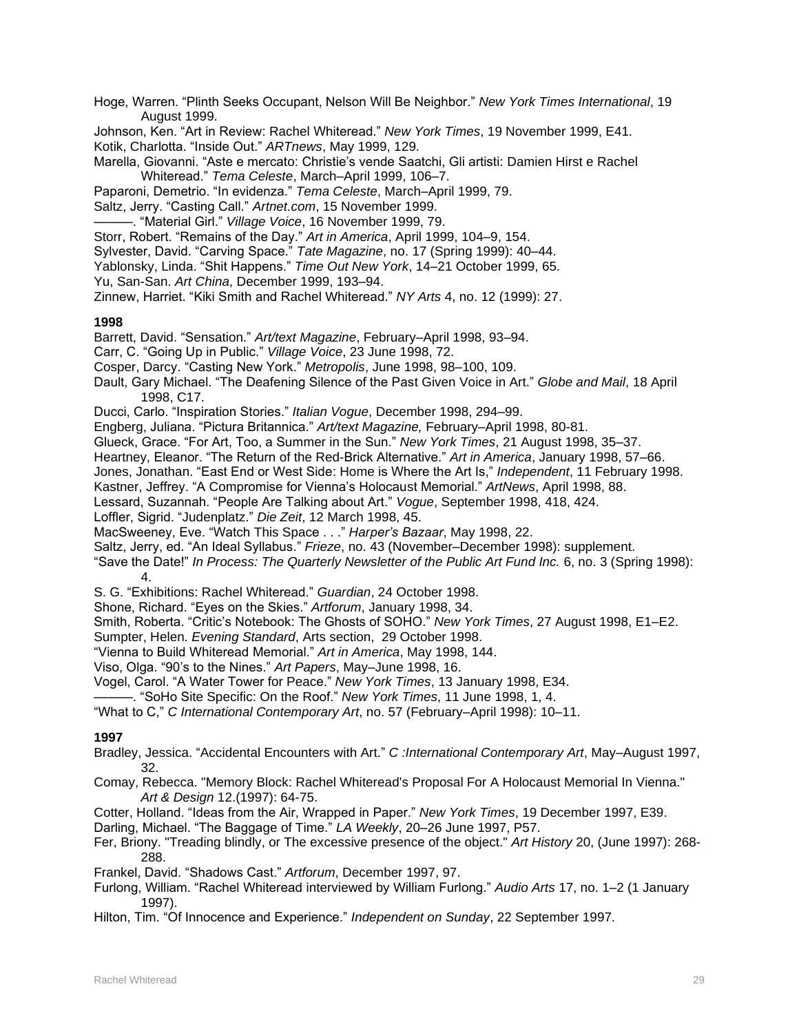Hoge, Warren. “Plinth Seeks Occupant, Nelson Will Be Neighbor.” *New York Times International*, 19 August 1999.

Johnson, Ken. “Art in Review: Rachel Whiteread.” *New York Times*, 19 November 1999, E41.

Kotik, Charlotta. “Inside Out.” *ARTnews*, May 1999, 129.

Marella, Giovanni. “Aste e mercato: Christie’s vende Saatchi, Gli artisti: Damien Hirst e Rachel Whiteread.” *Tema Celeste*, March–April 1999, 106–7.

Paparoni, Demetrio. “In evidenza.” *Tema Celeste*, March–April 1999, 79.

Saltz, Jerry. “Casting Call.” *Artnet.com*, 15 November 1999.

———. “Material Girl.” *Village Voice*, 16 November 1999, 79.

Storr, Robert. “Remains of the Day.” *Art in America*, April 1999, 104–9, 154.

Sylvester, David. “Carving Space.” *Tate Magazine*, no. 17 (Spring 1999): 40–44.

Yablonsky, Linda. “Shit Happens.” *Time Out New York*, 14–21 October 1999, 65.

Yu, San-San. *Art China*, December 1999, 193–94.

Zinnew, Harriet. “Kiki Smith and Rachel Whiteread.” *NY Arts* 4, no. 12 (1999): 27.

**1998**

Barrett, David. “Sensation.” *Art/text Magazine*, February–April 1998, 93–94.

Carr, C. “Going Up in Public.” *Village Voice*, 23 June 1998, 72.

Cosper, Darcy. “Casting New York.” *Metropolis*, June 1998, 98–100, 109.

Dault, Gary Michael. “The Deafening Silence of the Past Given Voice in Art.” *Globe and Mail*, 18 April 1998, C17.

Ducci, Carlo. “Inspiration Stories.” *Italian Vogue*, December 1998, 294–99.

Engberg, Juliana. “Pictura Britannica.” *Art/text Magazine,* February–April 1998, 80-81.

Glueck, Grace. “For Art, Too, a Summer in the Sun.” *New York Times*, 21 August 1998, 35–37.

Heartney, Eleanor. “The Return of the Red-Brick Alternative.” *Art in America*, January 1998, 57–66.

Jones, Jonathan. “East End or West Side: Home is Where the Art Is,” *Independent*, 11 February 1998.

Kastner, Jeffrey. “A Compromise for Vienna’s Holocaust Memorial.” *ArtNews*, April 1998, 88.

Lessard, Suzannah. “People Are Talking about Art.” *Vogue*, September 1998, 418, 424.

Loffler, Sigrid. “Judenplatz.” *Die Zeit*, 12 March 1998, 45.

MacSweeney, Eve. “Watch This Space . . .” *Harper’s Bazaar*, May 1998, 22.

Saltz, Jerry, ed. “An Ideal Syllabus.” *Frieze*, no. 43 (November–December 1998): supplement.

“Save the Date!” *In Process: The Quarterly Newsletter of the Public Art Fund Inc.* 6, no. 3 (Spring 1998): 4.

S. G. “Exhibitions: Rachel Whiteread.” *Guardian*, 24 October 1998.

Shone, Richard. “Eyes on the Skies.” *Artforum*, January 1998, 34.

Smith, Roberta. “Critic’s Notebook: The Ghosts of SOHO.” *New York Times*, 27 August 1998, E1–E2.

Sumpter, Helen. *Evening Standard*, Arts section, 29 October 1998.

“Vienna to Build Whiteread Memorial.” *Art in America*, May 1998, 144.

Viso, Olga. “90’s to the Nines.” *Art Papers*, May–June 1998, 16.

Vogel, Carol. “A Water Tower for Peace.” *New York Times*, 13 January 1998, E34.

———. “SoHo Site Specific: On the Roof.” *New York Times*, 11 June 1998, 1, 4.

“What to C,” *C International Contemporary Art*, no. 57 (February–April 1998): 10–11.

**1997**

Bradley, Jessica. “Accidental Encounters with Art.” *C :International Contemporary Art*, May–August 1997, 32.

Comay, Rebecca. "Memory Block: Rachel Whiteread's Proposal For A Holocaust Memorial In Vienna." *Art & Design* 12.(1997): 64-75.

Cotter, Holland. “Ideas from the Air, Wrapped in Paper.” *New York Times*, 19 December 1997, E39.

Darling, Michael. “The Baggage of Time.” *LA Weekly*, 20–26 June 1997, P57.

Fer, Briony. "Treading blindly, or The excessive presence of the object." *Art History* 20, (June 1997): 268-288.

Frankel, David. “Shadows Cast.” *Artforum*, December 1997, 97.

Furlong, William. “Rachel Whiteread interviewed by William Furlong.” *Audio Arts* 17, no. 1–2 (1 January 1997).

Hilton, Tim. “Of Innocence and Experience.” *Independent on Sunday*, 22 September 1997.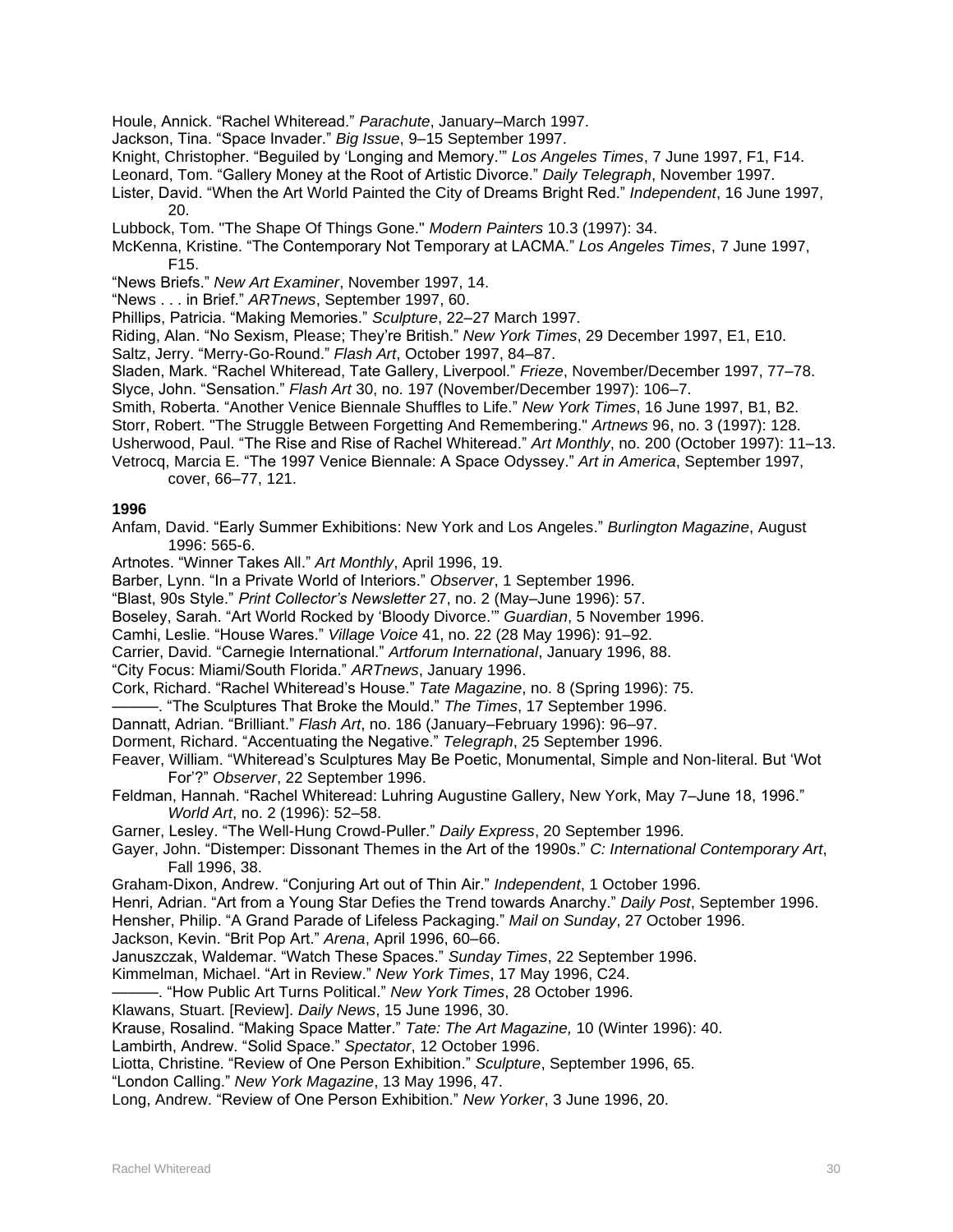Houle, Annick. “Rachel Whiteread.” *Parachute*, January–March 1997.

Jackson, Tina. “Space Invader.” *Big Issue*, 9–15 September 1997.

Knight, Christopher. “Beguiled by ‘Longing and Memory.’” *Los Angeles Times*, 7 June 1997, F1, F14.

Leonard, Tom. “Gallery Money at the Root of Artistic Divorce.” *Daily Telegraph*, November 1997.

Lister, David. “When the Art World Painted the City of Dreams Bright Red.” *Independent*, 16 June 1997, 20.

Lubbock, Tom. "The Shape Of Things Gone." *Modern Painters* 10.3 (1997): 34.

McKenna, Kristine. “The Contemporary Not Temporary at LACMA.” *Los Angeles Times*, 7 June 1997, F15.

“News Briefs.” *New Art Examiner*, November 1997, 14.

“News . . . in Brief.” *ARTnews*, September 1997, 60.

Phillips, Patricia. “Making Memories.” *Sculpture*, 22–27 March 1997.

Riding, Alan. “No Sexism, Please; They’re British.” *New York Times*, 29 December 1997, E1, E10.

Saltz, Jerry. “Merry-Go-Round.” *Flash Art*, October 1997, 84–87.

Sladen, Mark. “Rachel Whiteread, Tate Gallery, Liverpool.” *Frieze*, November/December 1997, 77–78.

Slyce, John. “Sensation.” *Flash Art* 30, no. 197 (November/December 1997): 106–7.

Smith, Roberta. “Another Venice Biennale Shuffles to Life.” *New York Times*, 16 June 1997, B1, B2.

Storr, Robert. "The Struggle Between Forgetting And Remembering." *Artnews* 96, no. 3 (1997): 128.

Usherwood, Paul. “The Rise and Rise of Rachel Whiteread.” *Art Monthly*, no. 200 (October 1997): 11–13.

Vetrocq, Marcia E. “The 1997 Venice Biennale: A Space Odyssey.” *Art in America*, September 1997, cover, 66–77, 121.

**1996**

Anfam, David. “Early Summer Exhibitions: New York and Los Angeles.” *Burlington Magazine*, August 1996: 565-6.

Artnotes. “Winner Takes All.” *Art Monthly*, April 1996, 19.

Barber, Lynn. “In a Private World of Interiors.” *Observer*, 1 September 1996.

“Blast, 90s Style.” *Print Collector’s Newsletter* 27, no. 2 (May–June 1996): 57.

Boseley, Sarah. “Art World Rocked by ‘Bloody Divorce.’” *Guardian*, 5 November 1996.

Camhi, Leslie. “House Wares.” *Village Voice* 41, no. 22 (28 May 1996): 91–92.

Carrier, David. “Carnegie International.” *Artforum International*, January 1996, 88.

“City Focus: Miami/South Florida.” *ARTnews*, January 1996.

Cork, Richard. “Rachel Whiteread’s House.” *Tate Magazine*, no. 8 (Spring 1996): 75.

———. “The Sculptures That Broke the Mould.” *The Times*, 17 September 1996.

Dannatt, Adrian. “Brilliant.” *Flash Art*, no. 186 (January–February 1996): 96–97.

Dorment, Richard. “Accentuating the Negative.” *Telegraph*, 25 September 1996.

Feaver, William. “Whiteread’s Sculptures May Be Poetic, Monumental, Simple and Non-literal. But ‘Wot For’?” *Observer*, 22 September 1996.

Feldman, Hannah. “Rachel Whiteread: Luhring Augustine Gallery, New York, May 7–June 18, 1996.” *World Art*, no. 2 (1996): 52–58.

Garner, Lesley. “The Well-Hung Crowd-Puller.” *Daily Express*, 20 September 1996.

Gayer, John. “Distemper: Dissonant Themes in the Art of the 1990s.” *C: International Contemporary Art*, Fall 1996, 38.

Graham-Dixon, Andrew. “Conjuring Art out of Thin Air.” *Independent*, 1 October 1996.

Henri, Adrian. “Art from a Young Star Defies the Trend towards Anarchy.” *Daily Post*, September 1996.

Hensher, Philip. “A Grand Parade of Lifeless Packaging.” *Mail on Sunday*, 27 October 1996.

Jackson, Kevin. “Brit Pop Art.” *Arena*, April 1996, 60–66.

Januszczak, Waldemar. “Watch These Spaces.” *Sunday Times*, 22 September 1996.

Kimmelman, Michael. “Art in Review.” *New York Times*, 17 May 1996, C24.

———. “How Public Art Turns Political.” *New York Times*, 28 October 1996.

Klawans, Stuart. [Review]. *Daily News*, 15 June 1996, 30.

Krause, Rosalind. “Making Space Matter.” *Tate: The Art Magazine,* 10 (Winter 1996): 40.

Lambirth, Andrew. “Solid Space.” *Spectator*, 12 October 1996.

Liotta, Christine. “Review of One Person Exhibition.” *Sculpture*, September 1996, 65.

“London Calling.” *New York Magazine*, 13 May 1996, 47.

Long, Andrew. “Review of One Person Exhibition.” *New Yorker*, 3 June 1996, 20.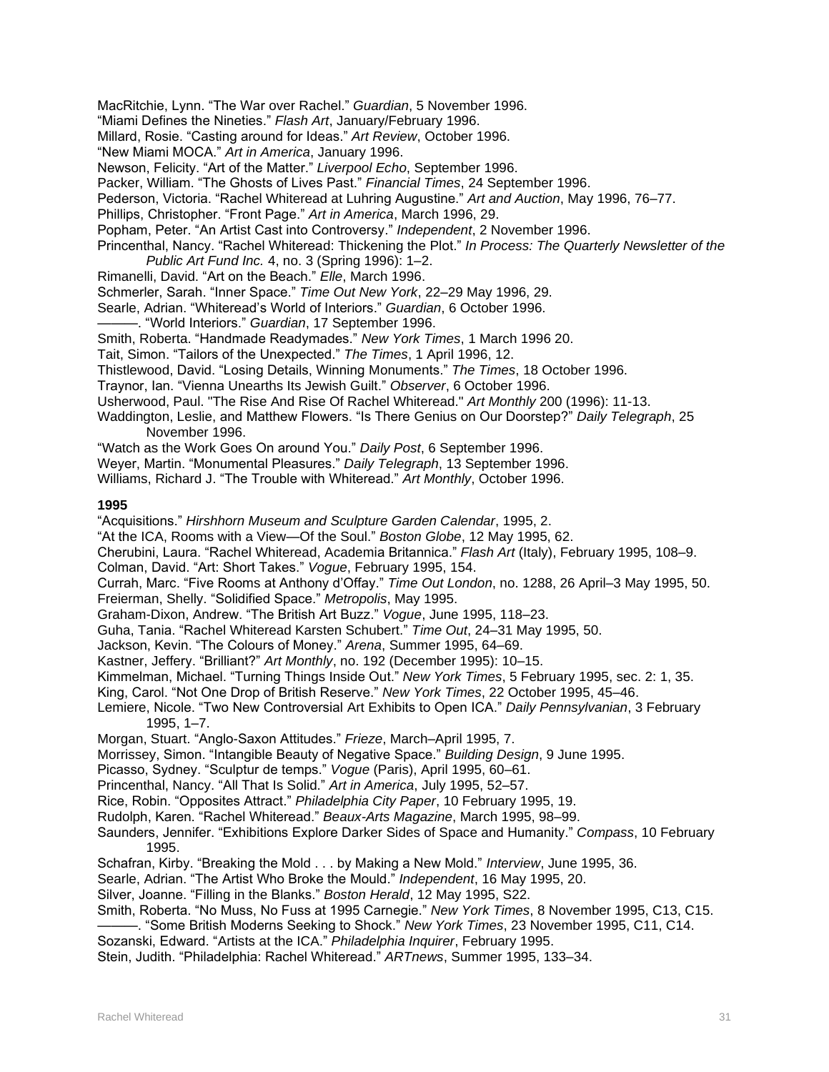MacRitchie, Lynn. “The War over Rachel.” *Guardian*, 5 November 1996.

“Miami Defines the Nineties.” *Flash Art*, January/February 1996.

Millard, Rosie. “Casting around for Ideas.” *Art Review*, October 1996.

“New Miami MOCA.” *Art in America*, January 1996.

Newson, Felicity. “Art of the Matter.” *Liverpool Echo*, September 1996.

Packer, William. “The Ghosts of Lives Past.” *Financial Times*, 24 September 1996.

Pederson, Victoria. “Rachel Whiteread at Luhring Augustine.” *Art and Auction*, May 1996, 76–77.

Phillips, Christopher. “Front Page.” *Art in America*, March 1996, 29.

Popham, Peter. “An Artist Cast into Controversy.” *Independent*, 2 November 1996.

Princenthal, Nancy. “Rachel Whiteread: Thickening the Plot.” *In Process: The Quarterly Newsletter of the Public Art Fund Inc.* 4, no. 3 (Spring 1996): 1–2.

Rimanelli, David. “Art on the Beach.” *Elle*, March 1996.

Schmerler, Sarah. “Inner Space.” *Time Out New York*, 22–29 May 1996, 29.

Searle, Adrian. “Whiteread’s World of Interiors.” *Guardian*, 6 October 1996.

———. “World Interiors.” *Guardian*, 17 September 1996.

Smith, Roberta. “Handmade Readymades.” *New York Times*, 1 March 1996 20.

Tait, Simon. “Tailors of the Unexpected.” *The Times*, 1 April 1996, 12.

Thistlewood, David. “Losing Details, Winning Monuments.” *The Times*, 18 October 1996.

Traynor, Ian. “Vienna Unearths Its Jewish Guilt.” *Observer*, 6 October 1996.

Usherwood, Paul. "The Rise And Rise Of Rachel Whiteread." *Art Monthly* 200 (1996): 11-13.

Waddington, Leslie, and Matthew Flowers. “Is There Genius on Our Doorstep?” *Daily Telegraph*, 25 November 1996.

“Watch as the Work Goes On around You.” *Daily Post*, 6 September 1996.

Weyer, Martin. “Monumental Pleasures.” *Daily Telegraph*, 13 September 1996.

Williams, Richard J. “The Trouble with Whiteread.” *Art Monthly*, October 1996.

**1995**

“Acquisitions.” *Hirshhorn Museum and Sculpture Garden Calendar*, 1995, 2.

“At the ICA, Rooms with a View—Of the Soul.” *Boston Globe*, 12 May 1995, 62.

Cherubini, Laura. “Rachel Whiteread, Academia Britannica.” *Flash Art* (Italy), February 1995, 108–9.

Colman, David. “Art: Short Takes.” *Vogue*, February 1995, 154.

Currah, Marc. “Five Rooms at Anthony d’Offay.” *Time Out London*, no. 1288, 26 April–3 May 1995, 50.

Freierman, Shelly. “Solidified Space.” *Metropolis*, May 1995.

Graham-Dixon, Andrew. “The British Art Buzz.” *Vogue*, June 1995, 118–23.

Guha, Tania. “Rachel Whiteread Karsten Schubert.” *Time Out*, 24–31 May 1995, 50.

Jackson, Kevin. “The Colours of Money.” *Arena*, Summer 1995, 64–69.

Kastner, Jeffery. “Brilliant?” *Art Monthly*, no. 192 (December 1995): 10–15.

Kimmelman, Michael. “Turning Things Inside Out.” *New York Times*, 5 February 1995, sec. 2: 1, 35.

King, Carol. “Not One Drop of British Reserve.” *New York Times*, 22 October 1995, 45–46.

Lemiere, Nicole. “Two New Controversial Art Exhibits to Open ICA.” *Daily Pennsylvanian*, 3 February 1995, 1–7.

Morgan, Stuart. “Anglo-Saxon Attitudes.” *Frieze*, March–April 1995, 7.

Morrissey, Simon. “Intangible Beauty of Negative Space.” *Building Design*, 9 June 1995.

Picasso, Sydney. “Sculptur de temps.” *Vogue* (Paris), April 1995, 60–61.

Princenthal, Nancy. “All That Is Solid.” *Art in America*, July 1995, 52–57.

Rice, Robin. “Opposites Attract.” *Philadelphia City Paper*, 10 February 1995, 19.

Rudolph, Karen. “Rachel Whiteread.” *Beaux-Arts Magazine*, March 1995, 98–99.

Saunders, Jennifer. “Exhibitions Explore Darker Sides of Space and Humanity.” *Compass*, 10 February 1995.

Schafran, Kirby. “Breaking the Mold . . . by Making a New Mold.” *Interview*, June 1995, 36.

Searle, Adrian. “The Artist Who Broke the Mould.” *Independent*, 16 May 1995, 20.

Silver, Joanne. “Filling in the Blanks.” *Boston Herald*, 12 May 1995, S22.

Smith, Roberta. “No Muss, No Fuss at 1995 Carnegie.” *New York Times*, 8 November 1995, C13, C15.

———. “Some British Moderns Seeking to Shock.” *New York Times*, 23 November 1995, C11, C14.

Sozanski, Edward. “Artists at the ICA.” *Philadelphia Inquirer*, February 1995.

Stein, Judith. “Philadelphia: Rachel Whiteread.” *ARTnews*, Summer 1995, 133–34.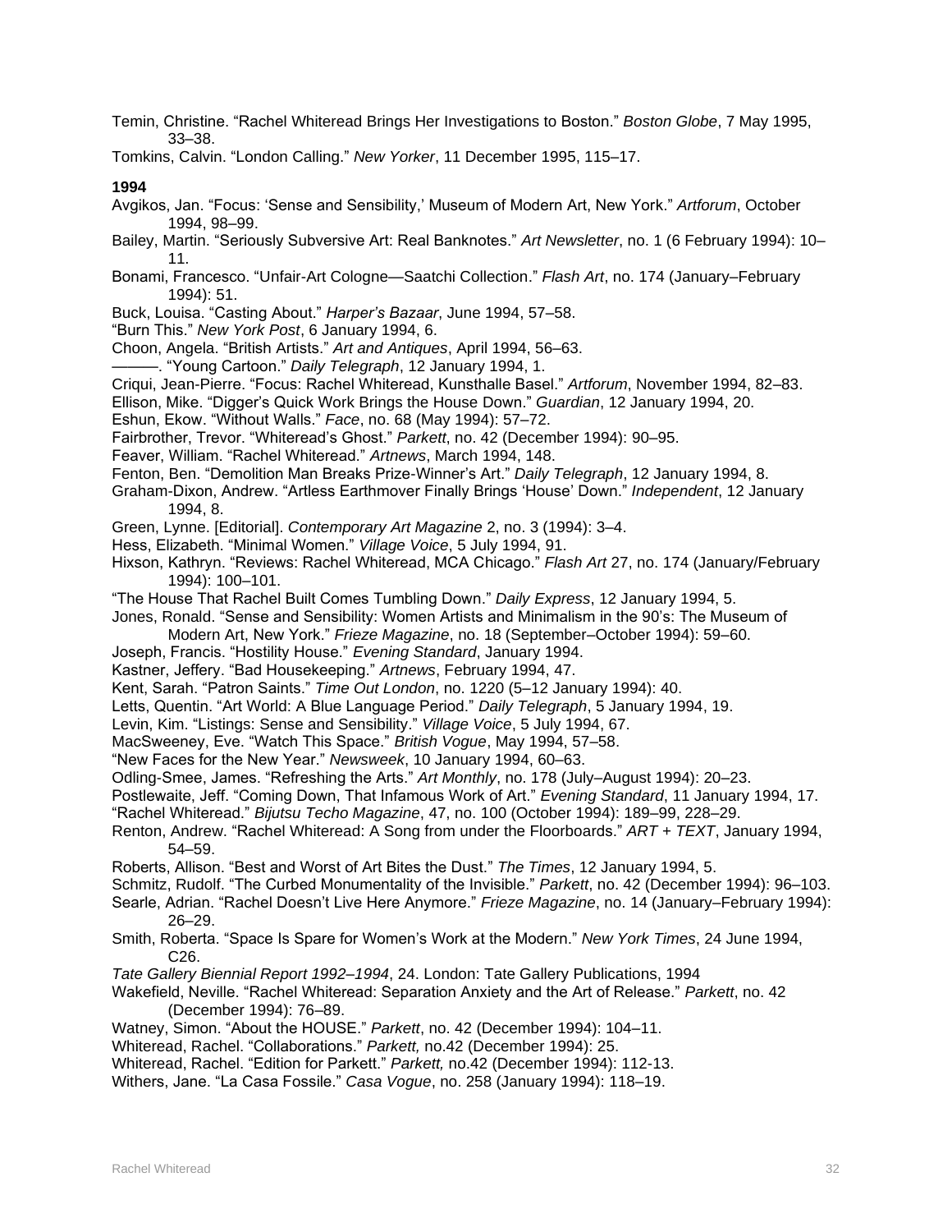Temin, Christine. “Rachel Whiteread Brings Her Investigations to Boston.” *Boston Globe*, 7 May 1995, 33–38.

Tomkins, Calvin. “London Calling.” *New Yorker*, 11 December 1995, 115–17.

**1994**

Avgikos, Jan. “Focus: ‘Sense and Sensibility,’ Museum of Modern Art, New York.” *Artforum*, October 1994, 98–99.

Bailey, Martin. “Seriously Subversive Art: Real Banknotes.” *Art Newsletter*, no. 1 (6 February 1994): 10–11.

Bonami, Francesco. “Unfair-Art Cologne—Saatchi Collection.” *Flash Art*, no. 174 (January–February 1994): 51.

Buck, Louisa. “Casting About.” *Harper’s Bazaar*, June 1994, 57–58.

“Burn This.” *New York Post*, 6 January 1994, 6.

Choon, Angela. “British Artists.” *Art and Antiques*, April 1994, 56–63.

———. “Young Cartoon.” *Daily Telegraph*, 12 January 1994, 1.

Criqui, Jean-Pierre. “Focus: Rachel Whiteread, Kunsthalle Basel.” *Artforum*, November 1994, 82–83.

Ellison, Mike. “Digger’s Quick Work Brings the House Down.” *Guardian*, 12 January 1994, 20.

Eshun, Ekow. “Without Walls.” *Face*, no. 68 (May 1994): 57–72.

Fairbrother, Trevor. “Whiteread’s Ghost.” *Parkett*, no. 42 (December 1994): 90–95.

Feaver, William. “Rachel Whiteread.” *Artnews*, March 1994, 148.

Fenton, Ben. “Demolition Man Breaks Prize-Winner’s Art.” *Daily Telegraph*, 12 January 1994, 8.

Graham-Dixon, Andrew. “Artless Earthmover Finally Brings ‘House’ Down.” *Independent*, 12 January 1994, 8.

Green, Lynne. [Editorial]. *Contemporary Art Magazine* 2, no. 3 (1994): 3–4.

Hess, Elizabeth. “Minimal Women.” *Village Voice*, 5 July 1994, 91.

Hixson, Kathryn. “Reviews: Rachel Whiteread, MCA Chicago.” *Flash Art* 27, no. 174 (January/February 1994): 100–101.

“The House That Rachel Built Comes Tumbling Down.” *Daily Express*, 12 January 1994, 5.

Jones, Ronald. “Sense and Sensibility: Women Artists and Minimalism in the 90’s: The Museum of Modern Art, New York.” *Frieze Magazine*, no. 18 (September–October 1994): 59–60.

Joseph, Francis. “Hostility House.” *Evening Standard*, January 1994.

Kastner, Jeffery. “Bad Housekeeping.” *Artnews*, February 1994, 47.

Kent, Sarah. “Patron Saints.” *Time Out London*, no. 1220 (5–12 January 1994): 40.

Letts, Quentin. “Art World: A Blue Language Period.” *Daily Telegraph*, 5 January 1994, 19.

Levin, Kim. “Listings: Sense and Sensibility.” *Village Voice*, 5 July 1994, 67.

MacSweeney, Eve. “Watch This Space.” *British Vogue*, May 1994, 57–58.

“New Faces for the New Year.” *Newsweek*, 10 January 1994, 60–63.

Odling-Smee, James. “Refreshing the Arts.” *Art Monthly*, no. 178 (July–August 1994): 20–23.

Postlewaite, Jeff. “Coming Down, That Infamous Work of Art.” *Evening Standard*, 11 January 1994, 17.

“Rachel Whiteread.” *Bijutsu Techo Magazine*, 47, no. 100 (October 1994): 189–99, 228–29.

Renton, Andrew. “Rachel Whiteread: A Song from under the Floorboards.” *ART + TEXT*, January 1994, 54–59.

Roberts, Allison. “Best and Worst of Art Bites the Dust.” *The Times*, 12 January 1994, 5.

Schmitz, Rudolf. “The Curbed Monumentality of the Invisible.” *Parkett*, no. 42 (December 1994): 96–103.

Searle, Adrian. “Rachel Doesn’t Live Here Anymore.” *Frieze Magazine*, no. 14 (January–February 1994): 26–29.

Smith, Roberta. “Space Is Spare for Women’s Work at the Modern.” *New York Times*, 24 June 1994, C26.

*Tate Gallery Biennial Report 1992–1994*, 24. London: Tate Gallery Publications, 1994

Wakefield, Neville. “Rachel Whiteread: Separation Anxiety and the Art of Release.” *Parkett*, no. 42 (December 1994): 76–89.

Watney, Simon. “About the HOUSE.” *Parkett*, no. 42 (December 1994): 104–11.

Whiteread, Rachel. “Collaborations.” *Parkett,* no.42 (December 1994): 25.

Whiteread, Rachel. “Edition for Parkett.” *Parkett,* no.42 (December 1994): 112-13.

Withers, Jane. “La Casa Fossile.” *Casa Vogue*, no. 258 (January 1994): 118–19.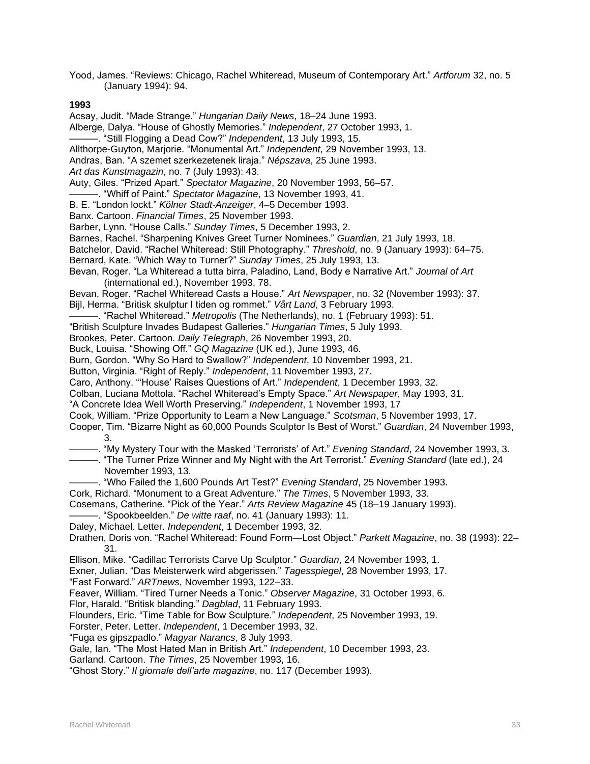Yood, James. "Reviews: Chicago, Rachel Whiteread, Museum of Contemporary Art." *Artforum* 32, no. 5 (January 1994): 94.

**1993**

Acsay, Judit. "Made Strange." *Hungarian Daily News*, 18–24 June 1993.

Alberge, Dalya. "House of Ghostly Memories." *Independent*, 27 October 1993, 1.

———. "Still Flogging a Dead Cow?" *Independent*, 13 July 1993, 15.

Allthorpe-Guyton, Marjorie. "Monumental Art." *Independent*, 29 November 1993, 13.

Andras, Ban. "A szemet szerkezetenek liraja." *Népszava*, 25 June 1993.

*Art das Kunstmagazin*, no. 7 (July 1993): 43.

Auty, Giles. "Prized Apart." *Spectator Magazine*, 20 November 1993, 56–57.

———. "Whiff of Paint." *Spectator Magazine*, 13 November 1993, 41.

B. E. "London lockt." *Kölner Stadt-Anzeiger*, 4–5 December 1993.

Banx. Cartoon. *Financial Times*, 25 November 1993.

Barber, Lynn. "House Calls." *Sunday Times*, 5 December 1993, 2.

Barnes, Rachel. "Sharpening Knives Greet Turner Nominees." *Guardian*, 21 July 1993, 18.

Batchelor, David. "Rachel Whiteread: Still Photography." *Threshold*, no. 9 (January 1993): 64–75.

Bernard, Kate. "Which Way to Turner?" *Sunday Times*, 25 July 1993, 13.

Bevan, Roger. "La Whiteread a tutta birra, Paladino, Land, Body e Narrative Art." *Journal of Art* (international ed.), November 1993, 78.

Bevan, Roger. "Rachel Whiteread Casts a House." *Art Newspaper*, no. 32 (November 1993): 37.

Bijl, Herma. "Britisk skulptur I tiden og rommet." *Vårt Land*, 3 February 1993.

———. "Rachel Whiteread." *Metropolis* (The Netherlands), no. 1 (February 1993): 51.

"British Sculpture Invades Budapest Galleries." *Hungarian Times*, 5 July 1993.

Brookes, Peter. Cartoon. *Daily Telegraph*, 26 November 1993, 20.

Buck, Louisa. "Showing Off." *GQ Magazine* (UK ed.), June 1993, 46.

Burn, Gordon. "Why So Hard to Swallow?" *Independent*, 10 November 1993, 21.

Button, Virginia. "Right of Reply." *Independent*, 11 November 1993, 27.

Caro, Anthony. "'House' Raises Questions of Art." *Independent*, 1 December 1993, 32.

Colban, Luciana Mottola. "Rachel Whiteread's Empty Space." *Art Newspaper*, May 1993, 31.

"A Concrete Idea Well Worth Preserving." *Independent*, 1 November 1993, 17

Cook, William. "Prize Opportunity to Learn a New Language." *Scotsman*, 5 November 1993, 17.

Cooper, Tim. "Bizarre Night as 60,000 Pounds Sculptor Is Best of Worst." *Guardian*, 24 November 1993, 3.

———. "My Mystery Tour with the Masked 'Terrorists' of Art." *Evening Standard*, 24 November 1993, 3.

———. "The Turner Prize Winner and My Night with the Art Terrorist." *Evening Standard* (late ed.), 24 November 1993, 13.

———. "Who Failed the 1,600 Pounds Art Test?" *Evening Standard*, 25 November 1993.

Cork, Richard. "Monument to a Great Adventure." *The Times*, 5 November 1993, 33.

Cosemans, Catherine. "Pick of the Year." *Arts Review Magazine* 45 (18–19 January 1993).

———. "Spookbeelden." *De witte raaf*, no. 41 (January 1993): 11.

Daley, Michael. Letter. *Independent*, 1 December 1993, 32.

Drathen, Doris von. "Rachel Whiteread: Found Form—Lost Object." *Parkett Magazine*, no. 38 (1993): 22–31.

Ellison, Mike. "Cadillac Terrorists Carve Up Sculptor." *Guardian*, 24 November 1993, 1.

Exner, Julian. "Das Meisterwerk wird abgerissen." *Tagesspiegel*, 28 November 1993, 17.

"Fast Forward." *ARTnews*, November 1993, 122–33.

Feaver, William. "Tired Turner Needs a Tonic." *Observer Magazine*, 31 October 1993, 6.

Flor, Harald. "Britisk blanding." *Dagblad*, 11 February 1993.

Flounders, Eric. "Time Table for Bow Sculpture." *Independent*, 25 November 1993, 19.

Forster, Peter. Letter. *Independent*, 1 December 1993, 32.

"Fuga es gipszpadlo." *Magyar Narancs*, 8 July 1993.

Gale, Ian. "The Most Hated Man in British Art." *Independent*, 10 December 1993, 23.

Garland. Cartoon. *The Times*, 25 November 1993, 16.

"Ghost Story." *Il giornale dell'arte magazine*, no. 117 (December 1993).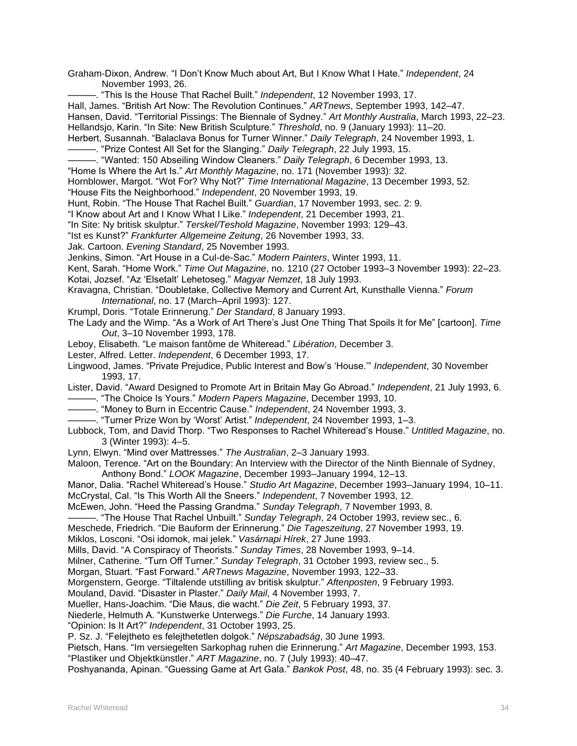Graham-Dixon, Andrew. "I Don't Know Much about Art, But I Know What I Hate." *Independent*, 24 November 1993, 26.

———. "This Is the House That Rachel Built." *Independent*, 12 November 1993, 17.

Hall, James. "British Art Now: The Revolution Continues." *ARTnews*, September 1993, 142–47.

Hansen, David. "Territorial Pissings: The Biennale of Sydney." *Art Monthly Australia*, March 1993, 22–23.

Hellandsjo, Karin. "In Site: New British Sculpture." *Threshold*, no. 9 (January 1993): 11–20.

Herbert, Susannah. "Balaclava Bonus for Turner Winner." *Daily Telegraph*, 24 November 1993, 1.

———. "Prize Contest All Set for the Slanging." *Daily Telegraph*, 22 July 1993, 15.

———. "Wanted: 150 Abseiling Window Cleaners." *Daily Telegraph*, 6 December 1993, 13.

"Home Is Where the Art Is." *Art Monthly Magazine*, no. 171 (November 1993): 32.

Hornblower, Margot. "Wot For? Why Not?" *Time International Magazine*, 13 December 1993, 52.

"House Fits the Neighborhood." *Independent*, 20 November 1993, 19.

Hunt, Robin. "The House That Rachel Built." *Guardian*, 17 November 1993, sec. 2: 9.

"I Know about Art and I Know What I Like." *Independent*, 21 December 1993, 21.

"In Site: Ny britisk skulptur." *Terskel/Teshold Magazine*, November 1993: 129–43.

"Ist es Kunst?" *Frankfurter Allgemeine Zeitung*, 26 November 1993, 33.

Jak. Cartoon. *Evening Standard*, 25 November 1993.

Jenkins, Simon. "Art House in a Cul-de-Sac." *Modern Painters*, Winter 1993, 11.

Kent, Sarah. "Home Work." *Time Out Magazine*, no. 1210 (27 October 1993–3 November 1993): 22–23.

Kotai, Jozsef. "Az 'Elsetalt' Lehetoseg." *Magyar Nemzet*, 18 July 1993.

Kravagna, Christian. "Doubletake, Collective Memory and Current Art, Kunsthalle Vienna." *Forum International*, no. 17 (March–April 1993): 127.

Krumpl, Doris. "Totale Erinnerung." *Der Standard*, 8 January 1993.

The Lady and the Wimp. "As a Work of Art There's Just One Thing That Spoils It for Me" [cartoon]. *Time Out*, 3–10 November 1993, 178.

Leboy, Elisabeth. "Le maison fantôme de Whiteread." *Libération*, December 3.

Lester, Alfred. Letter. *Independent*, 6 December 1993, 17.

Lingwood, James. "Private Prejudice, Public Interest and Bow's 'House.'" *Independent*, 30 November 1993, 17.

Lister, David. "Award Designed to Promote Art in Britain May Go Abroad." *Independent*, 21 July 1993, 6.

———. "The Choice Is Yours." *Modern Papers Magazine*, December 1993, 10.

———. "Money to Burn in Eccentric Cause." *Independent*, 24 November 1993, 3.

———. "Turner Prize Won by 'Worst' Artist." *Independent*, 24 November 1993, 1–3.

Lubbock, Tom, and David Thorp. "Two Responses to Rachel Whiteread's House." *Untitled Magazine*, no. 3 (Winter 1993): 4–5.

Lynn, Elwyn. "Mind over Mattresses." *The Australian*, 2–3 January 1993.

Maloon, Terence. "Art on the Boundary: An Interview with the Director of the Ninth Biennale of Sydney, Anthony Bond." *LOOK Magazine*, December 1993–January 1994, 12–13.

Manor, Dalia. "Rachel Whiteread's House." *Studio Art Magazine*, December 1993–January 1994, 10–11.

McCrystal, Cal. "Is This Worth All the Sneers." *Independent*, 7 November 1993, 12.

McEwen, John. "Heed the Passing Grandma." *Sunday Telegraph*, 7 November 1993, 8.

———. "The House That Rachel Unbuilt." *Sunday Telegraph*, 24 October 1993, review sec., 6.

Meschede, Friedrich. "Die Bauform der Erinnerung." *Die Tageszeitung*, 27 November 1993, 19.

Miklos, Losconi. "Osi idomok, mai jelek." *Vasárnapi Hírek*, 27 June 1993.

Mills, David. "A Conspiracy of Theorists." *Sunday Times*, 28 November 1993, 9–14.

Milner, Catherine. "Turn Off Turner." *Sunday Telegraph*, 31 October 1993, review sec., 5.

Morgan, Stuart. "Fast Forward." *ARTnews Magazine*, November 1993, 122–33.

Morgenstern, George. "Tiltalende utstilling av britisk skulptur." *Aftenposten*, 9 February 1993.

Mouland, David. "Disaster in Plaster." *Daily Mail*, 4 November 1993, 7.

Mueller, Hans-Joachim. "Die Maus, die wacht." *Die Zeit*, 5 February 1993, 37.

Niederle, Helmuth A. "Kunstwerke Unterwegs." *Die Furche*, 14 January 1993.

"Opinion: Is It Art?" *Independent*, 31 October 1993, 25.

P. Sz. J. "Felejtheto es felejthetetlen dolgok." *Népszabadság*, 30 June 1993.

Pietsch, Hans. "Im versiegelten Sarkophag ruhen die Erinnerung." *Art Magazine*, December 1993, 153.

"Plastiker und Objektkünstler." *ART Magazine*, no. 7 (July 1993): 40–47.

Poshyananda, Apinan. "Guessing Game at Art Gala." *Bankok Post*, 48, no. 35 (4 February 1993): sec. 3.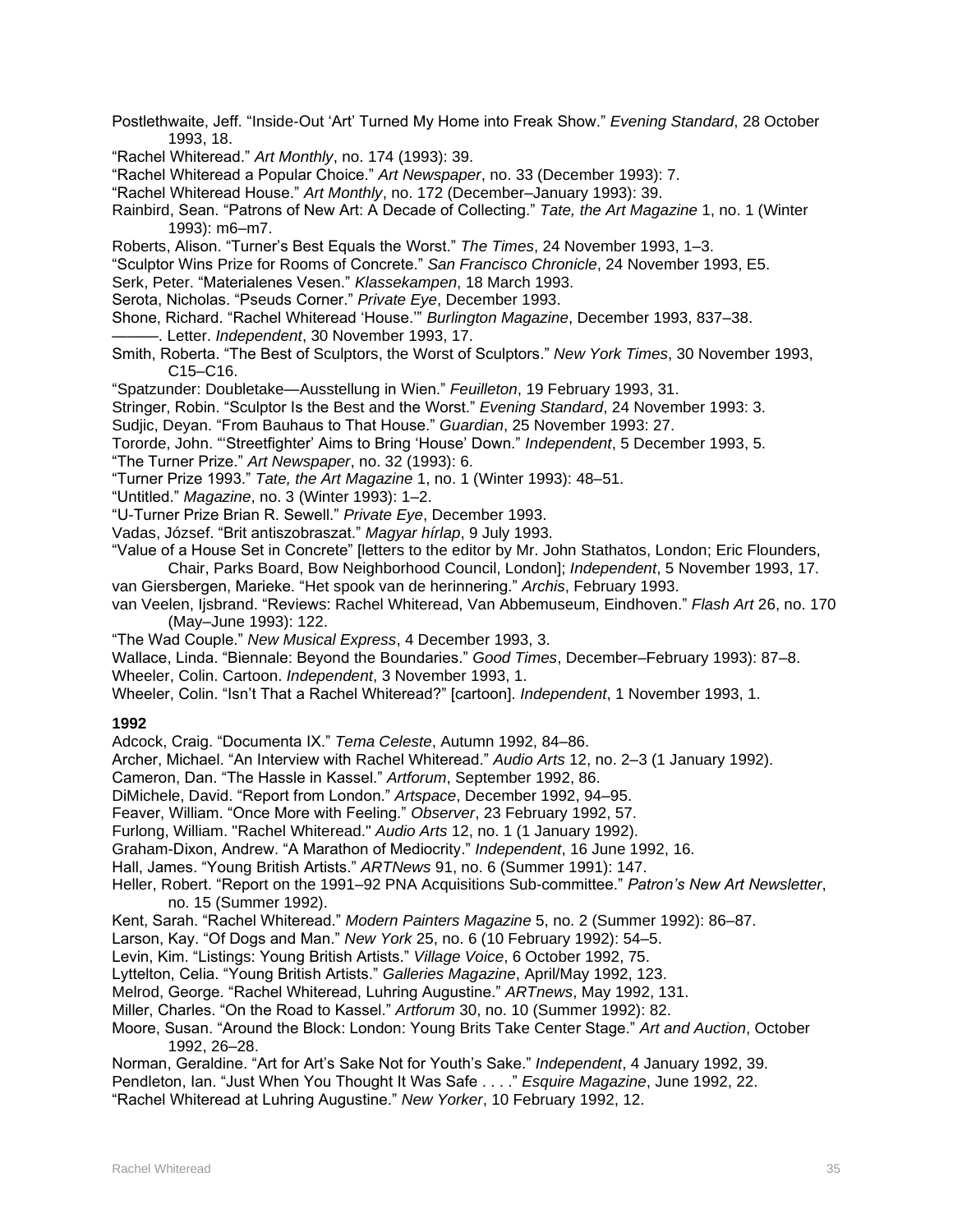Postlethwaite, Jeff. “Inside-Out ‘Art’ Turned My Home into Freak Show.” *Evening Standard*, 28 October 1993, 18.

“Rachel Whiteread.” *Art Monthly*, no. 174 (1993): 39.

“Rachel Whiteread a Popular Choice.” *Art Newspaper*, no. 33 (December 1993): 7.

“Rachel Whiteread House.” *Art Monthly*, no. 172 (December–January 1993): 39.

Rainbird, Sean. “Patrons of New Art: A Decade of Collecting.” *Tate, the Art Magazine* 1, no. 1 (Winter 1993): m6–m7.

Roberts, Alison. “Turner’s Best Equals the Worst.” *The Times*, 24 November 1993, 1–3.

“Sculptor Wins Prize for Rooms of Concrete.” *San Francisco Chronicle*, 24 November 1993, E5.

Serk, Peter. “Materialenes Vesen.” *Klassekampen*, 18 March 1993.

Serota, Nicholas. “Pseuds Corner.” *Private Eye*, December 1993.

Shone, Richard. “Rachel Whiteread ‘House.’” *Burlington Magazine*, December 1993, 837–38.

———. Letter. *Independent*, 30 November 1993, 17.

Smith, Roberta. “The Best of Sculptors, the Worst of Sculptors.” *New York Times*, 30 November 1993, C15–C16.

“Spatzunder: Doubletake—Ausstellung in Wien.” *Feuilleton*, 19 February 1993, 31.

Stringer, Robin. “Sculptor Is the Best and the Worst.” *Evening Standard*, 24 November 1993: 3.

Sudjic, Deyan. “From Bauhaus to That House.” *Guardian*, 25 November 1993: 27.

Tororde, John. “‘Streetfighter’ Aims to Bring ‘House’ Down.” *Independent*, 5 December 1993, 5.

“The Turner Prize.” *Art Newspaper*, no. 32 (1993): 6.

“Turner Prize 1993.” *Tate, the Art Magazine* 1, no. 1 (Winter 1993): 48–51.

“Untitled.” *Magazine*, no. 3 (Winter 1993): 1–2.

“U-Turner Prize Brian R. Sewell.” *Private Eye*, December 1993.

Vadas, József. “Brit antiszobraszat.” *Magyar hírlap*, 9 July 1993.

“Value of a House Set in Concrete” [letters to the editor by Mr. John Stathatos, London; Eric Flounders, Chair, Parks Board, Bow Neighborhood Council, London]; *Independent*, 5 November 1993, 17.

van Giersbergen, Marieke. “Het spook van de herinnering.” *Archis*, February 1993.

van Veelen, Ijsbrand. “Reviews: Rachel Whiteread, Van Abbemuseum, Eindhoven.” *Flash Art* 26, no. 170 (May–June 1993): 122.

“The Wad Couple.” *New Musical Express*, 4 December 1993, 3.

Wallace, Linda. “Biennale: Beyond the Boundaries.” *Good Times*, December–February 1993): 87–8.

Wheeler, Colin. Cartoon. *Independent*, 3 November 1993, 1.

Wheeler, Colin. “Isn’t That a Rachel Whiteread?” [cartoon]. *Independent*, 1 November 1993, 1.

**1992**

Adcock, Craig. “Documenta IX.” *Tema Celeste*, Autumn 1992, 84–86.

Archer, Michael. “An Interview with Rachel Whiteread.” *Audio Arts* 12, no. 2–3 (1 January 1992).

Cameron, Dan. “The Hassle in Kassel.” *Artforum*, September 1992, 86.

DiMichele, David. “Report from London.” *Artspace*, December 1992, 94–95.

Feaver, William. “Once More with Feeling.” *Observer*, 23 February 1992, 57.

Furlong, William. "Rachel Whiteread." *Audio Arts* 12, no. 1 (1 January 1992).

Graham-Dixon, Andrew. “A Marathon of Mediocrity.” *Independent*, 16 June 1992, 16.

Hall, James. “Young British Artists.” *ARTNews* 91, no. 6 (Summer 1991): 147.

Heller, Robert. “Report on the 1991–92 PNA Acquisitions Sub-committee.” *Patron’s New Art Newsletter*, no. 15 (Summer 1992).

Kent, Sarah. “Rachel Whiteread.” *Modern Painters Magazine* 5, no. 2 (Summer 1992): 86–87.

Larson, Kay. “Of Dogs and Man.” *New York* 25, no. 6 (10 February 1992): 54–5.

Levin, Kim. “Listings: Young British Artists.” *Village Voice*, 6 October 1992, 75.

Lyttelton, Celia. “Young British Artists.” *Galleries Magazine*, April/May 1992, 123.

Melrod, George. “Rachel Whiteread, Luhring Augustine.” *ARTnews*, May 1992, 131.

Miller, Charles. “On the Road to Kassel.” *Artforum* 30, no. 10 (Summer 1992): 82.

Moore, Susan. “Around the Block: London: Young Brits Take Center Stage.” *Art and Auction*, October 1992, 26–28.

Norman, Geraldine. “Art for Art’s Sake Not for Youth’s Sake.” *Independent*, 4 January 1992, 39.

Pendleton, Ian. “Just When You Thought It Was Safe . . . .” *Esquire Magazine*, June 1992, 22.

“Rachel Whiteread at Luhring Augustine.” *New Yorker*, 10 February 1992, 12.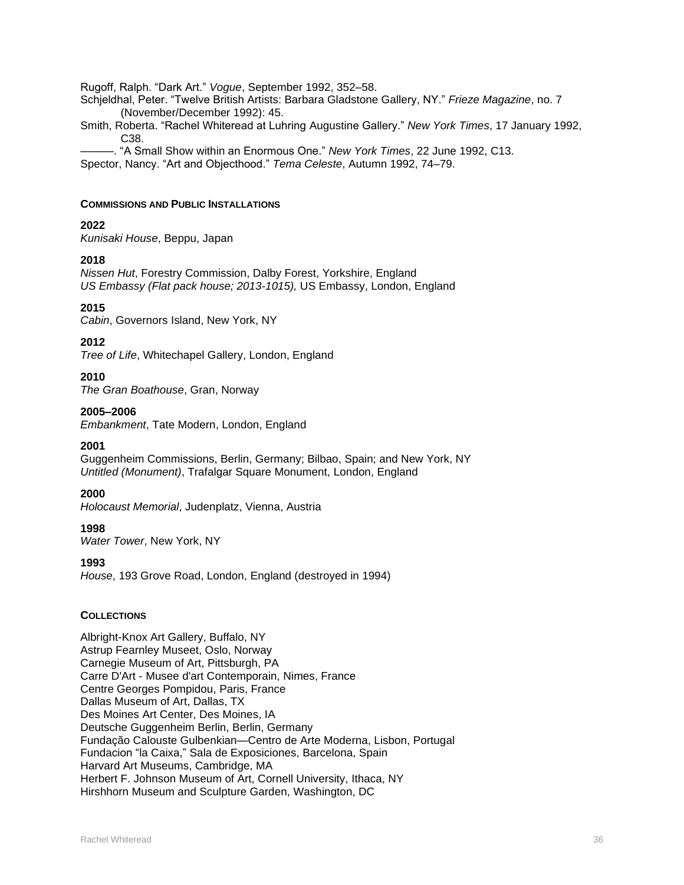Rugoff, Ralph. “Dark Art.” *Vogue*, September 1992, 352–58.

Schjeldhal, Peter. “Twelve British Artists: Barbara Gladstone Gallery, NY.” *Frieze Magazine*, no. 7 (November/December 1992): 45.

Smith, Roberta. “Rachel Whiteread at Luhring Augustine Gallery.” *New York Times*, 17 January 1992, C38.

———. “A Small Show within an Enormous One.” *New York Times*, 22 June 1992, C13.

Spector, Nancy. “Art and Objecthood.” *Tema Celeste*, Autumn 1992, 74–79.

## Commissions and Public Installations

**2022**
*Kunisaki House*, Beppu, Japan

**2018**
*Nissen Hut*, Forestry Commission, Dalby Forest, Yorkshire, England
*US Embassy (Flat pack house; 2013-1015),* US Embassy, London, England

**2015**
*Cabin*, Governors Island, New York, NY

**2012**
*Tree of Life*, Whitechapel Gallery, London, England

**2010**
*The Gran Boathouse*, Gran, Norway

**2005–2006**
*Embankment*, Tate Modern, London, England

**2001**
Guggenheim Commissions, Berlin, Germany; Bilbao, Spain; and New York, NY
*Untitled (Monument)*, Trafalgar Square Monument, London, England

**2000**
*Holocaust Memorial*, Judenplatz, Vienna, Austria

**1998**
*Water Tower*, New York, NY

**1993**
*House*, 193 Grove Road, London, England (destroyed in 1994)

## Collections

Albright-Knox Art Gallery, Buffalo, NY
Astrup Fearnley Museet, Oslo, Norway
Carnegie Museum of Art, Pittsburgh, PA
Carre D'Art - Musee d'art Contemporain, Nimes, France
Centre Georges Pompidou, Paris, France
Dallas Museum of Art, Dallas, TX
Des Moines Art Center, Des Moines, IA
Deutsche Guggenheim Berlin, Berlin, Germany
Fundação Calouste Gulbenkian—Centro de Arte Moderna, Lisbon, Portugal
Fundacion “la Caixa,” Sala de Exposiciones, Barcelona, Spain
Harvard Art Museums, Cambridge, MA
Herbert F. Johnson Museum of Art, Cornell University, Ithaca, NY
Hirshhorn Museum and Sculpture Garden, Washington, DC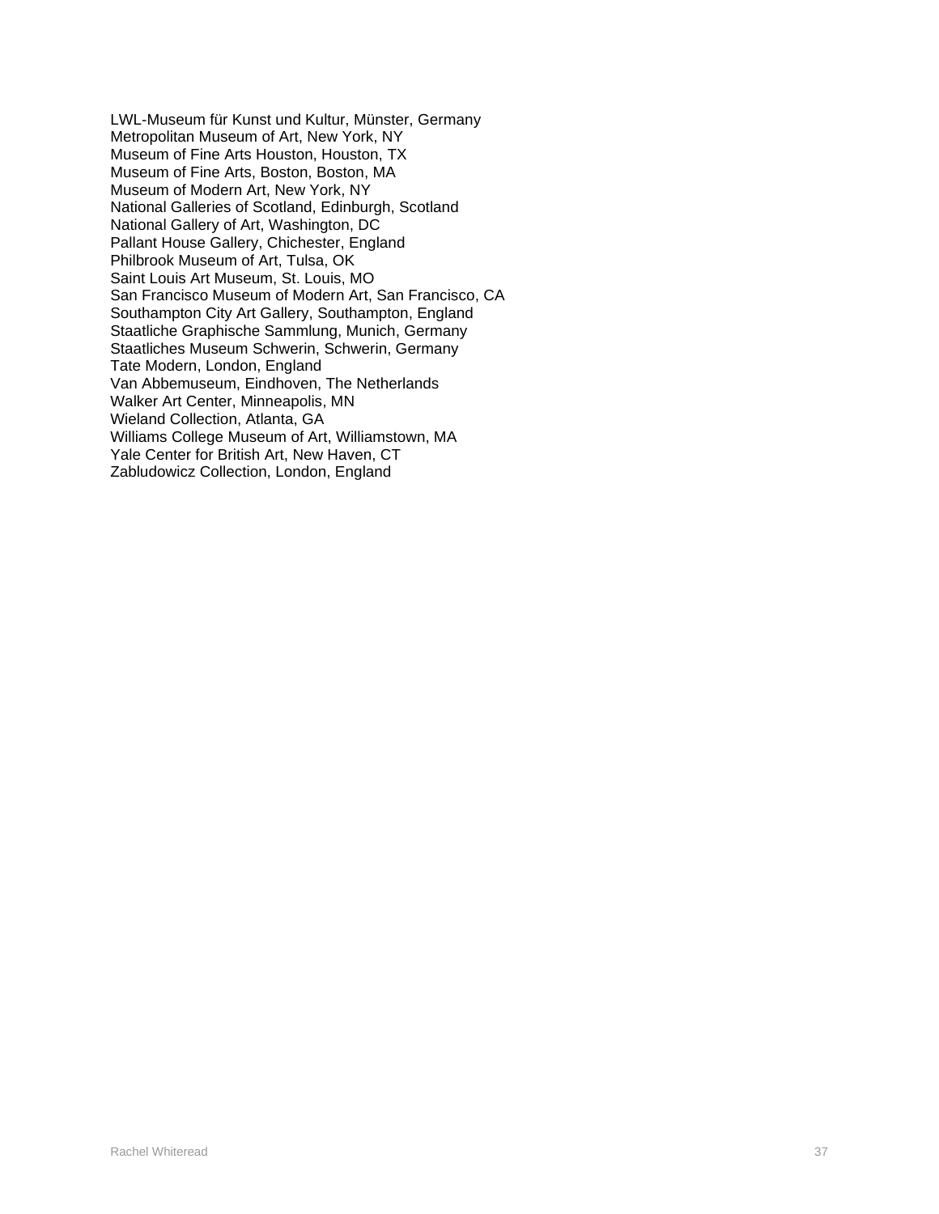LWL-Museum für Kunst und Kultur, Münster, Germany
Metropolitan Museum of Art, New York, NY
Museum of Fine Arts Houston, Houston, TX
Museum of Fine Arts, Boston, Boston, MA
Museum of Modern Art, New York, NY
National Galleries of Scotland, Edinburgh, Scotland
National Gallery of Art, Washington, DC
Pallant House Gallery, Chichester, England
Philbrook Museum of Art, Tulsa, OK
Saint Louis Art Museum, St. Louis, MO
San Francisco Museum of Modern Art, San Francisco, CA
Southampton City Art Gallery, Southampton, England
Staatliche Graphische Sammlung, Munich, Germany
Staatliches Museum Schwerin, Schwerin, Germany
Tate Modern, London, England
Van Abbemuseum, Eindhoven, The Netherlands
Walker Art Center, Minneapolis, MN
Wieland Collection, Atlanta, GA
Williams College Museum of Art, Williamstown, MA
Yale Center for British Art, New Haven, CT
Zabludowicz Collection, London, England